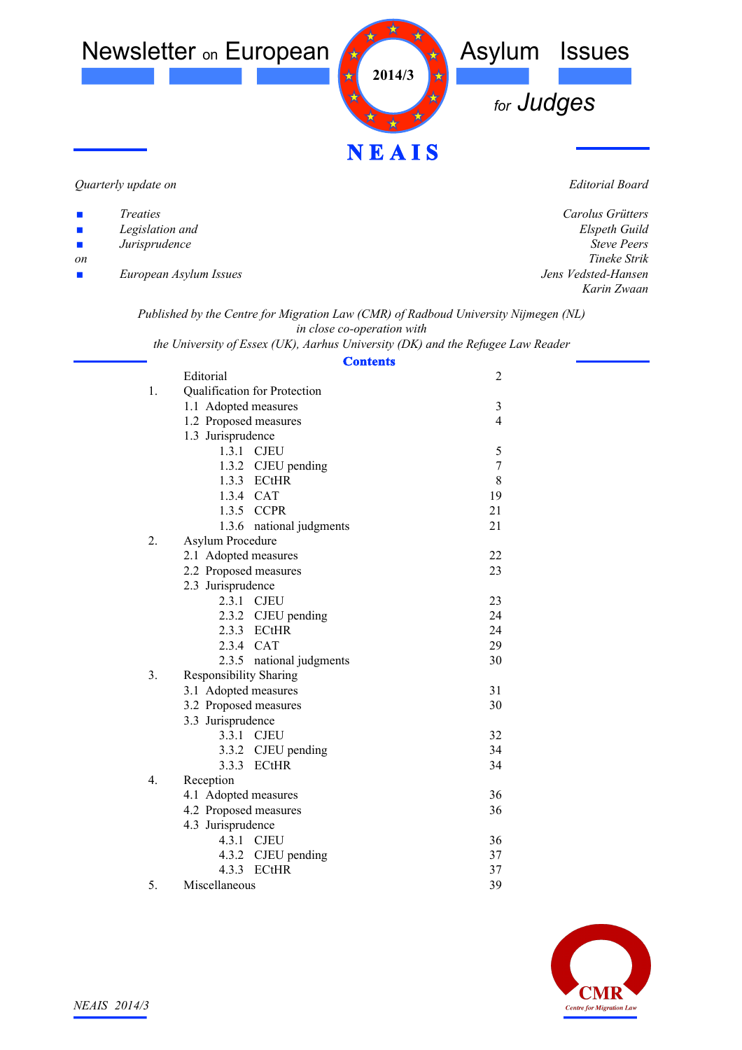# Newsletter on European Asylum Issues for Judges

2014/3

**NEAIS**

*Quarterly update on*

- *Treaties*
- *Legislation and*
- *Jurisprudence*

*on*

- *European Asylum Issues*

*Editorial Board*

*Carolus Grütters*
*Elspeth Guild*
*Steve Peers*
*Tineke Strik*
*Jens Vedsted-Hansen*
*Karin Zwaan*

*Published by the Centre for Migration Law (CMR) of Radboud University Nijmegen (NL)*
*in close co-operation with*
*the University of Essex (UK), Aarhus University (DK) and the Refugee Law Reader*

## Contents

| | | |
|---|---|---|
| | Editorial | 2 |
| 1. | Qualification for Protection | |
| | 1.1 Adopted measures | 3 |
| | 1.2 Proposed measures | 4 |
| | 1.3 Jurisprudence | |
| | 1.3.1 CJEU | 5 |
| | 1.3.2 CJEU pending | 7 |
| | 1.3.3 ECtHR | 8 |
| | 1.3.4 CAT | 19 |
| | 1.3.5 CCPR | 21 |
| | 1.3.6 national judgments | 21 |
| 2. | Asylum Procedure | |
| | 2.1 Adopted measures | 22 |
| | 2.2 Proposed measures | 23 |
| | 2.3 Jurisprudence | |
| | 2.3.1 CJEU | 23 |
| | 2.3.2 CJEU pending | 24 |
| | 2.3.3 ECtHR | 24 |
| | 2.3.4 CAT | 29 |
| | 2.3.5 national judgments | 30 |
| 3. | Responsibility Sharing | |
| | 3.1 Adopted measures | 31 |
| | 3.2 Proposed measures | 30 |
| | 3.3 Jurisprudence | |
| | 3.3.1 CJEU | 32 |
| | 3.3.2 CJEU pending | 34 |
| | 3.3.3 ECtHR | 34 |
| 4. | Reception | |
| | 4.1 Adopted measures | 36 |
| | 4.2 Proposed measures | 36 |
| | 4.3 Jurisprudence | |
| | 4.3.1 CJEU | 36 |
| | 4.3.2 CJEU pending | 37 |
| | 4.3.3 ECtHR | 37 |
| 5. | Miscellaneous | 39 |

CMR
Centre for Migration Law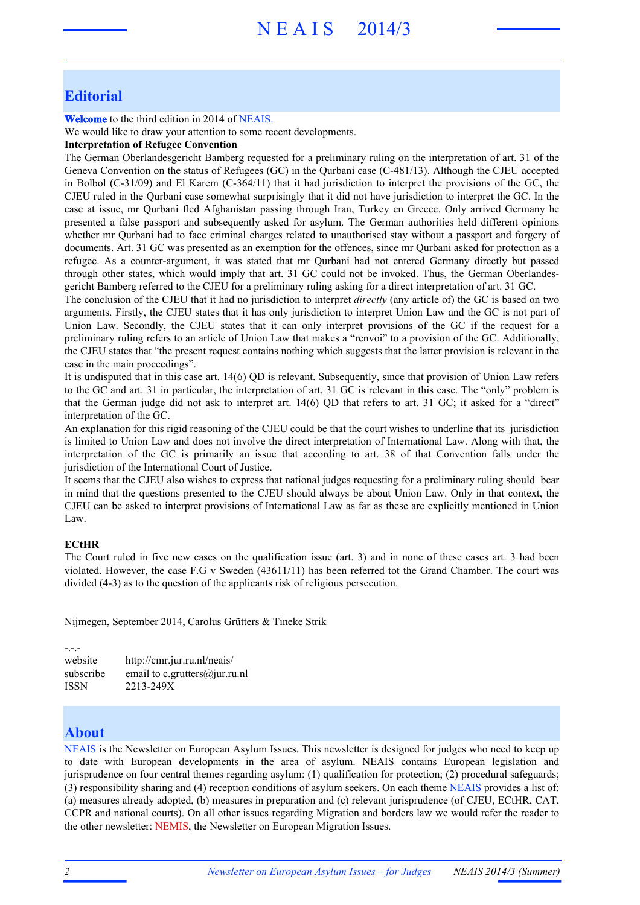## Editorial

**Welcome** to the third edition in 2014 of NEAIS.

We would like to draw your attention to some recent developments.

**Interpretation of Refugee Convention**

The German Oberlandesgericht Bamberg requested for a preliminary ruling on the interpretation of art. 31 of the Geneva Convention on the status of Refugees (GC) in the Qurbani case (C-481/13). Although the CJEU accepted in Bolbol (C-31/09) and El Karem (C-364/11) that it had jurisdiction to interpret the provisions of the GC, the CJEU ruled in the Qurbani case somewhat surprisingly that it did not have jurisdiction to interpret the GC. In the case at issue, mr Qurbani fled Afghanistan passing through Iran, Turkey en Greece. Only arrived Germany he presented a false passport and subsequently asked for asylum. The German authorities held different opinions whether mr Qurbani had to face criminal charges related to unauthorised stay without a passport and forgery of documents. Art. 31 GC was presented as an exemption for the offences, since mr Qurbani asked for protection as a refugee. As a counter-argument, it was stated that mr Qurbani had not entered Germany directly but passed through other states, which would imply that art. 31 GC could not be invoked. Thus, the German Oberlandesgericht Bamberg referred to the CJEU for a preliminary ruling asking for a direct interpretation of art. 31 GC.

The conclusion of the CJEU that it had no jurisdiction to interpret *directly* (any article of) the GC is based on two arguments. Firstly, the CJEU states that it has only jurisdiction to interpret Union Law and the GC is not part of Union Law. Secondly, the CJEU states that it can only interpret provisions of the GC if the request for a preliminary ruling refers to an article of Union Law that makes a "renvoi" to a provision of the GC. Additionally, the CJEU states that "the present request contains nothing which suggests that the latter provision is relevant in the case in the main proceedings".

It is undisputed that in this case art. 14(6) QD is relevant. Subsequently, since that provision of Union Law refers to the GC and art. 31 in particular, the interpretation of art. 31 GC is relevant in this case. The "only" problem is that the German judge did not ask to interpret art. 14(6) QD that refers to art. 31 GC; it asked for a "direct" interpretation of the GC.

An explanation for this rigid reasoning of the CJEU could be that the court wishes to underline that its jurisdiction is limited to Union Law and does not involve the direct interpretation of International Law. Along with that, the interpretation of the GC is primarily an issue that according to art. 38 of that Convention falls under the jurisdiction of the International Court of Justice.

It seems that the CJEU also wishes to express that national judges requesting for a preliminary ruling should bear in mind that the questions presented to the CJEU should always be about Union Law. Only in that context, the CJEU can be asked to interpret provisions of International Law as far as these are explicitly mentioned in Union Law.

**ECtHR**

The Court ruled in five new cases on the qualification issue (art. 3) and in none of these cases art. 3 had been violated. However, the case F.G v Sweden (43611/11) has been referred tot the Grand Chamber. The court was divided (4-3) as to the question of the applicants risk of religious persecution.

Nijmegen, September 2014, Carolus Grütters & Tineke Strik

-.-.-

website http://cmr.jur.ru.nl/neais/
subscribe email to c.grutters@jur.ru.nl
ISSN 2213-249X

## About

NEAIS is the Newsletter on European Asylum Issues. This newsletter is designed for judges who need to keep up to date with European developments in the area of asylum. NEAIS contains European legislation and jurisprudence on four central themes regarding asylum: (1) qualification for protection; (2) procedural safeguards; (3) responsibility sharing and (4) reception conditions of asylum seekers. On each theme NEAIS provides a list of: (a) measures already adopted, (b) measures in preparation and (c) relevant jurisprudence (of CJEU, ECtHR, CAT, CCPR and national courts). On all other issues regarding Migration and borders law we would refer the reader to the other newsletter: NEMIS, the Newsletter on European Migration Issues.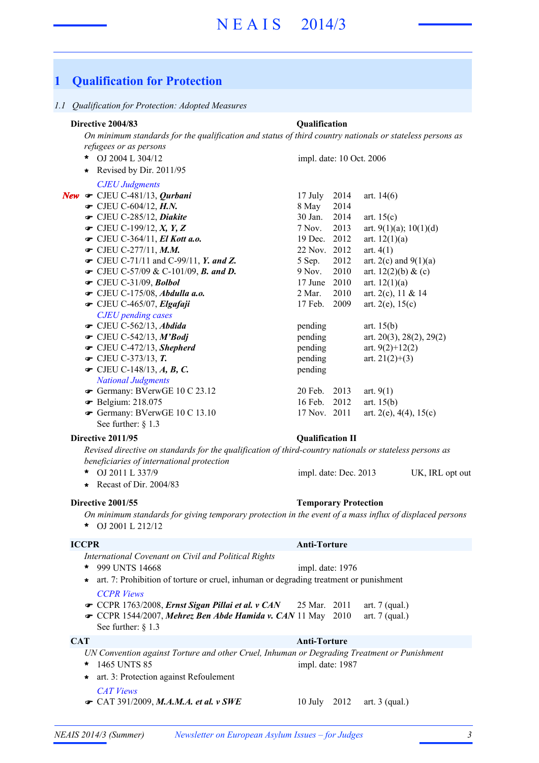# 1 Qualification for Protection

## 1.1 Qualification for Protection: Adopted Measures

**Directive 2004/83** — **Qualification**

*On minimum standards for the qualification and status of third country nationals or stateless persons as refugees or as persons*

- OJ 2004 L 304/12 — impl. date: 10 Oct. 2006
- Revised by Dir. 2011/95

*CJEU Judgments*

| | Case | Date | Article |
|---|---|---|---|
| *New* | CJEU C-481/13, ***Qurbani*** | 17 July 2014 | art. 14(6) |
| | CJEU C-604/12, ***H.N.*** | 8 May 2014 | |
| | CJEU C-285/12, ***Diakite*** | 30 Jan. 2014 | art. 15(c) |
| | CJEU C-199/12, ***X, Y, Z*** | 7 Nov. 2013 | art. 9(1)(a); 10(1)(d) |
| | CJEU C-364/11, ***El Kott a.o.*** | 19 Dec. 2012 | art. 12(1)(a) |
| | CJEU C-277/11, ***M.M.*** | 22 Nov. 2012 | art. 4(1) |
| | CJEU C-71/11 and C-99/11, ***Y. and Z.*** | 5 Sep. 2012 | art. 2(c) and 9(1)(a) |
| | CJEU C-57/09 & C-101/09, ***B. and D.*** | 9 Nov. 2010 | art. 12(2)(b) & (c) |
| | CJEU C-31/09, ***Bolbol*** | 17 June 2010 | art. 12(1)(a) |
| | CJEU C-175/08, ***Abdulla a.o.*** | 2 Mar. 2010 | art. 2(c), 11 & 14 |
| | CJEU C-465/07, ***Elgafaji*** | 17 Feb. 2009 | art. 2(e), 15(c) |

*CJEU pending cases*

| Case | Status | Article |
|---|---|---|
| CJEU C-562/13, ***Abdida*** | pending | art. 15(b) |
| CJEU C-542/13, ***M'Bodj*** | pending | art. 20(3), 28(2), 29(2) |
| CJEU C-472/13, ***Shepherd*** | pending | art. 9(2)+12(2) |
| CJEU C-373/13, ***T.*** | pending | art. 21(2)+(3) |
| CJEU C-148/13, ***A, B, C.*** | pending | |

*National Judgments*

| Case | Date | Article |
|---|---|---|
| Germany: BVerwGE 10 C 23.12 | 20 Feb. 2013 | art. 9(1) |
| Belgium: 218.075 | 16 Feb. 2012 | art. 15(b) |
| Germany: BVerwGE 10 C 13.10 | 17 Nov. 2011 | art. 2(e), 4(4), 15(c) |

See further: § 1.3

**Directive 2011/95** — **Qualification II**

*Revised directive on standards for the qualification of third-country nationals or stateless persons as beneficiaries of international protection*

- OJ 2011 L 337/9 — impl. date: Dec. 2013 — UK, IRL opt out
- Recast of Dir. 2004/83

**Directive 2001/55** — **Temporary Protection**

*On minimum standards for giving temporary protection in the event of a mass influx of displaced persons*

- OJ 2001 L 212/12

**ICCPR** — **Anti-Torture**

*International Covenant on Civil and Political Rights*

- 999 UNTS 14668 — impl. date: 1976
- art. 7: Prohibition of torture or cruel, inhuman or degrading treatment or punishment

*CCPR Views*

| Case | Date | Article |
|---|---|---|
| CCPR 1763/2008, ***Ernst Sigan Pillai et al. v CAN*** | 25 Mar. 2011 | art. 7 (qual.) |
| CCPR 1544/2007, ***Mehrez Ben Abde Hamida v. CAN*** | 11 May 2010 | art. 7 (qual.) |

See further: § 1.3

**CAT** — **Anti-Torture**

*UN Convention against Torture and other Cruel, Inhuman or Degrading Treatment or Punishment*

- 1465 UNTS 85 — impl. date: 1987
- art. 3: Protection against Refoulement

*CAT Views*

| Case | Date | Article |
|---|---|---|
| CAT 391/2009, ***M.A.M.A. et al. v SWE*** | 10 July 2012 | art. 3 (qual.) |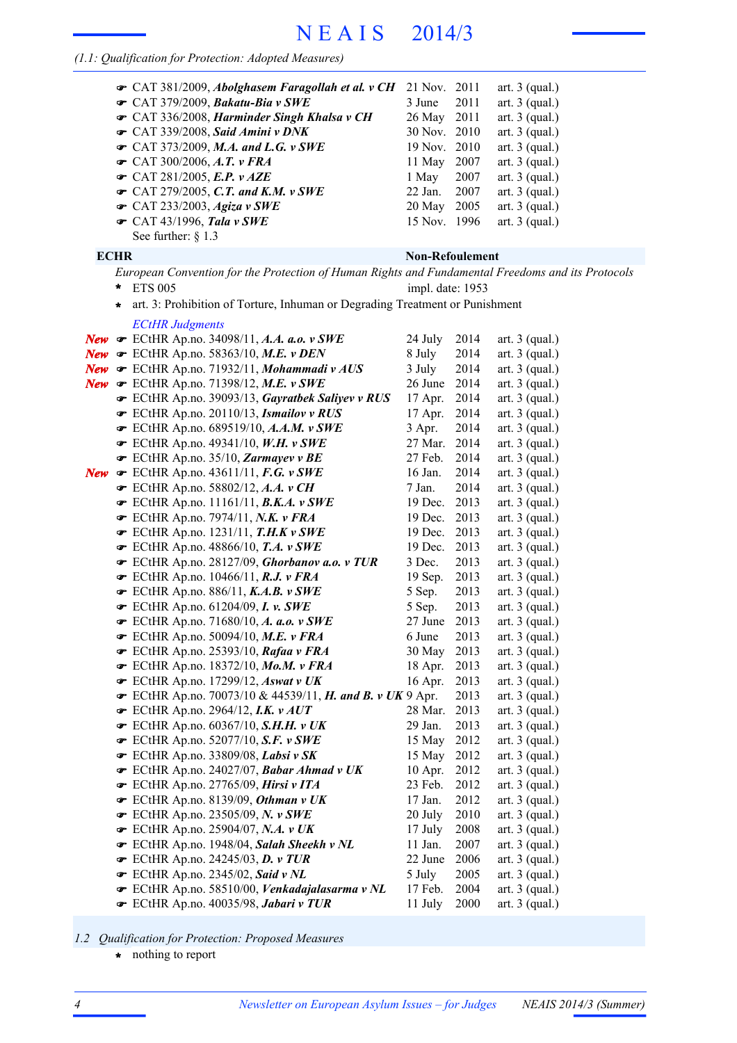*(1.1: Qualification for Protection: Adopted Measures)*

- ☛ CAT 381/2009, ***Abolghasem Faragollah et al. v CH*** 21 Nov. 2011 art. 3 (qual.)
- ☛ CAT 379/2009, ***Bakatu-Bia v SWE*** 3 June 2011 art. 3 (qual.)
- ☛ CAT 336/2008, ***Harminder Singh Khalsa v CH*** 26 May 2011 art. 3 (qual.)
- ☛ CAT 339/2008, ***Said Amini v DNK*** 30 Nov. 2010 art. 3 (qual.)
- ☛ CAT 373/2009, ***M.A. and L.G. v SWE*** 19 Nov. 2010 art. 3 (qual.)
- ☛ CAT 300/2006, ***A.T. v FRA*** 11 May 2007 art. 3 (qual.)
- ☛ CAT 281/2005, ***E.P. v AZE*** 1 May 2007 art. 3 (qual.)
- ☛ CAT 279/2005, ***C.T. and K.M. v SWE*** 22 Jan. 2007 art. 3 (qual.)
- ☛ CAT 233/2003, ***Agiza v SWE*** 20 May 2005 art. 3 (qual.)
- ☛ CAT 43/1996, ***Tala v SWE*** 15 Nov. 1996 art. 3 (qual.)

See further: § 1.3

**ECHR** **Non-Refoulement**

*European Convention for the Protection of Human Rights and Fundamental Freedoms and its Protocols*

- ETS 005 impl. date: 1953
- art. 3: Prohibition of Torture, Inhuman or Degrading Treatment or Punishment

*ECtHR Judgments*

- ***New*** ☛ ECtHR Ap.no. 34098/11, ***A.A. a.o. v SWE*** 24 July 2014 art. 3 (qual.)
- ***New*** ☛ ECtHR Ap.no. 58363/10, ***M.E. v DEN*** 8 July 2014 art. 3 (qual.)
- ***New*** ☛ ECtHR Ap.no. 71932/11, ***Mohammadi v AUS*** 3 July 2014 art. 3 (qual.)
- ***New*** ☛ ECtHR Ap.no. 71398/12, ***M.E. v SWE*** 26 June 2014 art. 3 (qual.)
- ☛ ECtHR Ap.no. 39093/13, ***Gayratbek Saliyev v RUS*** 17 Apr. 2014 art. 3 (qual.)
- ☛ ECtHR Ap.no. 20110/13, ***Ismailov v RUS*** 17 Apr. 2014 art. 3 (qual.)
- ☛ ECtHR Ap.no. 689519/10, ***A.A.M. v SWE*** 3 Apr. 2014 art. 3 (qual.)
- ☛ ECtHR Ap.no. 49341/10, ***W.H. v SWE*** 27 Mar. 2014 art. 3 (qual.)
- ☛ ECtHR Ap.no. 35/10, ***Zarmayev v BE*** 27 Feb. 2014 art. 3 (qual.)
- ***New*** ☛ ECtHR Ap.no. 43611/11, ***F.G. v SWE*** 16 Jan. 2014 art. 3 (qual.)
- ☛ ECtHR Ap.no. 58802/12, ***A.A. v CH*** 7 Jan. 2014 art. 3 (qual.)
- ☛ ECtHR Ap.no. 11161/11, ***B.K.A. v SWE*** 19 Dec. 2013 art. 3 (qual.)
- ☛ ECtHR Ap.no. 7974/11, ***N.K. v FRA*** 19 Dec. 2013 art. 3 (qual.)
- ☛ ECtHR Ap.no. 1231/11, ***T.H.K v SWE*** 19 Dec. 2013 art. 3 (qual.)
- ☛ ECtHR Ap.no. 48866/10, ***T.A. v SWE*** 19 Dec. 2013 art. 3 (qual.)
- ☛ ECtHR Ap.no. 28127/09, ***Ghorbanov a.o. v TUR*** 3 Dec. 2013 art. 3 (qual.)
- ☛ ECtHR Ap.no. 10466/11, ***R.J. v FRA*** 19 Sep. 2013 art. 3 (qual.)
- ☛ ECtHR Ap.no. 886/11, ***K.A.B. v SWE*** 5 Sep. 2013 art. 3 (qual.)
- ☛ ECtHR Ap.no. 61204/09, ***I. v. SWE*** 5 Sep. 2013 art. 3 (qual.)
- ☛ ECtHR Ap.no. 71680/10, ***A. a.o. v SWE*** 27 June 2013 art. 3 (qual.)
- ☛ ECtHR Ap.no. 50094/10, ***M.E. v FRA*** 6 June 2013 art. 3 (qual.)
- ☛ ECtHR Ap.no. 25393/10, ***Rafaa v FRA*** 30 May 2013 art. 3 (qual.)
- ☛ ECtHR Ap.no. 18372/10, ***Mo.M. v FRA*** 18 Apr. 2013 art. 3 (qual.)
- ☛ ECtHR Ap.no. 17299/12, ***Aswat v UK*** 16 Apr. 2013 art. 3 (qual.)
- ☛ ECtHR Ap.no. 70073/10 & 44539/11, ***H. and B. v UK*** 9 Apr. 2013 art. 3 (qual.)
- ☛ ECtHR Ap.no. 2964/12, ***I.K. v AUT*** 28 Mar. 2013 art. 3 (qual.)
- ☛ ECtHR Ap.no. 60367/10, ***S.H.H. v UK*** 29 Jan. 2013 art. 3 (qual.)
- ☛ ECtHR Ap.no. 52077/10, ***S.F. v SWE*** 15 May 2012 art. 3 (qual.)
- ☛ ECtHR Ap.no. 33809/08, ***Labsi v SK*** 15 May 2012 art. 3 (qual.)
- ☛ ECtHR Ap.no. 24027/07, ***Babar Ahmad v UK*** 10 Apr. 2012 art. 3 (qual.)
- ☛ ECtHR Ap.no. 27765/09, ***Hirsi v ITA*** 23 Feb. 2012 art. 3 (qual.)
- ☛ ECtHR Ap.no. 8139/09, ***Othman v UK*** 17 Jan. 2012 art. 3 (qual.)
- ☛ ECtHR Ap.no. 23505/09, ***N. v SWE*** 20 July 2010 art. 3 (qual.)
- ☛ ECtHR Ap.no. 25904/07, ***N.A. v UK*** 17 July 2008 art. 3 (qual.)
- ☛ ECtHR Ap.no. 1948/04, ***Salah Sheekh v NL*** 11 Jan. 2007 art. 3 (qual.)
- ☛ ECtHR Ap.no. 24245/03, ***D. v TUR*** 22 June 2006 art. 3 (qual.)
- ☛ ECtHR Ap.no. 2345/02, ***Said v NL*** 5 July 2005 art. 3 (qual.)
- ☛ ECtHR Ap.no. 58510/00, ***Venkadajalasarma v NL*** 17 Feb. 2004 art. 3 (qual.)
- ☛ ECtHR Ap.no. 40035/98, ***Jabari v TUR*** 11 July 2000 art. 3 (qual.)

## *1.2 Qualification for Protection: Proposed Measures*

- nothing to report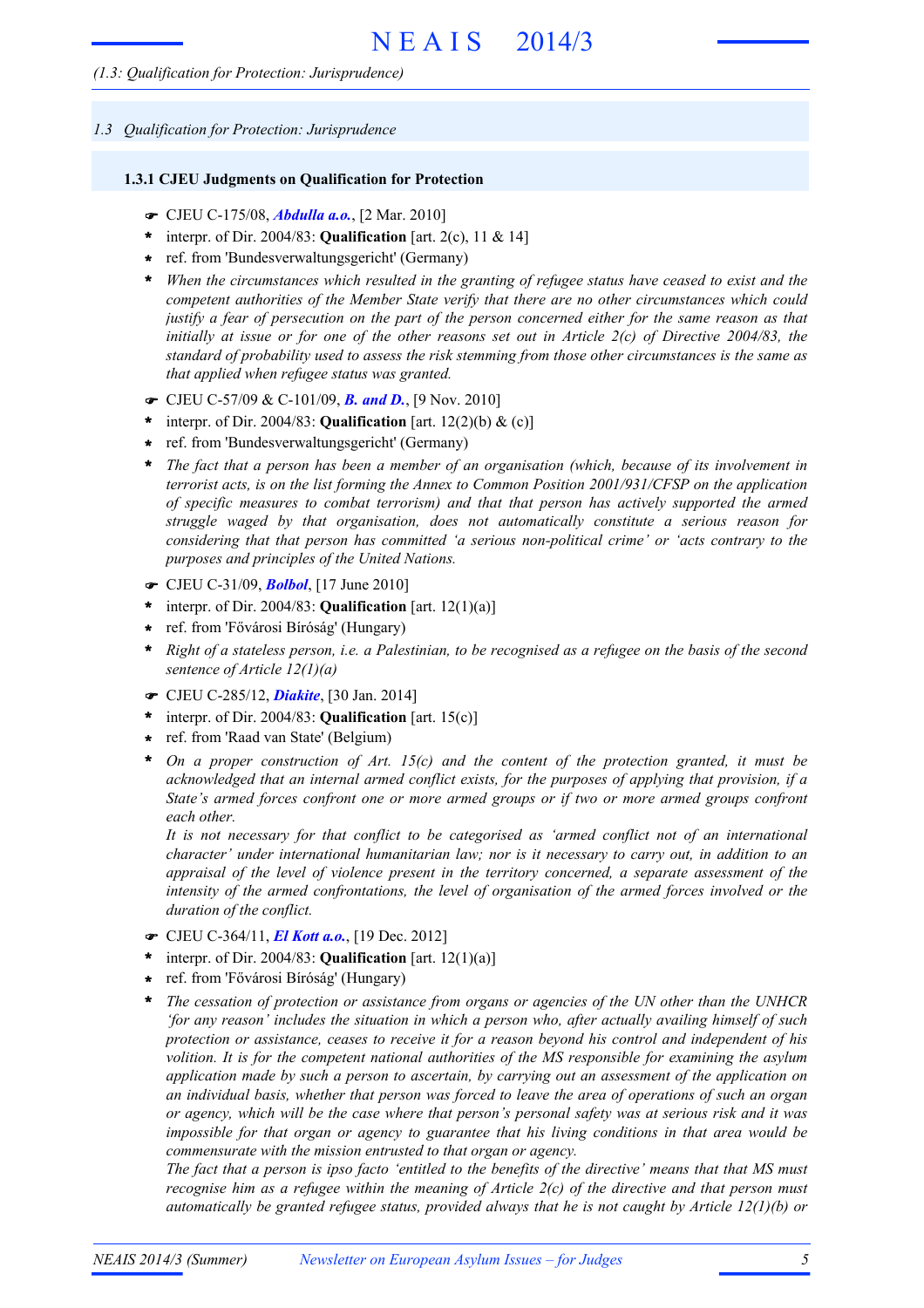## 1.3 Qualification for Protection: Jurisprudence

### 1.3.1 CJEU Judgments on Qualification for Protection

- ☛ CJEU C-175/08, ***Abdulla a.o.***, [2 Mar. 2010]
- \* interpr. of Dir. 2004/83: **Qualification** [art. 2(c), 11 & 14]
- \* ref. from 'Bundesverwaltungsgericht' (Germany)
- \* *When the circumstances which resulted in the granting of refugee status have ceased to exist and the competent authorities of the Member State verify that there are no other circumstances which could justify a fear of persecution on the part of the person concerned either for the same reason as that initially at issue or for one of the other reasons set out in Article 2(c) of Directive 2004/83, the standard of probability used to assess the risk stemming from those other circumstances is the same as that applied when refugee status was granted.*

- ☛ CJEU C-57/09 & C-101/09, ***B. and D.***, [9 Nov. 2010]
- \* interpr. of Dir. 2004/83: **Qualification** [art. 12(2)(b) & (c)]
- \* ref. from 'Bundesverwaltungsgericht' (Germany)
- \* *The fact that a person has been a member of an organisation (which, because of its involvement in terrorist acts, is on the list forming the Annex to Common Position 2001/931/CFSP on the application of specific measures to combat terrorism) and that that person has actively supported the armed struggle waged by that organisation, does not automatically constitute a serious reason for considering that that person has committed 'a serious non-political crime' or 'acts contrary to the purposes and principles of the United Nations.*

- ☛ CJEU C-31/09, ***Bolbol***, [17 June 2010]
- \* interpr. of Dir. 2004/83: **Qualification** [art. 12(1)(a)]
- \* ref. from 'Fővárosi Bíróság' (Hungary)
- \* *Right of a stateless person, i.e. a Palestinian, to be recognised as a refugee on the basis of the second sentence of Article 12(1)(a)*

- ☛ CJEU C-285/12, ***Diakite***, [30 Jan. 2014]
- \* interpr. of Dir. 2004/83: **Qualification** [art. 15(c)]
- \* ref. from 'Raad van State' (Belgium)
- \* *On a proper construction of Art. 15(c) and the content of the protection granted, it must be acknowledged that an internal armed conflict exists, for the purposes of applying that provision, if a State's armed forces confront one or more armed groups or if two or more armed groups confront each other.*
  *It is not necessary for that conflict to be categorised as 'armed conflict not of an international character' under international humanitarian law; nor is it necessary to carry out, in addition to an appraisal of the level of violence present in the territory concerned, a separate assessment of the intensity of the armed confrontations, the level of organisation of the armed forces involved or the duration of the conflict.*

- ☛ CJEU C-364/11, ***El Kott a.o.***, [19 Dec. 2012]
- \* interpr. of Dir. 2004/83: **Qualification** [art. 12(1)(a)]
- \* ref. from 'Fővárosi Bíróság' (Hungary)
- \* *The cessation of protection or assistance from organs or agencies of the UN other than the UNHCR 'for any reason' includes the situation in which a person who, after actually availing himself of such protection or assistance, ceases to receive it for a reason beyond his control and independent of his volition. It is for the competent national authorities of the MS responsible for examining the asylum application made by such a person to ascertain, by carrying out an assessment of the application on an individual basis, whether that person was forced to leave the area of operations of such an organ or agency, which will be the case where that person's personal safety was at serious risk and it was impossible for that organ or agency to guarantee that his living conditions in that area would be commensurate with the mission entrusted to that organ or agency.*
  *The fact that a person is ipso facto 'entitled to the benefits of the directive' means that that MS must recognise him as a refugee within the meaning of Article 2(c) of the directive and that person must automatically be granted refugee status, provided always that he is not caught by Article 12(1)(b) or*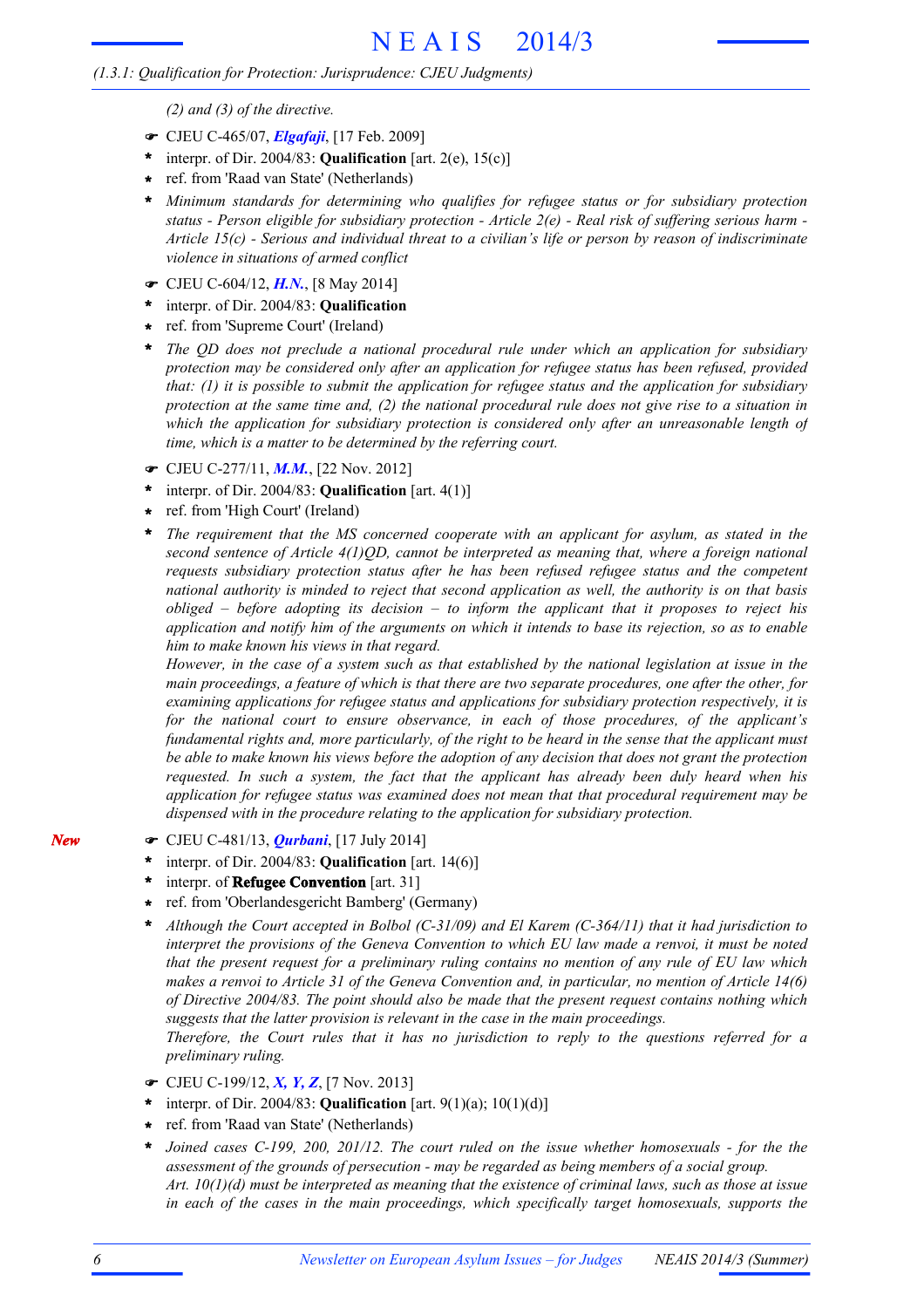*(2) and (3) of the directive.*

☛ CJEU C-465/07, ***Elgafaji***, [17 Feb. 2009]

- interpr. of Dir. 2004/83: **Qualification** [art. 2(e), 15(c)]
- ref. from 'Raad van State' (Netherlands)
- *Minimum standards for determining who qualifies for refugee status or for subsidiary protection status - Person eligible for subsidiary protection - Article 2(e) - Real risk of suffering serious harm - Article 15(c) - Serious and individual threat to a civilian's life or person by reason of indiscriminate violence in situations of armed conflict*

☛ CJEU C-604/12, ***H.N.***, [8 May 2014]

- interpr. of Dir. 2004/83: **Qualification**
- ref. from 'Supreme Court' (Ireland)
- *The QD does not preclude a national procedural rule under which an application for subsidiary protection may be considered only after an application for refugee status has been refused, provided that: (1) it is possible to submit the application for refugee status and the application for subsidiary protection at the same time and, (2) the national procedural rule does not give rise to a situation in which the application for subsidiary protection is considered only after an unreasonable length of time, which is a matter to be determined by the referring court.*

☛ CJEU C-277/11, ***M.M.***, [22 Nov. 2012]

- interpr. of Dir. 2004/83: **Qualification** [art. 4(1)]
- ref. from 'High Court' (Ireland)
- *The requirement that the MS concerned cooperate with an applicant for asylum, as stated in the second sentence of Article 4(1)QD, cannot be interpreted as meaning that, where a foreign national requests subsidiary protection status after he has been refused refugee status and the competent national authority is minded to reject that second application as well, the authority is on that basis obliged – before adopting its decision – to inform the applicant that it proposes to reject his application and notify him of the arguments on which it intends to base its rejection, so as to enable him to make known his views in that regard.*
  *However, in the case of a system such as that established by the national legislation at issue in the main proceedings, a feature of which is that there are two separate procedures, one after the other, for examining applications for refugee status and applications for subsidiary protection respectively, it is for the national court to ensure observance, in each of those procedures, of the applicant's fundamental rights and, more particularly, of the right to be heard in the sense that the applicant must be able to make known his views before the adoption of any decision that does not grant the protection requested. In such a system, the fact that the applicant has already been duly heard when his application for refugee status was examined does not mean that that procedural requirement may be dispensed with in the procedure relating to the application for subsidiary protection.*

*New*

☛ CJEU C-481/13, ***Qurbani***, [17 July 2014]

- interpr. of Dir. 2004/83: **Qualification** [art. 14(6)]
- interpr. of **Refugee Convention** [art. 31]
- ref. from 'Oberlandesgericht Bamberg' (Germany)
- *Although the Court accepted in Bolbol (C-31/09) and El Karem (C-364/11) that it had jurisdiction to interpret the provisions of the Geneva Convention to which EU law made a renvoi, it must be noted that the present request for a preliminary ruling contains no mention of any rule of EU law which makes a renvoi to Article 31 of the Geneva Convention and, in particular, no mention of Article 14(6) of Directive 2004/83. The point should also be made that the present request contains nothing which suggests that the latter provision is relevant in the case in the main proceedings.*
  *Therefore, the Court rules that it has no jurisdiction to reply to the questions referred for a preliminary ruling.*

☛ CJEU C-199/12, ***X, Y, Z***, [7 Nov. 2013]

- interpr. of Dir. 2004/83: **Qualification** [art. 9(1)(a); 10(1)(d)]
- ref. from 'Raad van State' (Netherlands)
- *Joined cases C-199, 200, 201/12. The court ruled on the issue whether homosexuals - for the the assessment of the grounds of persecution - may be regarded as being members of a social group.*
  *Art. 10(1)(d) must be interpreted as meaning that the existence of criminal laws, such as those at issue in each of the cases in the main proceedings, which specifically target homosexuals, supports the*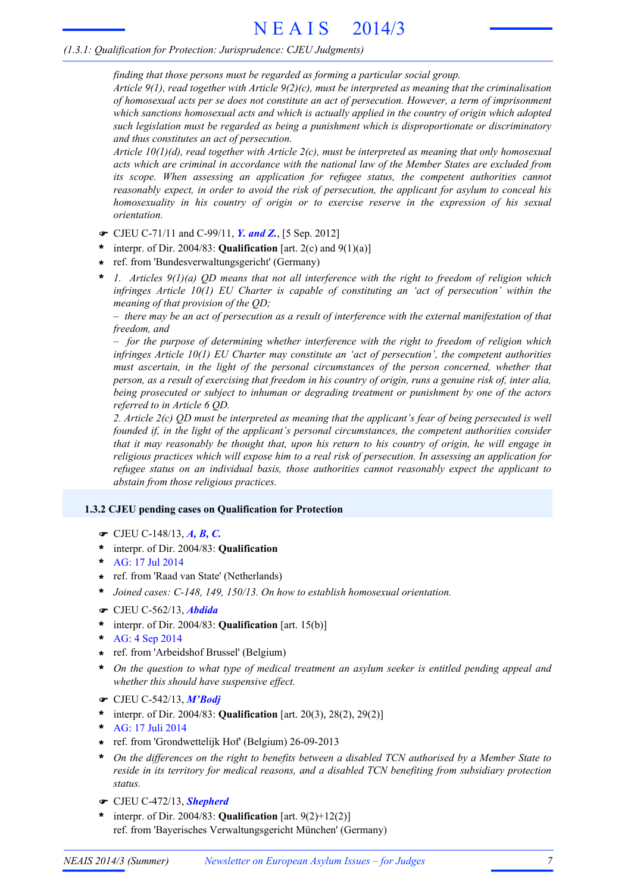*finding that those persons must be regarded as forming a particular social group.*
*Article 9(1), read together with Article 9(2)(c), must be interpreted as meaning that the criminalisation of homosexual acts per se does not constitute an act of persecution. However, a term of imprisonment which sanctions homosexual acts and which is actually applied in the country of origin which adopted such legislation must be regarded as being a punishment which is disproportionate or discriminatory and thus constitutes an act of persecution.*
*Article 10(1)(d), read together with Article 2(c), must be interpreted as meaning that only homosexual acts which are criminal in accordance with the national law of the Member States are excluded from its scope. When assessing an application for refugee status, the competent authorities cannot reasonably expect, in order to avoid the risk of persecution, the applicant for asylum to conceal his homosexuality in his country of origin or to exercise reserve in the expression of his sexual orientation.*

☛ CJEU C-71/11 and C-99/11, ***Y. and Z.***, [5 Sep. 2012]
* interpr. of Dir. 2004/83: **Qualification** [art. 2(c) and 9(1)(a)]
* ref. from 'Bundesverwaltungsgericht' (Germany)
* *1. Articles 9(1)(a) QD means that not all interference with the right to freedom of religion which infringes Article 10(1) EU Charter is capable of constituting an 'act of persecution' within the meaning of that provision of the QD;*
  *– there may be an act of persecution as a result of interference with the external manifestation of that freedom, and*
  *– for the purpose of determining whether interference with the right to freedom of religion which infringes Article 10(1) EU Charter may constitute an 'act of persecution', the competent authorities must ascertain, in the light of the personal circumstances of the person concerned, whether that person, as a result of exercising that freedom in his country of origin, runs a genuine risk of, inter alia, being prosecuted or subject to inhuman or degrading treatment or punishment by one of the actors referred to in Article 6 QD.*
  *2. Article 2(c) QD must be interpreted as meaning that the applicant's fear of being persecuted is well founded if, in the light of the applicant's personal circumstances, the competent authorities consider that it may reasonably be thought that, upon his return to his country of origin, he will engage in religious practices which will expose him to a real risk of persecution. In assessing an application for refugee status on an individual basis, those authorities cannot reasonably expect the applicant to abstain from those religious practices.*

### 1.3.2 CJEU pending cases on Qualification for Protection

☛ CJEU C-148/13, ***A, B, C.***
* interpr. of Dir. 2004/83: **Qualification**
* AG: 17 Jul 2014
* ref. from 'Raad van State' (Netherlands)
* *Joined cases: C-148, 149, 150/13. On how to establish homosexual orientation.*

☛ CJEU C-562/13, ***Abdida***
* interpr. of Dir. 2004/83: **Qualification** [art. 15(b)]
* AG: 4 Sep 2014
* ref. from 'Arbeidshof Brussel' (Belgium)
* *On the question to what type of medical treatment an asylum seeker is entitled pending appeal and whether this should have suspensive effect.*

☛ CJEU C-542/13, ***M'Bodj***
* interpr. of Dir. 2004/83: **Qualification** [art. 20(3), 28(2), 29(2)]
* AG: 17 Juli 2014
* ref. from 'Grondwettelijk Hof' (Belgium) 26-09-2013
* *On the differences on the right to benefits between a disabled TCN authorised by a Member State to reside in its territory for medical reasons, and a disabled TCN benefiting from subsidiary protection status.*

☛ CJEU C-472/13, ***Shepherd***
* interpr. of Dir. 2004/83: **Qualification** [art. 9(2)+12(2)]
  ref. from 'Bayerisches Verwaltungsgericht München' (Germany)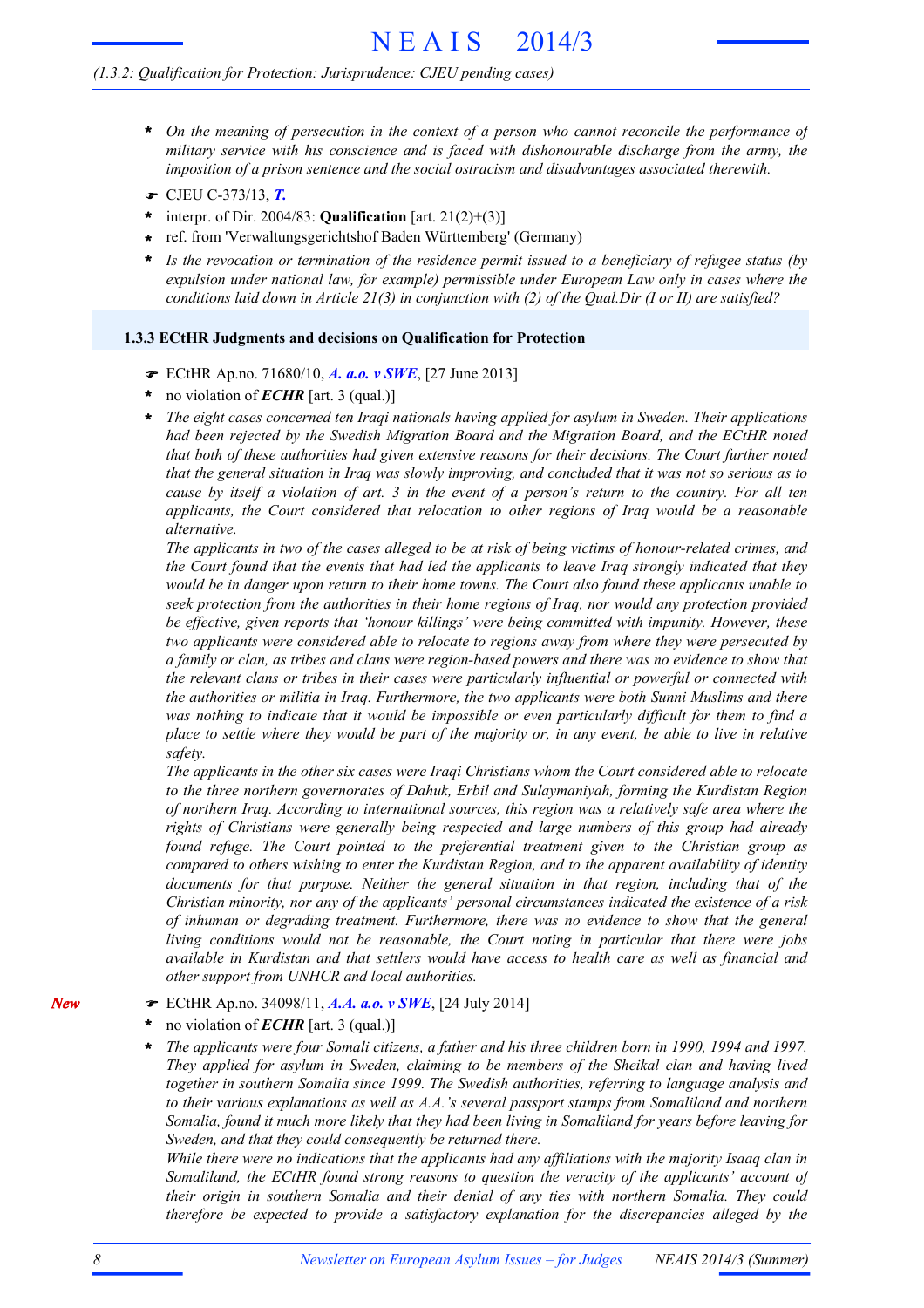- *On the meaning of persecution in the context of a person who cannot reconcile the performance of military service with his conscience and is faced with dishonourable discharge from the army, the imposition of a prison sentence and the social ostracism and disadvantages associated therewith.*

☛ CJEU C-373/13, ***T.***

- interpr. of Dir. 2004/83: **Qualification** [art. 21(2)+(3)]
- ref. from 'Verwaltungsgerichtshof Baden Württemberg' (Germany)
- *Is the revocation or termination of the residence permit issued to a beneficiary of refugee status (by expulsion under national law, for example) permissible under European Law only in cases where the conditions laid down in Article 21(3) in conjunction with (2) of the Qual.Dir (I or II) are satisfied?*

### 1.3.3 ECtHR Judgments and decisions on Qualification for Protection

☛ ECtHR Ap.no. 71680/10, ***A. a.o. v SWE***, [27 June 2013]

- no violation of ***ECHR*** [art. 3 (qual.)]
- *The eight cases concerned ten Iraqi nationals having applied for asylum in Sweden. Their applications had been rejected by the Swedish Migration Board and the Migration Board, and the ECtHR noted that both of these authorities had given extensive reasons for their decisions. The Court further noted that the general situation in Iraq was slowly improving, and concluded that it was not so serious as to cause by itself a violation of art. 3 in the event of a person's return to the country. For all ten applicants, the Court considered that relocation to other regions of Iraq would be a reasonable alternative.*

  *The applicants in two of the cases alleged to be at risk of being victims of honour-related crimes, and the Court found that the events that had led the applicants to leave Iraq strongly indicated that they would be in danger upon return to their home towns. The Court also found these applicants unable to seek protection from the authorities in their home regions of Iraq, nor would any protection provided be effective, given reports that 'honour killings' were being committed with impunity. However, these two applicants were considered able to relocate to regions away from where they were persecuted by a family or clan, as tribes and clans were region-based powers and there was no evidence to show that the relevant clans or tribes in their cases were particularly influential or powerful or connected with the authorities or militia in Iraq. Furthermore, the two applicants were both Sunni Muslims and there was nothing to indicate that it would be impossible or even particularly difficult for them to find a place to settle where they would be part of the majority or, in any event, be able to live in relative safety.*

  *The applicants in the other six cases were Iraqi Christians whom the Court considered able to relocate to the three northern governorates of Dahuk, Erbil and Sulaymaniyah, forming the Kurdistan Region of northern Iraq. According to international sources, this region was a relatively safe area where the rights of Christians were generally being respected and large numbers of this group had already found refuge. The Court pointed to the preferential treatment given to the Christian group as compared to others wishing to enter the Kurdistan Region, and to the apparent availability of identity documents for that purpose. Neither the general situation in that region, including that of the Christian minority, nor any of the applicants' personal circumstances indicated the existence of a risk of inhuman or degrading treatment. Furthermore, there was no evidence to show that the general living conditions would not be reasonable, the Court noting in particular that there were jobs available in Kurdistan and that settlers would have access to health care as well as financial and other support from UNHCR and local authorities.*

*New*

☛ ECtHR Ap.no. 34098/11, ***A.A. a.o. v SWE***, [24 July 2014]

- no violation of ***ECHR*** [art. 3 (qual.)]
- *The applicants were four Somali citizens, a father and his three children born in 1990, 1994 and 1997. They applied for asylum in Sweden, claiming to be members of the Sheikal clan and having lived together in southern Somalia since 1999. The Swedish authorities, referring to language analysis and to their various explanations as well as A.A.'s several passport stamps from Somaliland and northern Somalia, found it much more likely that they had been living in Somaliland for years before leaving for Sweden, and that they could consequently be returned there.*

  *While there were no indications that the applicants had any affiliations with the majority Isaaq clan in Somaliland, the ECtHR found strong reasons to question the veracity of the applicants' account of their origin in southern Somalia and their denial of any ties with northern Somalia. They could therefore be expected to provide a satisfactory explanation for the discrepancies alleged by the*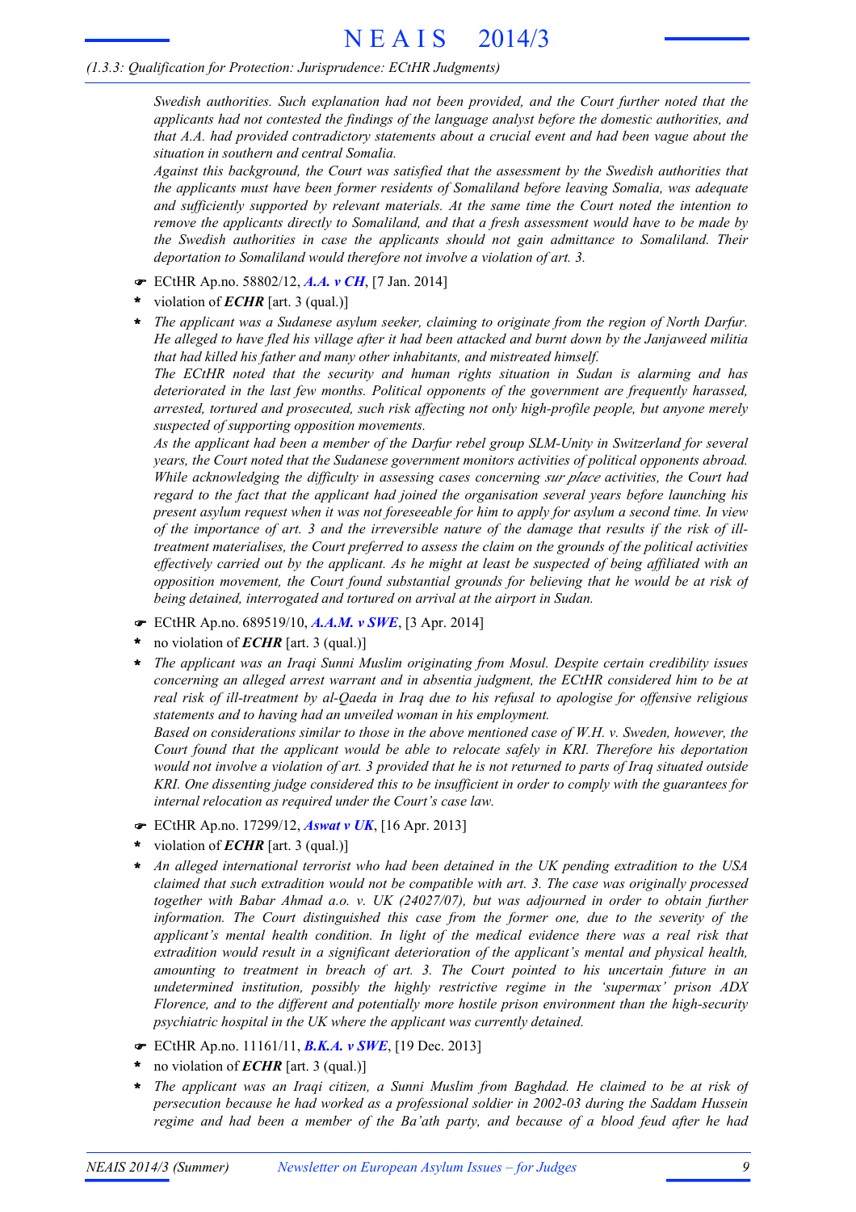*Swedish authorities. Such explanation had not been provided, and the Court further noted that the applicants had not contested the findings of the language analyst before the domestic authorities, and that A.A. had provided contradictory statements about a crucial event and had been vague about the situation in southern and central Somalia.*

*Against this background, the Court was satisfied that the assessment by the Swedish authorities that the applicants must have been former residents of Somaliland before leaving Somalia, was adequate and sufficiently supported by relevant materials. At the same time the Court noted the intention to remove the applicants directly to Somaliland, and that a fresh assessment would have to be made by the Swedish authorities in case the applicants should not gain admittance to Somaliland. Their deportation to Somaliland would therefore not involve a violation of art. 3.*

☛ ECtHR Ap.no. 58802/12, ***A.A. v CH***, [7 Jan. 2014]

\* violation of ***ECHR*** [art. 3 (qual.)]

\* *The applicant was a Sudanese asylum seeker, claiming to originate from the region of North Darfur. He alleged to have fled his village after it had been attacked and burnt down by the Janjaweed militia that had killed his father and many other inhabitants, and mistreated himself.*

*The ECtHR noted that the security and human rights situation in Sudan is alarming and has deteriorated in the last few months. Political opponents of the government are frequently harassed, arrested, tortured and prosecuted, such risk affecting not only high-profile people, but anyone merely suspected of supporting opposition movements.*

*As the applicant had been a member of the Darfur rebel group SLM-Unity in Switzerland for several years, the Court noted that the Sudanese government monitors activities of political opponents abroad. While acknowledging the difficulty in assessing cases concerning* sur place *activities, the Court had regard to the fact that the applicant had joined the organisation several years before launching his present asylum request when it was not foreseeable for him to apply for asylum a second time. In view of the importance of art. 3 and the irreversible nature of the damage that results if the risk of ill-treatment materialises, the Court preferred to assess the claim on the grounds of the political activities effectively carried out by the applicant. As he might at least be suspected of being affiliated with an opposition movement, the Court found substantial grounds for believing that he would be at risk of being detained, interrogated and tortured on arrival at the airport in Sudan.*

☛ ECtHR Ap.no. 689519/10, ***A.A.M. v SWE***, [3 Apr. 2014]

\* no violation of ***ECHR*** [art. 3 (qual.)]

\* *The applicant was an Iraqi Sunni Muslim originating from Mosul. Despite certain credibility issues concerning an alleged arrest warrant and in absentia judgment, the ECtHR considered him to be at real risk of ill-treatment by al-Qaeda in Iraq due to his refusal to apologise for offensive religious statements and to having had an unveiled woman in his employment.*

*Based on considerations similar to those in the above mentioned case of W.H. v. Sweden, however, the Court found that the applicant would be able to relocate safely in KRI. Therefore his deportation would not involve a violation of art. 3 provided that he is not returned to parts of Iraq situated outside KRI. One dissenting judge considered this to be insufficient in order to comply with the guarantees for internal relocation as required under the Court's case law.*

☛ ECtHR Ap.no. 17299/12, ***Aswat v UK***, [16 Apr. 2013]

\* violation of ***ECHR*** [art. 3 (qual.)]

\* *An alleged international terrorist who had been detained in the UK pending extradition to the USA claimed that such extradition would not be compatible with art. 3. The case was originally processed together with Babar Ahmad a.o. v. UK (24027/07), but was adjourned in order to obtain further information. The Court distinguished this case from the former one, due to the severity of the applicant's mental health condition. In light of the medical evidence there was a real risk that extradition would result in a significant deterioration of the applicant's mental and physical health, amounting to treatment in breach of art. 3. The Court pointed to his uncertain future in an undetermined institution, possibly the highly restrictive regime in the 'supermax' prison ADX Florence, and to the different and potentially more hostile prison environment than the high-security psychiatric hospital in the UK where the applicant was currently detained.*

☛ ECtHR Ap.no. 11161/11, ***B.K.A. v SWE***, [19 Dec. 2013]

\* no violation of ***ECHR*** [art. 3 (qual.)]

\* *The applicant was an Iraqi citizen, a Sunni Muslim from Baghdad. He claimed to be at risk of persecution because he had worked as a professional soldier in 2002-03 during the Saddam Hussein regime and had been a member of the Ba'ath party, and because of a blood feud after he had*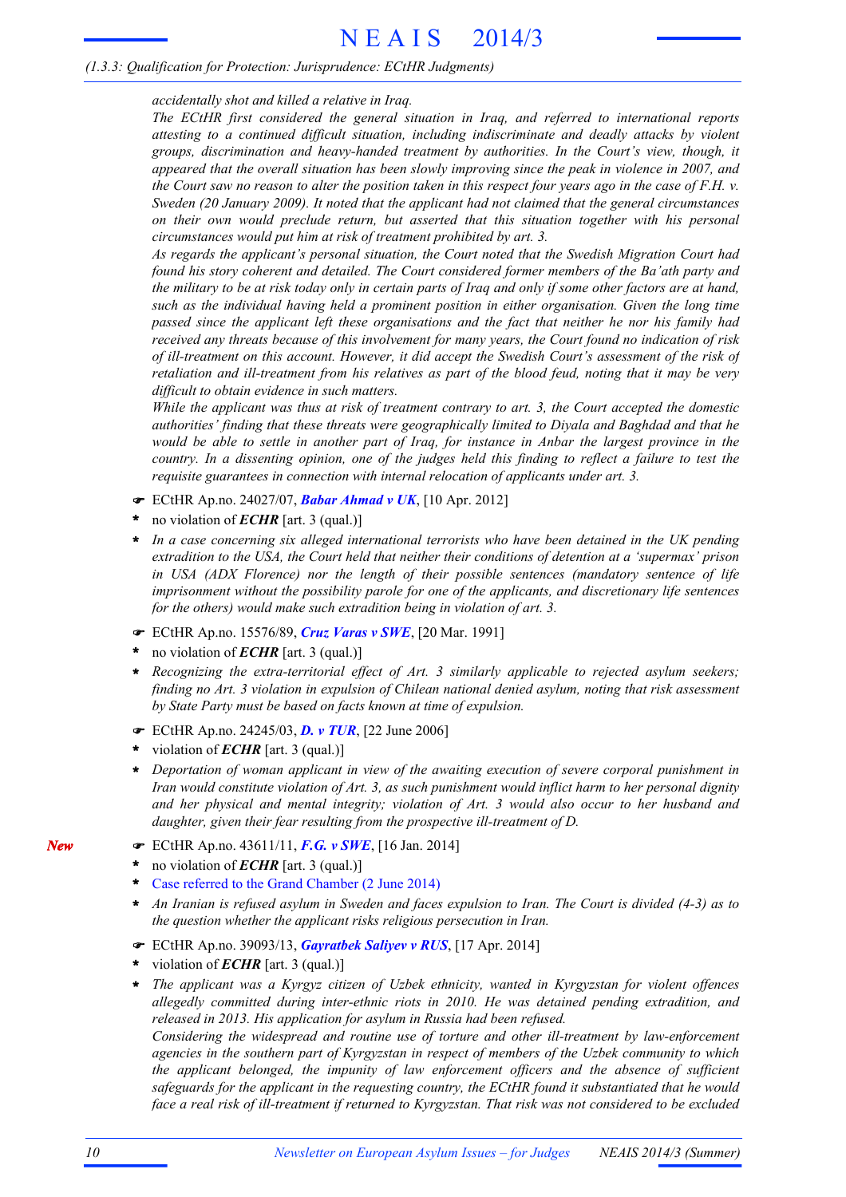*accidentally shot and killed a relative in Iraq.*

*The ECtHR first considered the general situation in Iraq, and referred to international reports attesting to a continued difficult situation, including indiscriminate and deadly attacks by violent groups, discrimination and heavy-handed treatment by authorities. In the Court's view, though, it appeared that the overall situation has been slowly improving since the peak in violence in 2007, and the Court saw no reason to alter the position taken in this respect four years ago in the case of F.H. v. Sweden (20 January 2009). It noted that the applicant had not claimed that the general circumstances on their own would preclude return, but asserted that this situation together with his personal circumstances would put him at risk of treatment prohibited by art. 3.*

*As regards the applicant's personal situation, the Court noted that the Swedish Migration Court had found his story coherent and detailed. The Court considered former members of the Ba'ath party and the military to be at risk today only in certain parts of Iraq and only if some other factors are at hand, such as the individual having held a prominent position in either organisation. Given the long time passed since the applicant left these organisations and the fact that neither he nor his family had received any threats because of this involvement for many years, the Court found no indication of risk of ill-treatment on this account. However, it did accept the Swedish Court's assessment of the risk of retaliation and ill-treatment from his relatives as part of the blood feud, noting that it may be very difficult to obtain evidence in such matters.*

*While the applicant was thus at risk of treatment contrary to art. 3, the Court accepted the domestic authorities' finding that these threats were geographically limited to Diyala and Baghdad and that he would be able to settle in another part of Iraq, for instance in Anbar the largest province in the country. In a dissenting opinion, one of the judges held this finding to reflect a failure to test the requisite guarantees in connection with internal relocation of applicants under art. 3.*

☛ ECtHR Ap.no. 24027/07, ***Babar Ahmad v UK***, [10 Apr. 2012]

- no violation of ***ECHR*** [art. 3 (qual.)]
- *In a case concerning six alleged international terrorists who have been detained in the UK pending extradition to the USA, the Court held that neither their conditions of detention at a 'supermax' prison in USA (ADX Florence) nor the length of their possible sentences (mandatory sentence of life imprisonment without the possibility parole for one of the applicants, and discretionary life sentences for the others) would make such extradition being in violation of art. 3.*

☛ ECtHR Ap.no. 15576/89, ***Cruz Varas v SWE***, [20 Mar. 1991]

- no violation of ***ECHR*** [art. 3 (qual.)]
- *Recognizing the extra-territorial effect of Art. 3 similarly applicable to rejected asylum seekers; finding no Art. 3 violation in expulsion of Chilean national denied asylum, noting that risk assessment by State Party must be based on facts known at time of expulsion.*

☛ ECtHR Ap.no. 24245/03, ***D. v TUR***, [22 June 2006]

- violation of ***ECHR*** [art. 3 (qual.)]
- *Deportation of woman applicant in view of the awaiting execution of severe corporal punishment in Iran would constitute violation of Art. 3, as such punishment would inflict harm to her personal dignity and her physical and mental integrity; violation of Art. 3 would also occur to her husband and daughter, given their fear resulting from the prospective ill-treatment of D.*

*New* ☛ ECtHR Ap.no. 43611/11, ***F.G. v SWE***, [16 Jan. 2014]

- no violation of ***ECHR*** [art. 3 (qual.)]
- Case referred to the Grand Chamber (2 June 2014)
- *An Iranian is refused asylum in Sweden and faces expulsion to Iran. The Court is divided (4-3) as to the question whether the applicant risks religious persecution in Iran.*

☛ ECtHR Ap.no. 39093/13, ***Gayratbek Saliyev v RUS***, [17 Apr. 2014]

- violation of ***ECHR*** [art. 3 (qual.)]
- *The applicant was a Kyrgyz citizen of Uzbek ethnicity, wanted in Kyrgyzstan for violent offences allegedly committed during inter-ethnic riots in 2010. He was detained pending extradition, and released in 2013. His application for asylum in Russia had been refused.*

  *Considering the widespread and routine use of torture and other ill-treatment by law-enforcement agencies in the southern part of Kyrgyzstan in respect of members of the Uzbek community to which the applicant belonged, the impunity of law enforcement officers and the absence of sufficient safeguards for the applicant in the requesting country, the ECtHR found it substantiated that he would face a real risk of ill-treatment if returned to Kyrgyzstan. That risk was not considered to be excluded*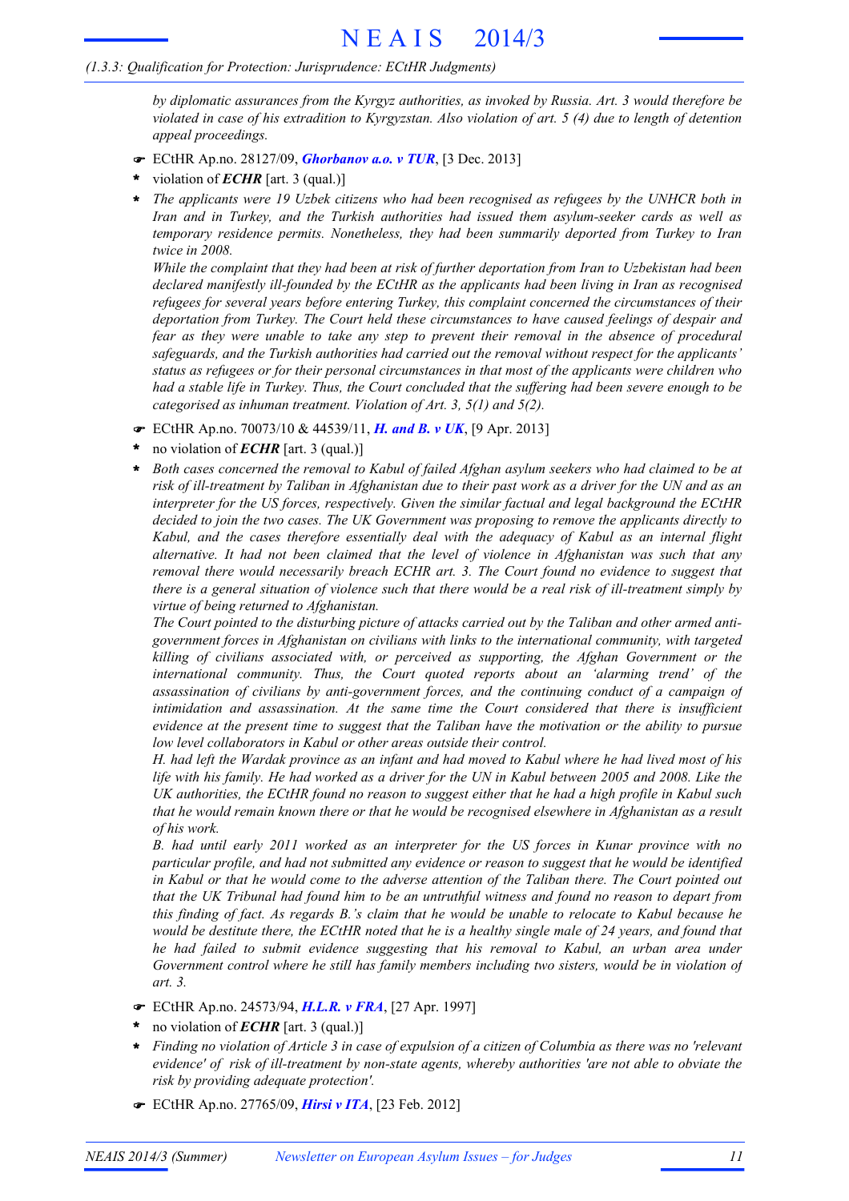*by diplomatic assurances from the Kyrgyz authorities, as invoked by Russia. Art. 3 would therefore be violated in case of his extradition to Kyrgyzstan. Also violation of art. 5 (4) due to length of detention appeal proceedings.*

☛ ECtHR Ap.no. 28127/09, ***Ghorbanov a.o. v TUR***, [3 Dec. 2013]

* violation of ***ECHR*** [art. 3 (qual.)]
* *The applicants were 19 Uzbek citizens who had been recognised as refugees by the UNHCR both in Iran and in Turkey, and the Turkish authorities had issued them asylum-seeker cards as well as temporary residence permits. Nonetheless, they had been summarily deported from Turkey to Iran twice in 2008.*
*While the complaint that they had been at risk of further deportation from Iran to Uzbekistan had been declared manifestly ill-founded by the ECtHR as the applicants had been living in Iran as recognised refugees for several years before entering Turkey, this complaint concerned the circumstances of their deportation from Turkey. The Court held these circumstances to have caused feelings of despair and fear as they were unable to take any step to prevent their removal in the absence of procedural safeguards, and the Turkish authorities had carried out the removal without respect for the applicants' status as refugees or for their personal circumstances in that most of the applicants were children who had a stable life in Turkey. Thus, the Court concluded that the suffering had been severe enough to be categorised as inhuman treatment. Violation of Art. 3, 5(1) and 5(2).*

☛ ECtHR Ap.no. 70073/10 & 44539/11, ***H. and B. v UK***, [9 Apr. 2013]

* no violation of ***ECHR*** [art. 3 (qual.)]
* *Both cases concerned the removal to Kabul of failed Afghan asylum seekers who had claimed to be at risk of ill-treatment by Taliban in Afghanistan due to their past work as a driver for the UN and as an interpreter for the US forces, respectively. Given the similar factual and legal background the ECtHR decided to join the two cases. The UK Government was proposing to remove the applicants directly to Kabul, and the cases therefore essentially deal with the adequacy of Kabul as an internal flight alternative. It had not been claimed that the level of violence in Afghanistan was such that any removal there would necessarily breach ECHR art. 3. The Court found no evidence to suggest that there is a general situation of violence such that there would be a real risk of ill-treatment simply by virtue of being returned to Afghanistan.*
*The Court pointed to the disturbing picture of attacks carried out by the Taliban and other armed anti-government forces in Afghanistan on civilians with links to the international community, with targeted killing of civilians associated with, or perceived as supporting, the Afghan Government or the international community. Thus, the Court quoted reports about an 'alarming trend' of the assassination of civilians by anti-government forces, and the continuing conduct of a campaign of intimidation and assassination. At the same time the Court considered that there is insufficient evidence at the present time to suggest that the Taliban have the motivation or the ability to pursue low level collaborators in Kabul or other areas outside their control.*
*H. had left the Wardak province as an infant and had moved to Kabul where he had lived most of his life with his family. He had worked as a driver for the UN in Kabul between 2005 and 2008. Like the UK authorities, the ECtHR found no reason to suggest either that he had a high profile in Kabul such that he would remain known there or that he would be recognised elsewhere in Afghanistan as a result of his work.*
*B. had until early 2011 worked as an interpreter for the US forces in Kunar province with no particular profile, and had not submitted any evidence or reason to suggest that he would be identified in Kabul or that he would come to the adverse attention of the Taliban there. The Court pointed out that the UK Tribunal had found him to be an untruthful witness and found no reason to depart from this finding of fact. As regards B.'s claim that he would be unable to relocate to Kabul because he would be destitute there, the ECtHR noted that he is a healthy single male of 24 years, and found that he had failed to submit evidence suggesting that his removal to Kabul, an urban area under Government control where he still has family members including two sisters, would be in violation of art. 3.*

☛ ECtHR Ap.no. 24573/94, ***H.L.R. v FRA***, [27 Apr. 1997]

* no violation of ***ECHR*** [art. 3 (qual.)]
* *Finding no violation of Article 3 in case of expulsion of a citizen of Columbia as there was no 'relevant evidence' of risk of ill-treatment by non-state agents, whereby authorities 'are not able to obviate the risk by providing adequate protection'.*

☛ ECtHR Ap.no. 27765/09, ***Hirsi v ITA***, [23 Feb. 2012]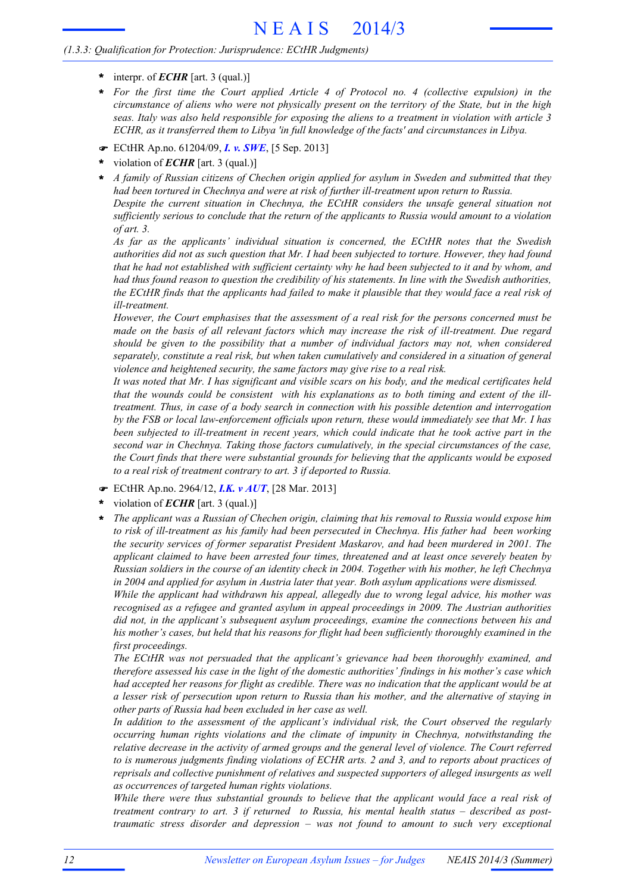(1.3.3: Qualification for Protection: Jurisprudence: ECtHR Judgments)

- **\*** interpr. of ***ECHR*** [art. 3 (qual.)]
- **\*** *For the first time the Court applied Article 4 of Protocol no. 4 (collective expulsion) in the circumstance of aliens who were not physically present on the territory of the State, but in the high seas. Italy was also held responsible for exposing the aliens to a treatment in violation with article 3 ECHR, as it transferred them to Libya 'in full knowledge of the facts' and circumstances in Libya.*

☛ ECtHR Ap.no. 61204/09, ***I. v. SWE***, [5 Sep. 2013]

- **\*** violation of ***ECHR*** [art. 3 (qual.)]
- **\*** *A family of Russian citizens of Chechen origin applied for asylum in Sweden and submitted that they had been tortured in Chechnya and were at risk of further ill-treatment upon return to Russia.*
  *Despite the current situation in Chechnya, the ECtHR considers the unsafe general situation not sufficiently serious to conclude that the return of the applicants to Russia would amount to a violation of art. 3.*
  *As far as the applicants' individual situation is concerned, the ECtHR notes that the Swedish authorities did not as such question that Mr. I had been subjected to torture. However, they had found that he had not established with sufficient certainty why he had been subjected to it and by whom, and had thus found reason to question the credibility of his statements. In line with the Swedish authorities, the ECtHR finds that the applicants had failed to make it plausible that they would face a real risk of ill-treatment.*
  *However, the Court emphasises that the assessment of a real risk for the persons concerned must be made on the basis of all relevant factors which may increase the risk of ill-treatment. Due regard should be given to the possibility that a number of individual factors may not, when considered separately, constitute a real risk, but when taken cumulatively and considered in a situation of general violence and heightened security, the same factors may give rise to a real risk.*
  *It was noted that Mr. I has significant and visible scars on his body, and the medical certificates held that the wounds could be consistent with his explanations as to both timing and extent of the ill-treatment. Thus, in case of a body search in connection with his possible detention and interrogation by the FSB or local law-enforcement officials upon return, these would immediately see that Mr. I has been subjected to ill-treatment in recent years, which could indicate that he took active part in the second war in Chechnya. Taking those factors cumulatively, in the special circumstances of the case, the Court finds that there were substantial grounds for believing that the applicants would be exposed to a real risk of treatment contrary to art. 3 if deported to Russia.*

☛ ECtHR Ap.no. 2964/12, ***I.K. v AUT***, [28 Mar. 2013]

- **\*** violation of ***ECHR*** [art. 3 (qual.)]
- **\*** *The applicant was a Russian of Chechen origin, claiming that his removal to Russia would expose him to risk of ill-treatment as his family had been persecuted in Chechnya. His father had been working the security services of former separatist President Maskarov, and had been murdered in 2001. The applicant claimed to have been arrested four times, threatened and at least once severely beaten by Russian soldiers in the course of an identity check in 2004. Together with his mother, he left Chechnya in 2004 and applied for asylum in Austria later that year. Both asylum applications were dismissed.*
  *While the applicant had withdrawn his appeal, allegedly due to wrong legal advice, his mother was recognised as a refugee and granted asylum in appeal proceedings in 2009. The Austrian authorities did not, in the applicant's subsequent asylum proceedings, examine the connections between his and his mother's cases, but held that his reasons for flight had been sufficiently thoroughly examined in the first proceedings.*
  *The ECtHR was not persuaded that the applicant's grievance had been thoroughly examined, and therefore assessed his case in the light of the domestic authorities' findings in his mother's case which had accepted her reasons for flight as credible. There was no indication that the applicant would be at a lesser risk of persecution upon return to Russia than his mother, and the alternative of staying in other parts of Russia had been excluded in her case as well.*
  *In addition to the assessment of the applicant's individual risk, the Court observed the regularly occurring human rights violations and the climate of impunity in Chechnya, notwithstanding the relative decrease in the activity of armed groups and the general level of violence. The Court referred to is numerous judgments finding violations of ECHR arts. 2 and 3, and to reports about practices of reprisals and collective punishment of relatives and suspected supporters of alleged insurgents as well as occurrences of targeted human rights violations.*
  *While there were thus substantial grounds to believe that the applicant would face a real risk of treatment contrary to art. 3 if returned to Russia, his mental health status – described as post-traumatic stress disorder and depression – was not found to amount to such very exceptional*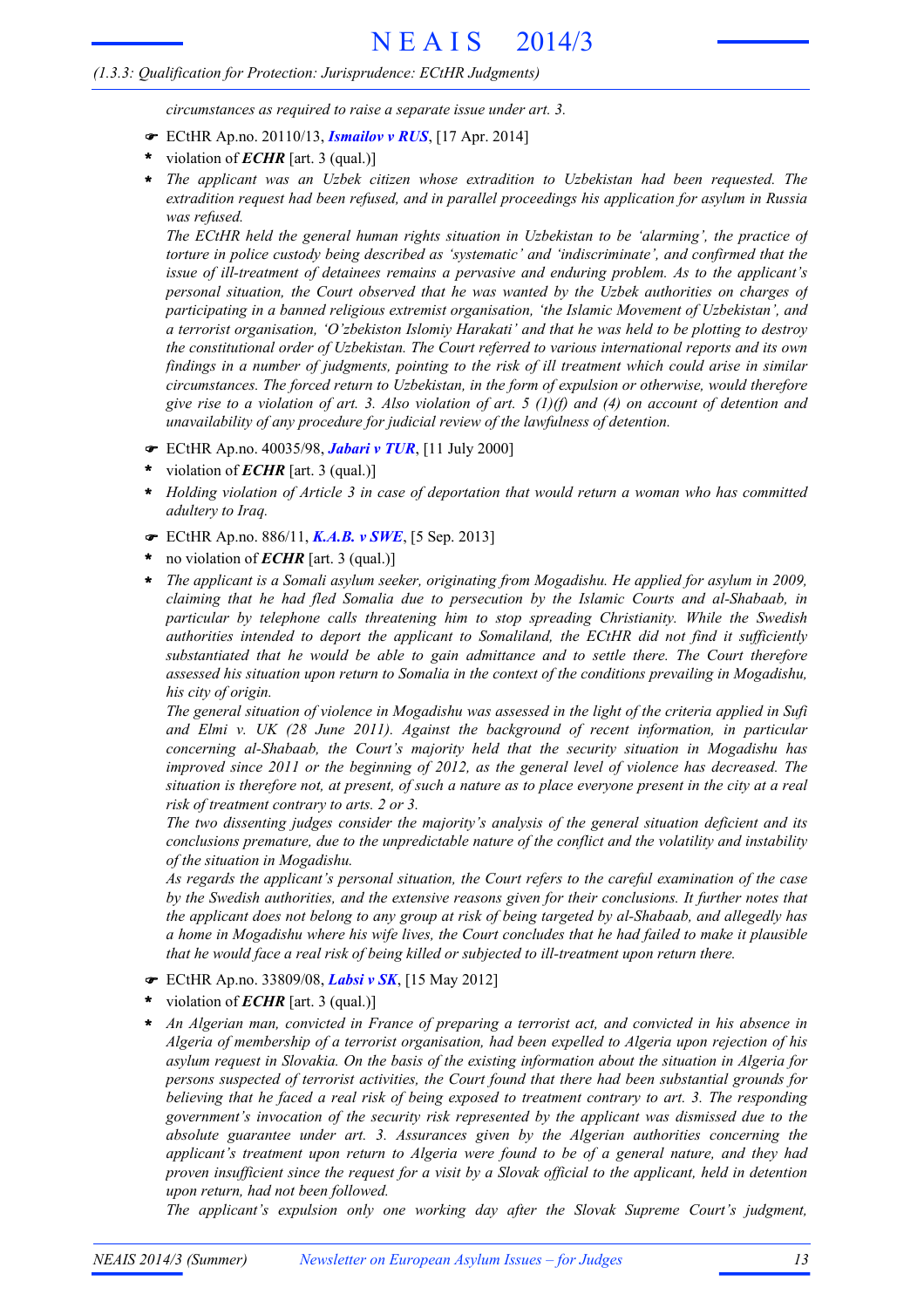*circumstances as required to raise a separate issue under art. 3.*

☛ ECtHR Ap.no. 20110/13, ***Ismailov v RUS***, [17 Apr. 2014]

\* violation of ***ECHR*** [art. 3 (qual.)]

\* *The applicant was an Uzbek citizen whose extradition to Uzbekistan had been requested. The extradition request had been refused, and in parallel proceedings his application for asylum in Russia was refused.*
*The ECtHR held the general human rights situation in Uzbekistan to be 'alarming', the practice of torture in police custody being described as 'systematic' and 'indiscriminate', and confirmed that the issue of ill-treatment of detainees remains a pervasive and enduring problem. As to the applicant's personal situation, the Court observed that he was wanted by the Uzbek authorities on charges of participating in a banned religious extremist organisation, 'the Islamic Movement of Uzbekistan', and a terrorist organisation, 'O'zbekiston Islomiy Harakati' and that he was held to be plotting to destroy the constitutional order of Uzbekistan. The Court referred to various international reports and its own findings in a number of judgments, pointing to the risk of ill treatment which could arise in similar circumstances. The forced return to Uzbekistan, in the form of expulsion or otherwise, would therefore give rise to a violation of art. 3. Also violation of art. 5 (1)(f) and (4) on account of detention and unavailability of any procedure for judicial review of the lawfulness of detention.*

☛ ECtHR Ap.no. 40035/98, ***Jabari v TUR***, [11 July 2000]

\* violation of ***ECHR*** [art. 3 (qual.)]

\* *Holding violation of Article 3 in case of deportation that would return a woman who has committed adultery to Iraq.*

☛ ECtHR Ap.no. 886/11, ***K.A.B. v SWE***, [5 Sep. 2013]

\* no violation of ***ECHR*** [art. 3 (qual.)]

\* *The applicant is a Somali asylum seeker, originating from Mogadishu. He applied for asylum in 2009, claiming that he had fled Somalia due to persecution by the Islamic Courts and al-Shabaab, in particular by telephone calls threatening him to stop spreading Christianity. While the Swedish authorities intended to deport the applicant to Somaliland, the ECtHR did not find it sufficiently substantiated that he would be able to gain admittance and to settle there. The Court therefore assessed his situation upon return to Somalia in the context of the conditions prevailing in Mogadishu, his city of origin.*
*The general situation of violence in Mogadishu was assessed in the light of the criteria applied in Sufi and Elmi v. UK (28 June 2011). Against the background of recent information, in particular concerning al-Shabaab, the Court's majority held that the security situation in Mogadishu has improved since 2011 or the beginning of 2012, as the general level of violence has decreased. The situation is therefore not, at present, of such a nature as to place everyone present in the city at a real risk of treatment contrary to arts. 2 or 3.*
*The two dissenting judges consider the majority's analysis of the general situation deficient and its conclusions premature, due to the unpredictable nature of the conflict and the volatility and instability of the situation in Mogadishu.*
*As regards the applicant's personal situation, the Court refers to the careful examination of the case by the Swedish authorities, and the extensive reasons given for their conclusions. It further notes that the applicant does not belong to any group at risk of being targeted by al-Shabaab, and allegedly has a home in Mogadishu where his wife lives, the Court concludes that he had failed to make it plausible that he would face a real risk of being killed or subjected to ill-treatment upon return there.*

☛ ECtHR Ap.no. 33809/08, ***Labsi v SK***, [15 May 2012]

\* violation of ***ECHR*** [art. 3 (qual.)]

\* *An Algerian man, convicted in France of preparing a terrorist act, and convicted in his absence in Algeria of membership of a terrorist organisation, had been expelled to Algeria upon rejection of his asylum request in Slovakia. On the basis of the existing information about the situation in Algeria for persons suspected of terrorist activities, the Court found that there had been substantial grounds for believing that he faced a real risk of being exposed to treatment contrary to art. 3. The responding government's invocation of the security risk represented by the applicant was dismissed due to the absolute guarantee under art. 3. Assurances given by the Algerian authorities concerning the applicant's treatment upon return to Algeria were found to be of a general nature, and they had proven insufficient since the request for a visit by a Slovak official to the applicant, held in detention upon return, had not been followed.*
*The applicant's expulsion only one working day after the Slovak Supreme Court's judgment,*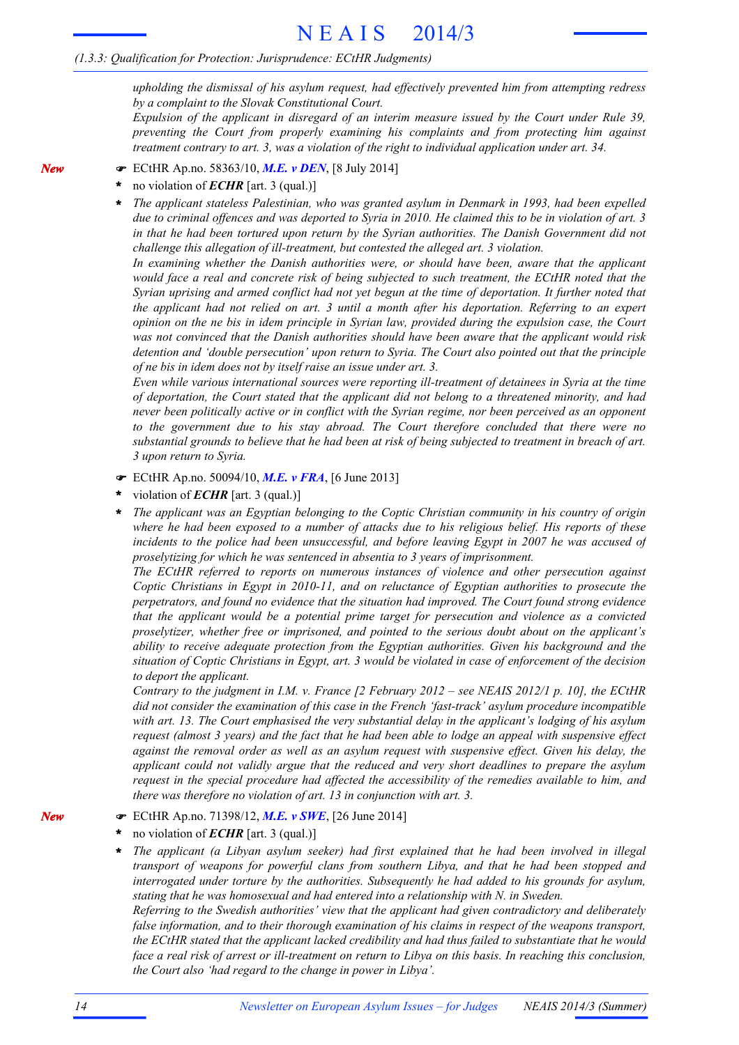*upholding the dismissal of his asylum request, had effectively prevented him from attempting redress by a complaint to the Slovak Constitutional Court.*
*Expulsion of the applicant in disregard of an interim measure issued by the Court under Rule 39, preventing the Court from properly examining his complaints and from protecting him against treatment contrary to art. 3, was a violation of the right to individual application under art. 34.*

*New*

☛ ECtHR Ap.no. 58363/10, ***M.E. v DEN***, [8 July 2014]

\* no violation of ***ECHR*** [art. 3 (qual.)]

\* *The applicant stateless Palestinian, who was granted asylum in Denmark in 1993, had been expelled due to criminal offences and was deported to Syria in 2010. He claimed this to be in violation of art. 3 in that he had been tortured upon return by the Syrian authorities. The Danish Government did not challenge this allegation of ill-treatment, but contested the alleged art. 3 violation.*
*In examining whether the Danish authorities were, or should have been, aware that the applicant would face a real and concrete risk of being subjected to such treatment, the ECtHR noted that the Syrian uprising and armed conflict had not yet begun at the time of deportation. It further noted that the applicant had not relied on art. 3 until a month after his deportation. Referring to an expert opinion on the ne bis in idem principle in Syrian law, provided during the expulsion case, the Court was not convinced that the Danish authorities should have been aware that the applicant would risk detention and 'double persecution' upon return to Syria. The Court also pointed out that the principle of ne bis in idem does not by itself raise an issue under art. 3.*
*Even while various international sources were reporting ill-treatment of detainees in Syria at the time of deportation, the Court stated that the applicant did not belong to a threatened minority, and had never been politically active or in conflict with the Syrian regime, nor been perceived as an opponent to the government due to his stay abroad. The Court therefore concluded that there were no substantial grounds to believe that he had been at risk of being subjected to treatment in breach of art. 3 upon return to Syria.*

☛ ECtHR Ap.no. 50094/10, ***M.E. v FRA***, [6 June 2013]

\* violation of ***ECHR*** [art. 3 (qual.)]

\* *The applicant was an Egyptian belonging to the Coptic Christian community in his country of origin where he had been exposed to a number of attacks due to his religious belief. His reports of these incidents to the police had been unsuccessful, and before leaving Egypt in 2007 he was accused of proselytizing for which he was sentenced in absentia to 3 years of imprisonment.*
*The ECtHR referred to reports on numerous instances of violence and other persecution against Coptic Christians in Egypt in 2010-11, and on reluctance of Egyptian authorities to prosecute the perpetrators, and found no evidence that the situation had improved. The Court found strong evidence that the applicant would be a potential prime target for persecution and violence as a convicted proselytizer, whether free or imprisoned, and pointed to the serious doubt about on the applicant's ability to receive adequate protection from the Egyptian authorities. Given his background and the situation of Coptic Christians in Egypt, art. 3 would be violated in case of enforcement of the decision to deport the applicant.*
*Contrary to the judgment in I.M. v. France [2 February 2012 – see NEAIS 2012/1 p. 10], the ECtHR did not consider the examination of this case in the French 'fast-track' asylum procedure incompatible with art. 13. The Court emphasised the very substantial delay in the applicant's lodging of his asylum request (almost 3 years) and the fact that he had been able to lodge an appeal with suspensive effect against the removal order as well as an asylum request with suspensive effect. Given his delay, the applicant could not validly argue that the reduced and very short deadlines to prepare the asylum request in the special procedure had affected the accessibility of the remedies available to him, and there was therefore no violation of art. 13 in conjunction with art. 3.*

*New*

☛ ECtHR Ap.no. 71398/12, ***M.E. v SWE***, [26 June 2014]

\* no violation of ***ECHR*** [art. 3 (qual.)]

\* *The applicant (a Libyan asylum seeker) had first explained that he had been involved in illegal transport of weapons for powerful clans from southern Libya, and that he had been stopped and interrogated under torture by the authorities. Subsequently he had added to his grounds for asylum, stating that he was homosexual and had entered into a relationship with N. in Sweden.*
*Referring to the Swedish authorities' view that the applicant had given contradictory and deliberately false information, and to their thorough examination of his claims in respect of the weapons transport, the ECtHR stated that the applicant lacked credibility and had thus failed to substantiate that he would face a real risk of arrest or ill-treatment on return to Libya on this basis. In reaching this conclusion, the Court also 'had regard to the change in power in Libya'.*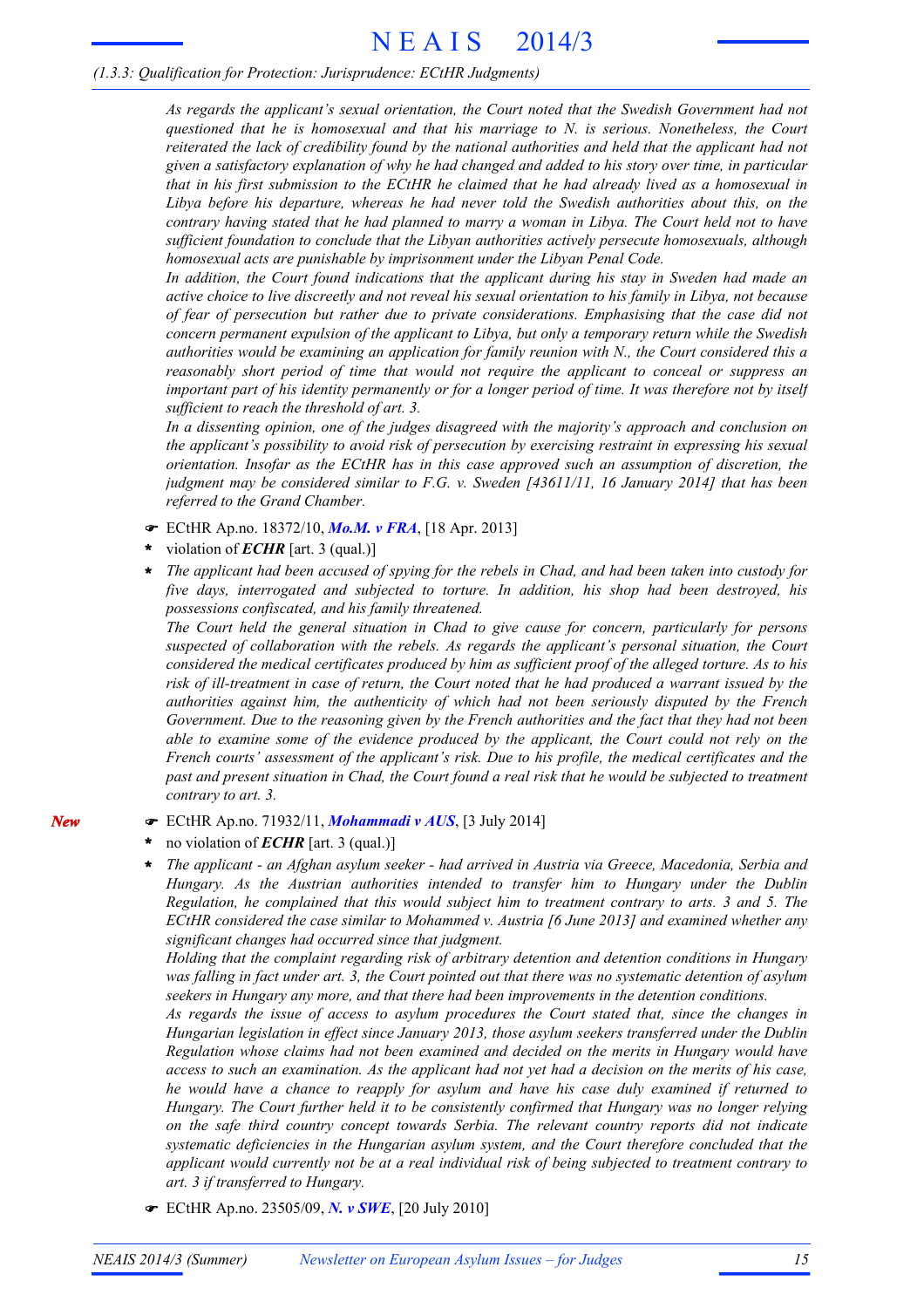*(1.3.3: Qualification for Protection: Jurisprudence: ECtHR Judgments)*

*As regards the applicant's sexual orientation, the Court noted that the Swedish Government had not questioned that he is homosexual and that his marriage to N. is serious. Nonetheless, the Court reiterated the lack of credibility found by the national authorities and held that the applicant had not given a satisfactory explanation of why he had changed and added to his story over time, in particular that in his first submission to the ECtHR he claimed that he had already lived as a homosexual in Libya before his departure, whereas he had never told the Swedish authorities about this, on the contrary having stated that he had planned to marry a woman in Libya. The Court held not to have sufficient foundation to conclude that the Libyan authorities actively persecute homosexuals, although homosexual acts are punishable by imprisonment under the Libyan Penal Code.*

*In addition, the Court found indications that the applicant during his stay in Sweden had made an active choice to live discreetly and not reveal his sexual orientation to his family in Libya, not because of fear of persecution but rather due to private considerations. Emphasising that the case did not concern permanent expulsion of the applicant to Libya, but only a temporary return while the Swedish authorities would be examining an application for family reunion with N., the Court considered this a reasonably short period of time that would not require the applicant to conceal or suppress an important part of his identity permanently or for a longer period of time. It was therefore not by itself sufficient to reach the threshold of art. 3.*

*In a dissenting opinion, one of the judges disagreed with the majority's approach and conclusion on the applicant's possibility to avoid risk of persecution by exercising restraint in expressing his sexual orientation. Insofar as the ECtHR has in this case approved such an assumption of discretion, the judgment may be considered similar to F.G. v. Sweden [43611/11, 16 January 2014] that has been referred to the Grand Chamber.*

- ☛ ECtHR Ap.no. 18372/10, ***Mo.M. v FRA***, [18 Apr. 2013]
- \* violation of ***ECHR*** [art. 3 (qual.)]
- \* *The applicant had been accused of spying for the rebels in Chad, and had been taken into custody for five days, interrogated and subjected to torture. In addition, his shop had been destroyed, his possessions confiscated, and his family threatened.*

  *The Court held the general situation in Chad to give cause for concern, particularly for persons suspected of collaboration with the rebels. As regards the applicant's personal situation, the Court considered the medical certificates produced by him as sufficient proof of the alleged torture. As to his risk of ill-treatment in case of return, the Court noted that he had produced a warrant issued by the authorities against him, the authenticity of which had not been seriously disputed by the French Government. Due to the reasoning given by the French authorities and the fact that they had not been able to examine some of the evidence produced by the applicant, the Court could not rely on the French courts' assessment of the applicant's risk. Due to his profile, the medical certificates and the past and present situation in Chad, the Court found a real risk that he would be subjected to treatment contrary to art. 3.*

***New***

- ☛ ECtHR Ap.no. 71932/11, ***Mohammadi v AUS***, [3 July 2014]
- \* no violation of ***ECHR*** [art. 3 (qual.)]
- \* *The applicant - an Afghan asylum seeker - had arrived in Austria via Greece, Macedonia, Serbia and Hungary. As the Austrian authorities intended to transfer him to Hungary under the Dublin Regulation, he complained that this would subject him to treatment contrary to arts. 3 and 5. The ECtHR considered the case similar to Mohammed v. Austria [6 June 2013] and examined whether any significant changes had occurred since that judgment.*

  *Holding that the complaint regarding risk of arbitrary detention and detention conditions in Hungary was falling in fact under art. 3, the Court pointed out that there was no systematic detention of asylum seekers in Hungary any more, and that there had been improvements in the detention conditions.*

  *As regards the issue of access to asylum procedures the Court stated that, since the changes in Hungarian legislation in effect since January 2013, those asylum seekers transferred under the Dublin Regulation whose claims had not been examined and decided on the merits in Hungary would have access to such an examination. As the applicant had not yet had a decision on the merits of his case, he would have a chance to reapply for asylum and have his case duly examined if returned to Hungary. The Court further held it to be consistently confirmed that Hungary was no longer relying on the safe third country concept towards Serbia. The relevant country reports did not indicate systematic deficiencies in the Hungarian asylum system, and the Court therefore concluded that the applicant would currently not be at a real individual risk of being subjected to treatment contrary to art. 3 if transferred to Hungary.*

- ☛ ECtHR Ap.no. 23505/09, ***N. v SWE***, [20 July 2010]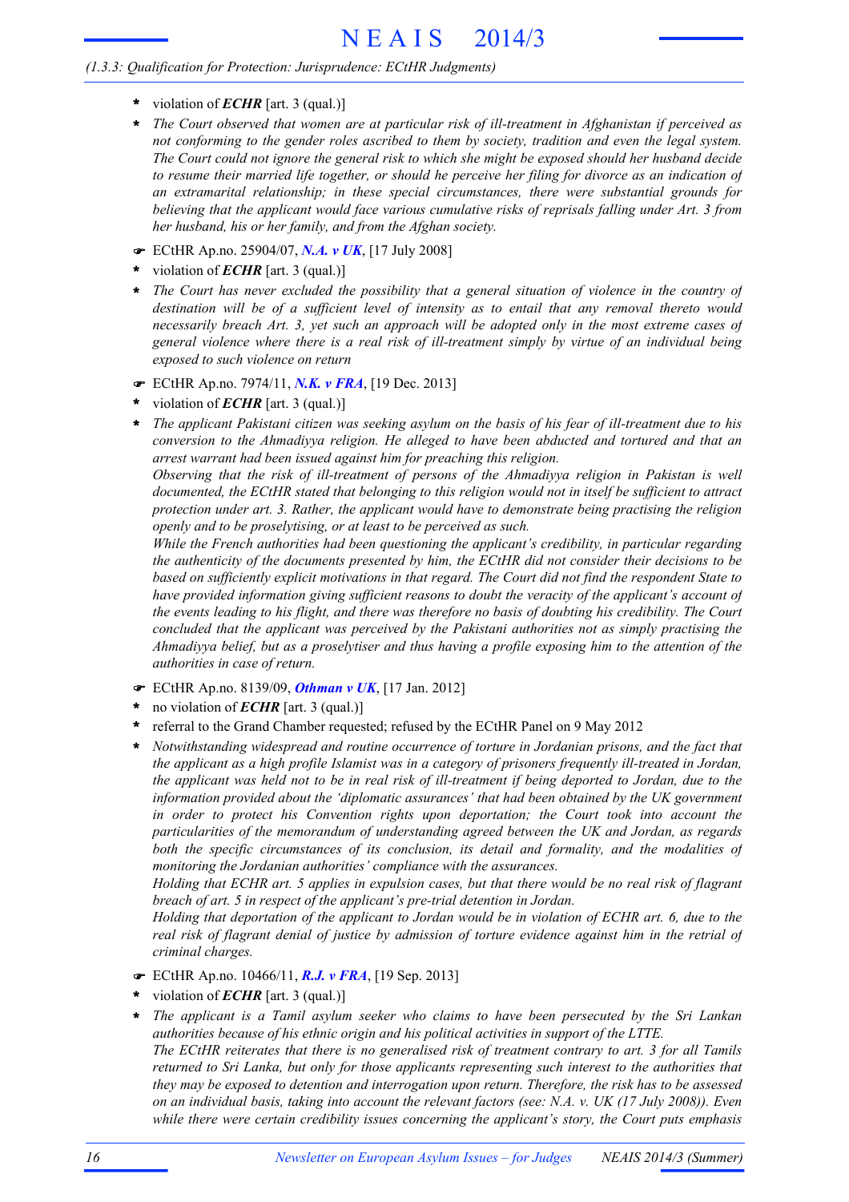* violation of ***ECHR*** [art. 3 (qual.)]
* *The Court observed that women are at particular risk of ill-treatment in Afghanistan if perceived as not conforming to the gender roles ascribed to them by society, tradition and even the legal system. The Court could not ignore the general risk to which she might be exposed should her husband decide to resume their married life together, or should he perceive her filing for divorce as an indication of an extramarital relationship; in these special circumstances, there were substantial grounds for believing that the applicant would face various cumulative risks of reprisals falling under Art. 3 from her husband, his or her family, and from the Afghan society.*

☛ ECtHR Ap.no. 25904/07, ***N.A. v UK***, [17 July 2008]

* violation of ***ECHR*** [art. 3 (qual.)]
* *The Court has never excluded the possibility that a general situation of violence in the country of destination will be of a sufficient level of intensity as to entail that any removal thereto would necessarily breach Art. 3, yet such an approach will be adopted only in the most extreme cases of general violence where there is a real risk of ill-treatment simply by virtue of an individual being exposed to such violence on return*

☛ ECtHR Ap.no. 7974/11, ***N.K. v FRA***, [19 Dec. 2013]

* violation of ***ECHR*** [art. 3 (qual.)]
* *The applicant Pakistani citizen was seeking asylum on the basis of his fear of ill-treatment due to his conversion to the Ahmadiyya religion. He alleged to have been abducted and tortured and that an arrest warrant had been issued against him for preaching this religion.*
  *Observing that the risk of ill-treatment of persons of the Ahmadiyya religion in Pakistan is well documented, the ECtHR stated that belonging to this religion would not in itself be sufficient to attract protection under art. 3. Rather, the applicant would have to demonstrate being practising the religion openly and to be proselytising, or at least to be perceived as such.*
  *While the French authorities had been questioning the applicant's credibility, in particular regarding the authenticity of the documents presented by him, the ECtHR did not consider their decisions to be based on sufficiently explicit motivations in that regard. The Court did not find the respondent State to have provided information giving sufficient reasons to doubt the veracity of the applicant's account of the events leading to his flight, and there was therefore no basis of doubting his credibility. The Court concluded that the applicant was perceived by the Pakistani authorities not as simply practising the Ahmadiyya belief, but as a proselytiser and thus having a profile exposing him to the attention of the authorities in case of return.*

☛ ECtHR Ap.no. 8139/09, ***Othman v UK***, [17 Jan. 2012]

* no violation of ***ECHR*** [art. 3 (qual.)]
* referral to the Grand Chamber requested; refused by the ECtHR Panel on 9 May 2012
* *Notwithstanding widespread and routine occurrence of torture in Jordanian prisons, and the fact that the applicant as a high profile Islamist was in a category of prisoners frequently ill-treated in Jordan, the applicant was held not to be in real risk of ill-treatment if being deported to Jordan, due to the information provided about the 'diplomatic assurances' that had been obtained by the UK government in order to protect his Convention rights upon deportation; the Court took into account the particularities of the memorandum of understanding agreed between the UK and Jordan, as regards both the specific circumstances of its conclusion, its detail and formality, and the modalities of monitoring the Jordanian authorities' compliance with the assurances.*
  *Holding that ECHR art. 5 applies in expulsion cases, but that there would be no real risk of flagrant breach of art. 5 in respect of the applicant's pre-trial detention in Jordan.*
  *Holding that deportation of the applicant to Jordan would be in violation of ECHR art. 6, due to the real risk of flagrant denial of justice by admission of torture evidence against him in the retrial of criminal charges.*

☛ ECtHR Ap.no. 10466/11, ***R.J. v FRA***, [19 Sep. 2013]

* violation of ***ECHR*** [art. 3 (qual.)]
* *The applicant is a Tamil asylum seeker who claims to have been persecuted by the Sri Lankan authorities because of his ethnic origin and his political activities in support of the LTTE.*
  *The ECtHR reiterates that there is no generalised risk of treatment contrary to art. 3 for all Tamils returned to Sri Lanka, but only for those applicants representing such interest to the authorities that they may be exposed to detention and interrogation upon return. Therefore, the risk has to be assessed on an individual basis, taking into account the relevant factors (see: N.A. v. UK (17 July 2008)). Even while there were certain credibility issues concerning the applicant's story, the Court puts emphasis*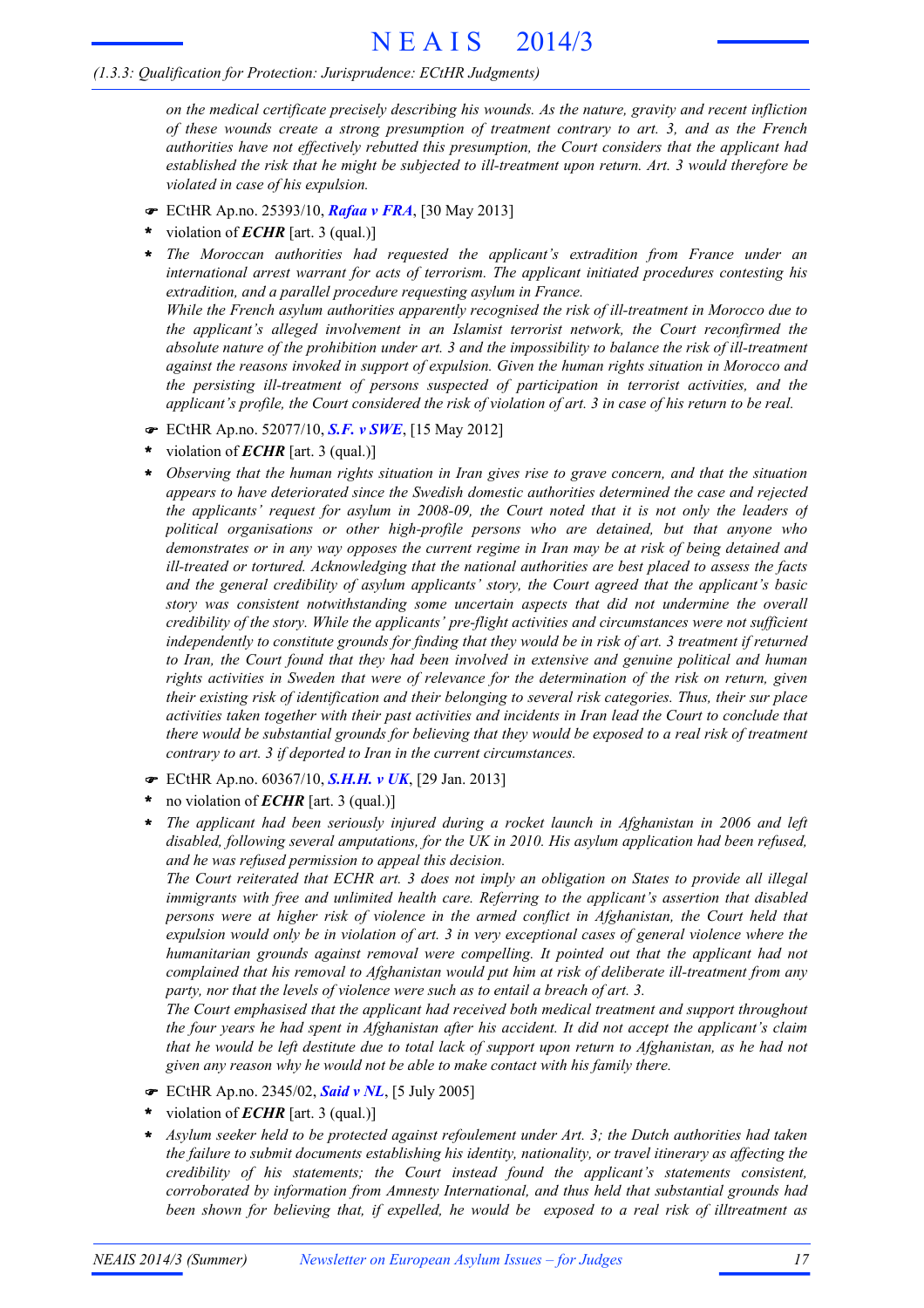*on the medical certificate precisely describing his wounds. As the nature, gravity and recent infliction of these wounds create a strong presumption of treatment contrary to art. 3, and as the French authorities have not effectively rebutted this presumption, the Court considers that the applicant had established the risk that he might be subjected to ill-treatment upon return. Art. 3 would therefore be violated in case of his expulsion.*

- ☛ ECtHR Ap.no. 25393/10, ***Rafaa v FRA***, [30 May 2013]
- \* violation of ***ECHR*** [art. 3 (qual.)]
- \* *The Moroccan authorities had requested the applicant's extradition from France under an international arrest warrant for acts of terrorism. The applicant initiated procedures contesting his extradition, and a parallel procedure requesting asylum in France.*
  *While the French asylum authorities apparently recognised the risk of ill-treatment in Morocco due to the applicant's alleged involvement in an Islamist terrorist network, the Court reconfirmed the absolute nature of the prohibition under art. 3 and the impossibility to balance the risk of ill-treatment against the reasons invoked in support of expulsion. Given the human rights situation in Morocco and the persisting ill-treatment of persons suspected of participation in terrorist activities, and the applicant's profile, the Court considered the risk of violation of art. 3 in case of his return to be real.*
- ☛ ECtHR Ap.no. 52077/10, ***S.F. v SWE***, [15 May 2012]
- \* violation of ***ECHR*** [art. 3 (qual.)]
- \* *Observing that the human rights situation in Iran gives rise to grave concern, and that the situation appears to have deteriorated since the Swedish domestic authorities determined the case and rejected the applicants' request for asylum in 2008-09, the Court noted that it is not only the leaders of political organisations or other high-profile persons who are detained, but that anyone who demonstrates or in any way opposes the current regime in Iran may be at risk of being detained and ill-treated or tortured. Acknowledging that the national authorities are best placed to assess the facts and the general credibility of asylum applicants' story, the Court agreed that the applicant's basic story was consistent notwithstanding some uncertain aspects that did not undermine the overall credibility of the story. While the applicants' pre-flight activities and circumstances were not sufficient independently to constitute grounds for finding that they would be in risk of art. 3 treatment if returned to Iran, the Court found that they had been involved in extensive and genuine political and human rights activities in Sweden that were of relevance for the determination of the risk on return, given their existing risk of identification and their belonging to several risk categories. Thus, their sur place activities taken together with their past activities and incidents in Iran lead the Court to conclude that there would be substantial grounds for believing that they would be exposed to a real risk of treatment contrary to art. 3 if deported to Iran in the current circumstances.*
- ☛ ECtHR Ap.no. 60367/10, ***S.H.H. v UK***, [29 Jan. 2013]
- \* no violation of ***ECHR*** [art. 3 (qual.)]
- \* *The applicant had been seriously injured during a rocket launch in Afghanistan in 2006 and left disabled, following several amputations, for the UK in 2010. His asylum application had been refused, and he was refused permission to appeal this decision.*
  *The Court reiterated that ECHR art. 3 does not imply an obligation on States to provide all illegal immigrants with free and unlimited health care. Referring to the applicant's assertion that disabled persons were at higher risk of violence in the armed conflict in Afghanistan, the Court held that expulsion would only be in violation of art. 3 in very exceptional cases of general violence where the humanitarian grounds against removal were compelling. It pointed out that the applicant had not complained that his removal to Afghanistan would put him at risk of deliberate ill-treatment from any party, nor that the levels of violence were such as to entail a breach of art. 3.*
  *The Court emphasised that the applicant had received both medical treatment and support throughout the four years he had spent in Afghanistan after his accident. It did not accept the applicant's claim that he would be left destitute due to total lack of support upon return to Afghanistan, as he had not given any reason why he would not be able to make contact with his family there.*
- ☛ ECtHR Ap.no. 2345/02, ***Said v NL***, [5 July 2005]
- \* violation of ***ECHR*** [art. 3 (qual.)]
- \* *Asylum seeker held to be protected against refoulement under Art. 3; the Dutch authorities had taken the failure to submit documents establishing his identity, nationality, or travel itinerary as affecting the credibility of his statements; the Court instead found the applicant's statements consistent, corroborated by information from Amnesty International, and thus held that substantial grounds had been shown for believing that, if expelled, he would be exposed to a real risk of illtreatment as*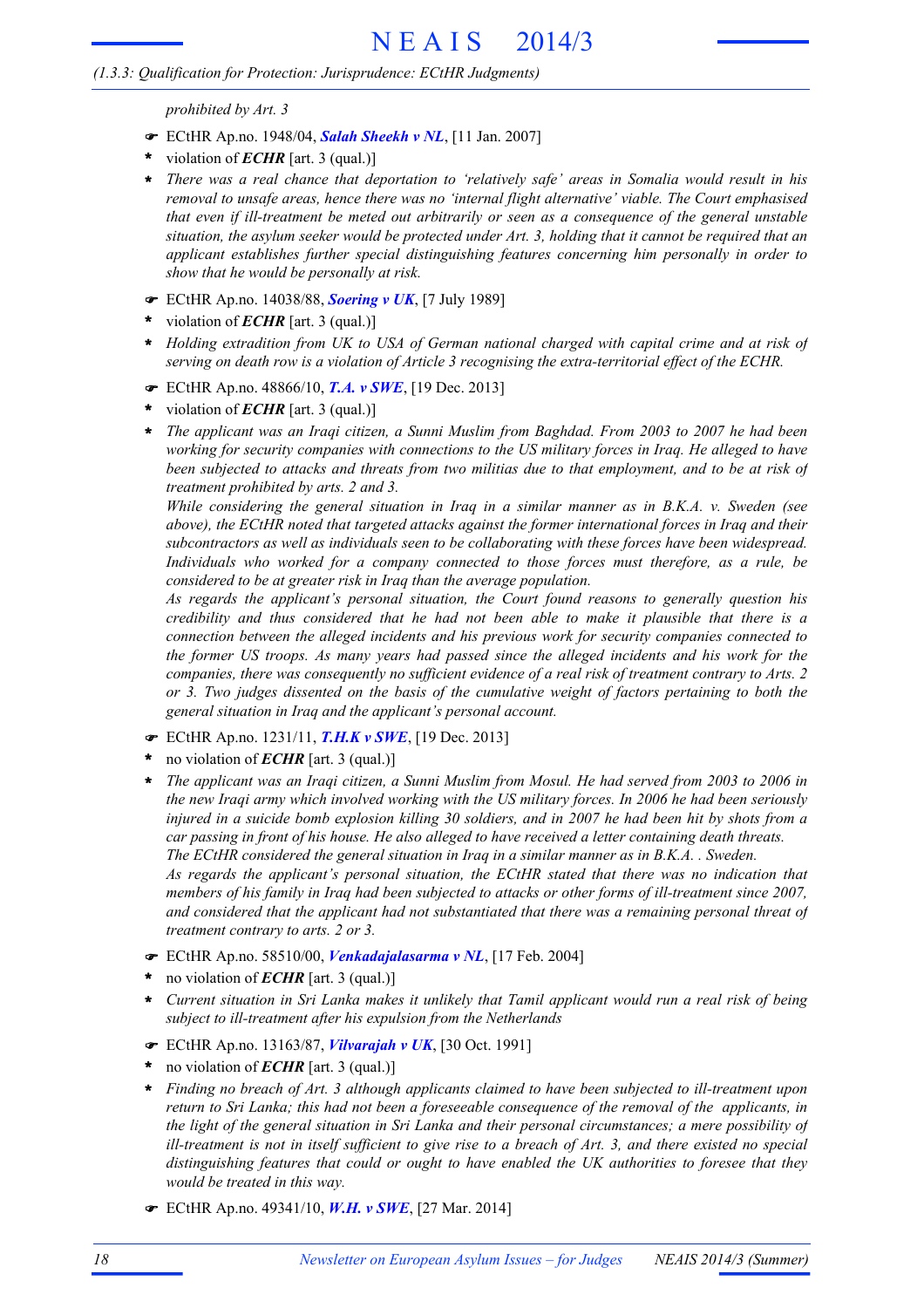*prohibited by Art. 3*

- ☛ ECtHR Ap.no. 1948/04, ***Salah Sheekh v NL***, [11 Jan. 2007]
- \* violation of ***ECHR*** [art. 3 (qual.)]
- \* *There was a real chance that deportation to 'relatively safe' areas in Somalia would result in his removal to unsafe areas, hence there was no 'internal flight alternative' viable. The Court emphasised that even if ill-treatment be meted out arbitrarily or seen as a consequence of the general unstable situation, the asylum seeker would be protected under Art. 3, holding that it cannot be required that an applicant establishes further special distinguishing features concerning him personally in order to show that he would be personally at risk.*

- ☛ ECtHR Ap.no. 14038/88, ***Soering v UK***, [7 July 1989]
- \* violation of ***ECHR*** [art. 3 (qual.)]
- \* *Holding extradition from UK to USA of German national charged with capital crime and at risk of serving on death row is a violation of Article 3 recognising the extra-territorial effect of the ECHR.*

- ☛ ECtHR Ap.no. 48866/10, ***T.A. v SWE***, [19 Dec. 2013]
- \* violation of ***ECHR*** [art. 3 (qual.)]
- \* *The applicant was an Iraqi citizen, a Sunni Muslim from Baghdad. From 2003 to 2007 he had been working for security companies with connections to the US military forces in Iraq. He alleged to have been subjected to attacks and threats from two militias due to that employment, and to be at risk of treatment prohibited by arts. 2 and 3.*
  *While considering the general situation in Iraq in a similar manner as in B.K.A. v. Sweden (see above), the ECtHR noted that targeted attacks against the former international forces in Iraq and their subcontractors as well as individuals seen to be collaborating with these forces have been widespread. Individuals who worked for a company connected to those forces must therefore, as a rule, be considered to be at greater risk in Iraq than the average population.*
  *As regards the applicant's personal situation, the Court found reasons to generally question his credibility and thus considered that he had not been able to make it plausible that there is a connection between the alleged incidents and his previous work for security companies connected to the former US troops. As many years had passed since the alleged incidents and his work for the companies, there was consequently no sufficient evidence of a real risk of treatment contrary to Arts. 2 or 3. Two judges dissented on the basis of the cumulative weight of factors pertaining to both the general situation in Iraq and the applicant's personal account.*

- ☛ ECtHR Ap.no. 1231/11, ***T.H.K v SWE***, [19 Dec. 2013]
- \* no violation of ***ECHR*** [art. 3 (qual.)]
- \* *The applicant was an Iraqi citizen, a Sunni Muslim from Mosul. He had served from 2003 to 2006 in the new Iraqi army which involved working with the US military forces. In 2006 he had been seriously injured in a suicide bomb explosion killing 30 soldiers, and in 2007 he had been hit by shots from a car passing in front of his house. He also alleged to have received a letter containing death threats.*
  *The ECtHR considered the general situation in Iraq in a similar manner as in B.K.A. . Sweden.*
  *As regards the applicant's personal situation, the ECtHR stated that there was no indication that members of his family in Iraq had been subjected to attacks or other forms of ill-treatment since 2007, and considered that the applicant had not substantiated that there was a remaining personal threat of treatment contrary to arts. 2 or 3.*

- ☛ ECtHR Ap.no. 58510/00, ***Venkadajalasarma v NL***, [17 Feb. 2004]
- \* no violation of ***ECHR*** [art. 3 (qual.)]
- \* *Current situation in Sri Lanka makes it unlikely that Tamil applicant would run a real risk of being subject to ill-treatment after his expulsion from the Netherlands*

- ☛ ECtHR Ap.no. 13163/87, ***Vilvarajah v UK***, [30 Oct. 1991]
- \* no violation of ***ECHR*** [art. 3 (qual.)]
- \* *Finding no breach of Art. 3 although applicants claimed to have been subjected to ill-treatment upon return to Sri Lanka; this had not been a foreseeable consequence of the removal of the applicants, in the light of the general situation in Sri Lanka and their personal circumstances; a mere possibility of ill-treatment is not in itself sufficient to give rise to a breach of Art. 3, and there existed no special distinguishing features that could or ought to have enabled the UK authorities to foresee that they would be treated in this way.*

- ☛ ECtHR Ap.no. 49341/10, ***W.H. v SWE***, [27 Mar. 2014]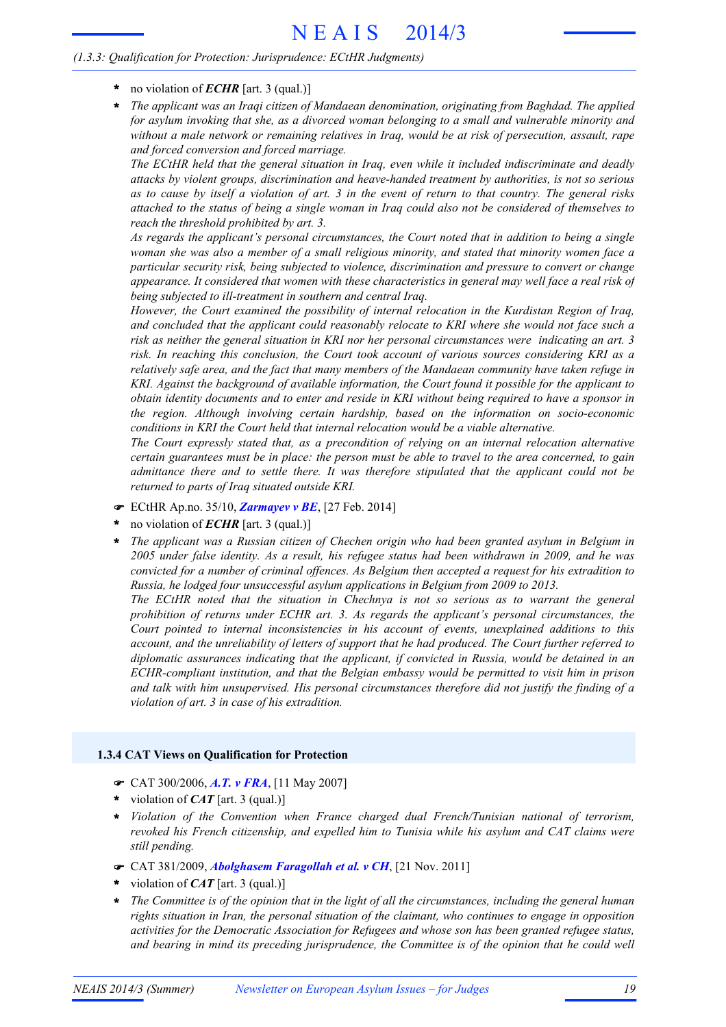- no violation of ***ECHR*** [art. 3 (qual.)]
- *The applicant was an Iraqi citizen of Mandaean denomination, originating from Baghdad. The applied for asylum invoking that she, as a divorced woman belonging to a small and vulnerable minority and without a male network or remaining relatives in Iraq, would be at risk of persecution, assault, rape and forced conversion and forced marriage.*
  *The ECtHR held that the general situation in Iraq, even while it included indiscriminate and deadly attacks by violent groups, discrimination and heave-handed treatment by authorities, is not so serious as to cause by itself a violation of art. 3 in the event of return to that country. The general risks attached to the status of being a single woman in Iraq could also not be considered of themselves to reach the threshold prohibited by art. 3.*
  *As regards the applicant's personal circumstances, the Court noted that in addition to being a single woman she was also a member of a small religious minority, and stated that minority women face a particular security risk, being subjected to violence, discrimination and pressure to convert or change appearance. It considered that women with these characteristics in general may well face a real risk of being subjected to ill-treatment in southern and central Iraq.*
  *However, the Court examined the possibility of internal relocation in the Kurdistan Region of Iraq, and concluded that the applicant could reasonably relocate to KRI where she would not face such a risk as neither the general situation in KRI nor her personal circumstances were indicating an art. 3 risk. In reaching this conclusion, the Court took account of various sources considering KRI as a relatively safe area, and the fact that many members of the Mandaean community have taken refuge in KRI. Against the background of available information, the Court found it possible for the applicant to obtain identity documents and to enter and reside in KRI without being required to have a sponsor in the region. Although involving certain hardship, based on the information on socio-economic conditions in KRI the Court held that internal relocation would be a viable alternative.*
  *The Court expressly stated that, as a precondition of relying on an internal relocation alternative certain guarantees must be in place: the person must be able to travel to the area concerned, to gain admittance there and to settle there. It was therefore stipulated that the applicant could not be returned to parts of Iraq situated outside KRI.*

☛ ECtHR Ap.no. 35/10, ***Zarmayev v BE***, [27 Feb. 2014]

- no violation of ***ECHR*** [art. 3 (qual.)]
- *The applicant was a Russian citizen of Chechen origin who had been granted asylum in Belgium in 2005 under false identity. As a result, his refugee status had been withdrawn in 2009, and he was convicted for a number of criminal offences. As Belgium then accepted a request for his extradition to Russia, he lodged four unsuccessful asylum applications in Belgium from 2009 to 2013.*
  *The ECtHR noted that the situation in Chechnya is not so serious as to warrant the general prohibition of returns under ECHR art. 3. As regards the applicant's personal circumstances, the Court pointed to internal inconsistencies in his account of events, unexplained additions to this account, and the unreliability of letters of support that he had produced. The Court further referred to diplomatic assurances indicating that the applicant, if convicted in Russia, would be detained in an ECHR-compliant institution, and that the Belgian embassy would be permitted to visit him in prison and talk with him unsupervised. His personal circumstances therefore did not justify the finding of a violation of art. 3 in case of his extradition.*

### 1.3.4 CAT Views on Qualification for Protection

☛ CAT 300/2006, ***A.T. v FRA***, [11 May 2007]

- violation of ***CAT*** [art. 3 (qual.)]
- *Violation of the Convention when France charged dual French/Tunisian national of terrorism, revoked his French citizenship, and expelled him to Tunisia while his asylum and CAT claims were still pending.*

☛ CAT 381/2009, ***Abolghasem Faragollah et al. v CH***, [21 Nov. 2011]

- violation of ***CAT*** [art. 3 (qual.)]
- *The Committee is of the opinion that in the light of all the circumstances, including the general human rights situation in Iran, the personal situation of the claimant, who continues to engage in opposition activities for the Democratic Association for Refugees and whose son has been granted refugee status, and bearing in mind its preceding jurisprudence, the Committee is of the opinion that he could well*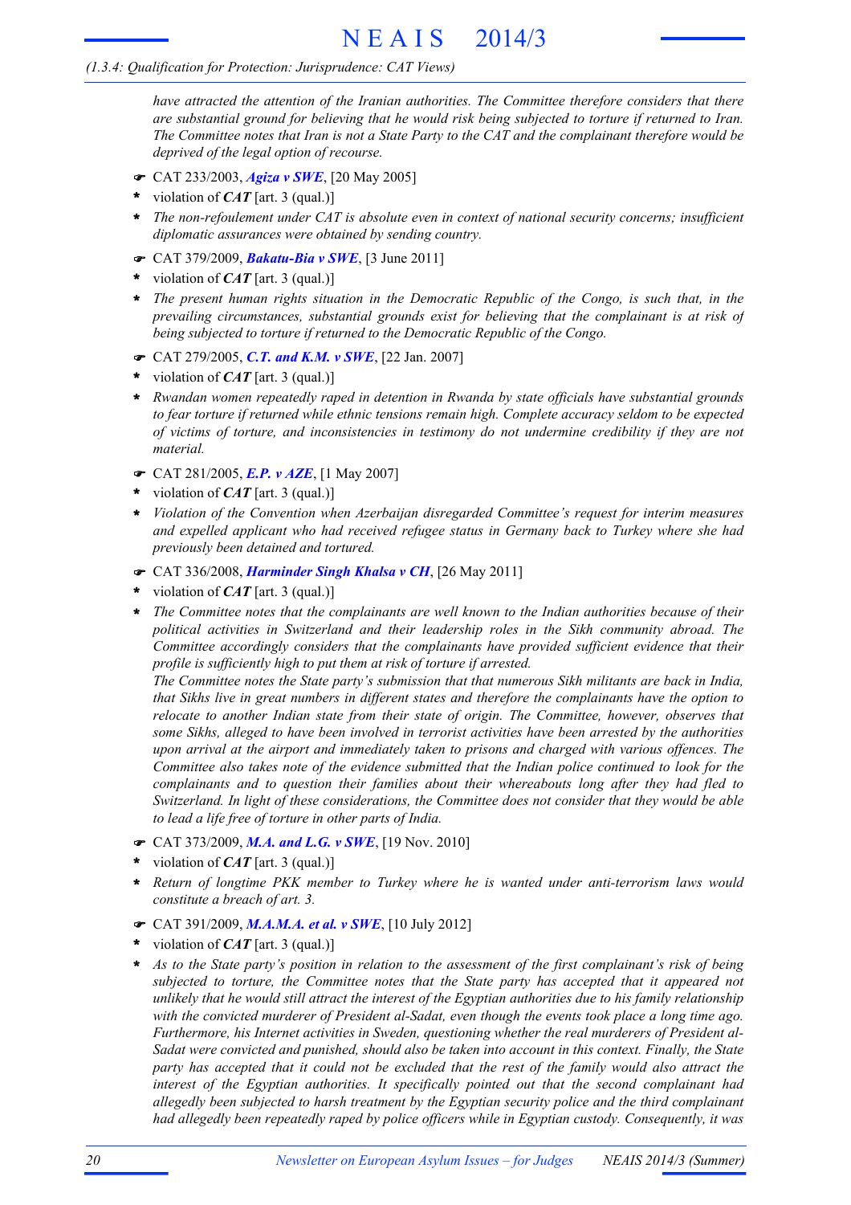*have attracted the attention of the Iranian authorities. The Committee therefore considers that there are substantial ground for believing that he would risk being subjected to torture if returned to Iran. The Committee notes that Iran is not a State Party to the CAT and the complainant therefore would be deprived of the legal option of recourse.*

☛ CAT 233/2003, ***Agiza v SWE***, [20 May 2005]

- violation of ***CAT*** [art. 3 (qual.)]
- *The non-refoulement under CAT is absolute even in context of national security concerns; insufficient diplomatic assurances were obtained by sending country.*

☛ CAT 379/2009, ***Bakatu-Bia v SWE***, [3 June 2011]

- violation of ***CAT*** [art. 3 (qual.)]
- *The present human rights situation in the Democratic Republic of the Congo, is such that, in the prevailing circumstances, substantial grounds exist for believing that the complainant is at risk of being subjected to torture if returned to the Democratic Republic of the Congo.*

☛ CAT 279/2005, ***C.T. and K.M. v SWE***, [22 Jan. 2007]

- violation of ***CAT*** [art. 3 (qual.)]
- *Rwandan women repeatedly raped in detention in Rwanda by state officials have substantial grounds to fear torture if returned while ethnic tensions remain high. Complete accuracy seldom to be expected of victims of torture, and inconsistencies in testimony do not undermine credibility if they are not material.*

☛ CAT 281/2005, ***E.P. v AZE***, [1 May 2007]

- violation of ***CAT*** [art. 3 (qual.)]
- *Violation of the Convention when Azerbaijan disregarded Committee's request for interim measures and expelled applicant who had received refugee status in Germany back to Turkey where she had previously been detained and tortured.*

☛ CAT 336/2008, ***Harminder Singh Khalsa v CH***, [26 May 2011]

- violation of ***CAT*** [art. 3 (qual.)]
- *The Committee notes that the complainants are well known to the Indian authorities because of their political activities in Switzerland and their leadership roles in the Sikh community abroad. The Committee accordingly considers that the complainants have provided sufficient evidence that their profile is sufficiently high to put them at risk of torture if arrested.*
  *The Committee notes the State party's submission that that numerous Sikh militants are back in India, that Sikhs live in great numbers in different states and therefore the complainants have the option to relocate to another Indian state from their state of origin. The Committee, however, observes that some Sikhs, alleged to have been involved in terrorist activities have been arrested by the authorities upon arrival at the airport and immediately taken to prisons and charged with various offences. The Committee also takes note of the evidence submitted that the Indian police continued to look for the complainants and to question their families about their whereabouts long after they had fled to Switzerland. In light of these considerations, the Committee does not consider that they would be able to lead a life free of torture in other parts of India.*

☛ CAT 373/2009, ***M.A. and L.G. v SWE***, [19 Nov. 2010]

- violation of ***CAT*** [art. 3 (qual.)]
- *Return of longtime PKK member to Turkey where he is wanted under anti-terrorism laws would constitute a breach of art. 3.*

☛ CAT 391/2009, ***M.A.M.A. et al. v SWE***, [10 July 2012]

- violation of ***CAT*** [art. 3 (qual.)]
- *As to the State party's position in relation to the assessment of the first complainant's risk of being subjected to torture, the Committee notes that the State party has accepted that it appeared not unlikely that he would still attract the interest of the Egyptian authorities due to his family relationship with the convicted murderer of President al-Sadat, even though the events took place a long time ago. Furthermore, his Internet activities in Sweden, questioning whether the real murderers of President al-Sadat were convicted and punished, should also be taken into account in this context. Finally, the State party has accepted that it could not be excluded that the rest of the family would also attract the interest of the Egyptian authorities. It specifically pointed out that the second complainant had allegedly been subjected to harsh treatment by the Egyptian security police and the third complainant had allegedly been repeatedly raped by police officers while in Egyptian custody. Consequently, it was*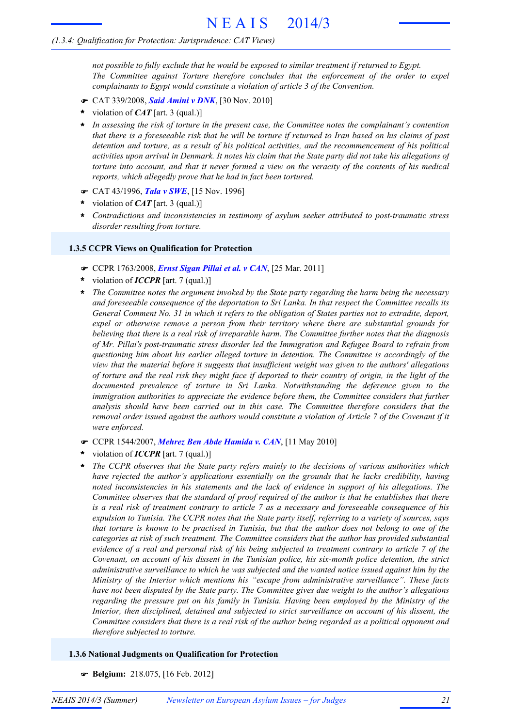*not possible to fully exclude that he would be exposed to similar treatment if returned to Egypt. The Committee against Torture therefore concludes that the enforcement of the order to expel complainants to Egypt would constitute a violation of article 3 of the Convention.*

- ☛ CAT 339/2008, ***Said Amini v DNK***, [30 Nov. 2010]
- \* violation of ***CAT*** [art. 3 (qual.)]
- \* *In assessing the risk of torture in the present case, the Committee notes the complainant's contention that there is a foreseeable risk that he will be torture if returned to Iran based on his claims of past detention and torture, as a result of his political activities, and the recommencement of his political activities upon arrival in Denmark. It notes his claim that the State party did not take his allegations of torture into account, and that it never formed a view on the veracity of the contents of his medical reports, which allegedly prove that he had in fact been tortured.*

- ☛ CAT 43/1996, ***Tala v SWE***, [15 Nov. 1996]
- \* violation of ***CAT*** [art. 3 (qual.)]
- \* *Contradictions and inconsistencies in testimony of asylum seeker attributed to post-traumatic stress disorder resulting from torture.*

### 1.3.5 CCPR Views on Qualification for Protection

- ☛ CCPR 1763/2008, ***Ernst Sigan Pillai et al. v CAN***, [25 Mar. 2011]
- \* violation of ***ICCPR*** [art. 7 (qual.)]
- \* *The Committee notes the argument invoked by the State party regarding the harm being the necessary and foreseeable consequence of the deportation to Sri Lanka. In that respect the Committee recalls its General Comment No. 31 in which it refers to the obligation of States parties not to extradite, deport, expel or otherwise remove a person from their territory where there are substantial grounds for believing that there is a real risk of irreparable harm. The Committee further notes that the diagnosis of Mr. Pillai's post-traumatic stress disorder led the Immigration and Refugee Board to refrain from questioning him about his earlier alleged torture in detention. The Committee is accordingly of the view that the material before it suggests that insufficient weight was given to the authors' allegations of torture and the real risk they might face if deported to their country of origin, in the light of the documented prevalence of torture in Sri Lanka. Notwithstanding the deference given to the immigration authorities to appreciate the evidence before them, the Committee considers that further analysis should have been carried out in this case. The Committee therefore considers that the removal order issued against the authors would constitute a violation of Article 7 of the Covenant if it were enforced.*

- ☛ CCPR 1544/2007, ***Mehrez Ben Abde Hamida v. CAN***, [11 May 2010]
- \* violation of ***ICCPR*** [art. 7 (qual.)]
- \* *The CCPR observes that the State party refers mainly to the decisions of various authorities which have rejected the author's applications essentially on the grounds that he lacks credibility, having noted inconsistencies in his statements and the lack of evidence in support of his allegations. The Committee observes that the standard of proof required of the author is that he establishes that there is a real risk of treatment contrary to article 7 as a necessary and foreseeable consequence of his expulsion to Tunisia. The CCPR notes that the State party itself, referring to a variety of sources, says that torture is known to be practised in Tunisia, but that the author does not belong to one of the categories at risk of such treatment. The Committee considers that the author has provided substantial evidence of a real and personal risk of his being subjected to treatment contrary to article 7 of the Covenant, on account of his dissent in the Tunisian police, his six-month police detention, the strict administrative surveillance to which he was subjected and the wanted notice issued against him by the Ministry of the Interior which mentions his "escape from administrative surveillance". These facts have not been disputed by the State party. The Committee gives due weight to the author's allegations regarding the pressure put on his family in Tunisia. Having been employed by the Ministry of the Interior, then disciplined, detained and subjected to strict surveillance on account of his dissent, the Committee considers that there is a real risk of the author being regarded as a political opponent and therefore subjected to torture.*

### 1.3.6 National Judgments on Qualification for Protection

- ☛ **Belgium:** 218.075, [16 Feb. 2012]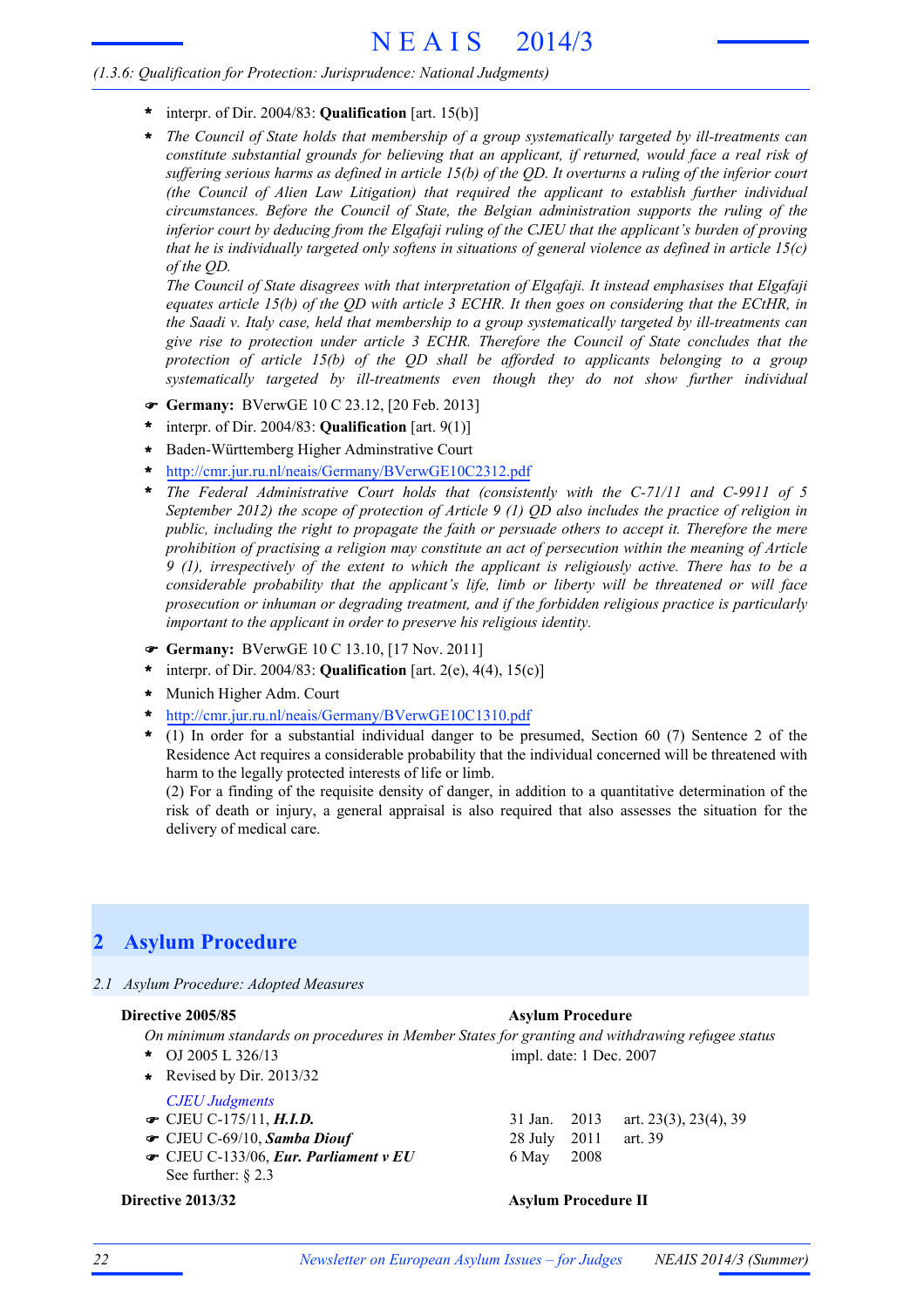- interpr. of Dir. 2004/83: **Qualification** [art. 15(b)]
- *The Council of State holds that membership of a group systematically targeted by ill-treatments can constitute substantial grounds for believing that an applicant, if returned, would face a real risk of suffering serious harms as defined in article 15(b) of the QD. It overturns a ruling of the inferior court (the Council of Alien Law Litigation) that required the applicant to establish further individual circumstances. Before the Council of State, the Belgian administration supports the ruling of the inferior court by deducing from the Elgafaji ruling of the CJEU that the applicant's burden of proving that he is individually targeted only softens in situations of general violence as defined in article 15(c) of the QD.*

  *The Council of State disagrees with that interpretation of Elgafaji. It instead emphasises that Elgafaji equates article 15(b) of the QD with article 3 ECHR. It then goes on considering that the ECtHR, in the Saadi v. Italy case, held that membership to a group systematically targeted by ill-treatments can give rise to protection under article 3 ECHR. Therefore the Council of State concludes that the protection of article 15(b) of the QD shall be afforded to applicants belonging to a group systematically targeted by ill-treatments even though they do not show further individual*

☛ **Germany:** BVerwGE 10 C 23.12, [20 Feb. 2013]

- interpr. of Dir. 2004/83: **Qualification** [art. 9(1)]
- Baden-Württemberg Higher Adminstrative Court
- http://cmr.jur.ru.nl/neais/Germany/BVerwGE10C2312.pdf
- *The Federal Administrative Court holds that (consistently with the C-71/11 and C-9911 of 5 September 2012) the scope of protection of Article 9 (1) QD also includes the practice of religion in public, including the right to propagate the faith or persuade others to accept it. Therefore the mere prohibition of practising a religion may constitute an act of persecution within the meaning of Article 9 (1), irrespectively of the extent to which the applicant is religiously active. There has to be a considerable probability that the applicant's life, limb or liberty will be threatened or will face prosecution or inhuman or degrading treatment, and if the forbidden religious practice is particularly important to the applicant in order to preserve his religious identity.*

☛ **Germany:** BVerwGE 10 C 13.10, [17 Nov. 2011]

- interpr. of Dir. 2004/83: **Qualification** [art. 2(e), 4(4), 15(c)]
- Munich Higher Adm. Court
- http://cmr.jur.ru.nl/neais/Germany/BVerwGE10C1310.pdf
- (1) In order for a substantial individual danger to be presumed, Section 60 (7) Sentence 2 of the Residence Act requires a considerable probability that the individual concerned will be threatened with harm to the legally protected interests of life or limb.

  (2) For a finding of the requisite density of danger, in addition to a quantitative determination of the risk of death or injury, a general appraisal is also required that also assesses the situation for the delivery of medical care.

# 2 Asylum Procedure

## 2.1 Asylum Procedure: Adopted Measures

**Directive 2005/85** — **Asylum Procedure**

*On minimum standards on procedures in Member States for granting and withdrawing refugee status*

- OJ 2005 L 326/13 — impl. date: 1 Dec. 2007
- Revised by Dir. 2013/32

*CJEU Judgments*

| | | |
|---|---|---|
| ☛ CJEU C-175/11, ***H.I.D.*** | 31 Jan. 2013 | art. 23(3), 23(4), 39 |
| ☛ CJEU C-69/10, ***Samba Diouf*** | 28 July 2011 | art. 39 |
| ☛ CJEU C-133/06, ***Eur. Parliament v EU*** | 6 May 2008 | |

See further: § 2.3

**Directive 2013/32** — **Asylum Procedure II**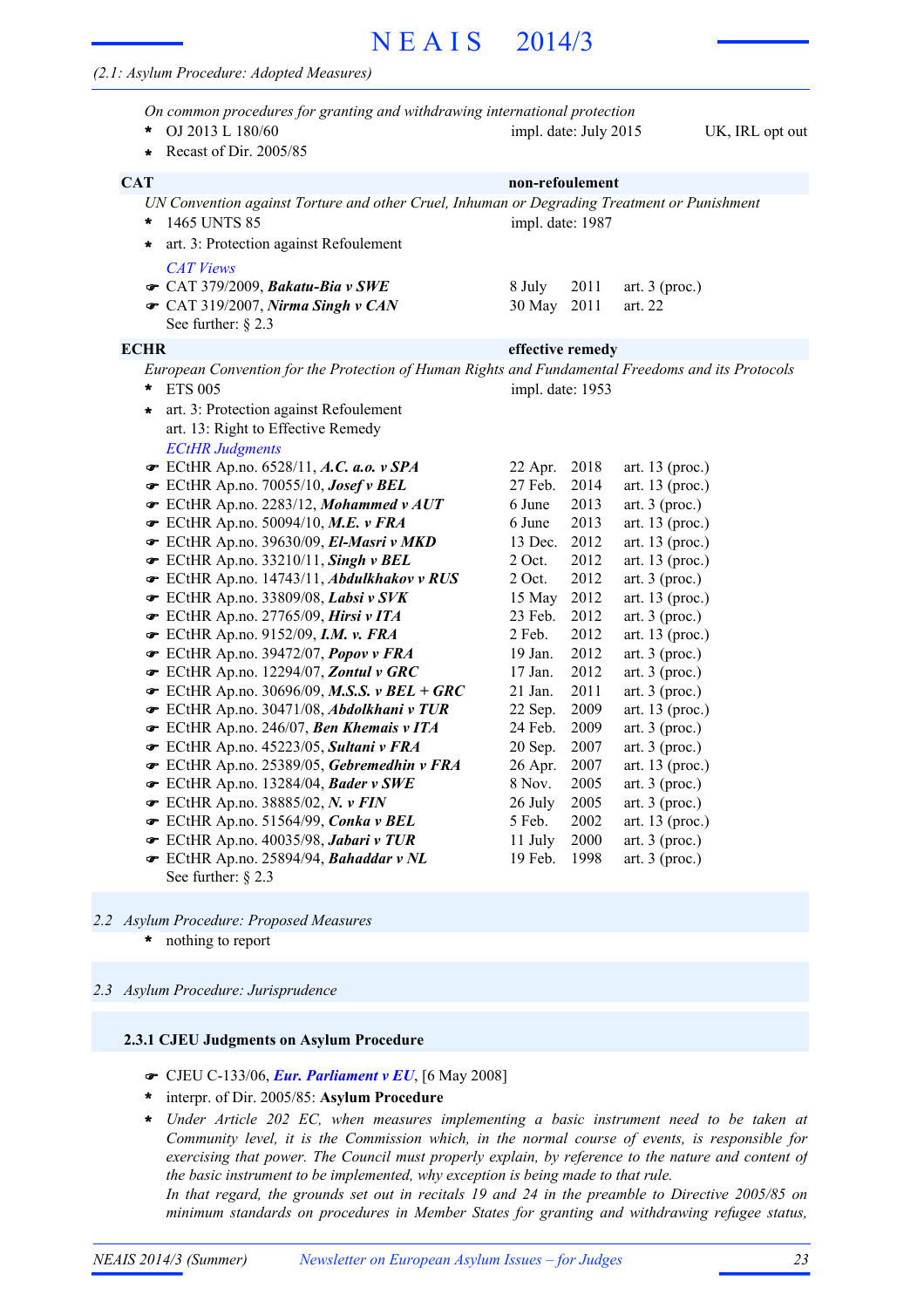*(2.1: Asylum Procedure: Adopted Measures)*

*On common procedures for granting and withdrawing international protection*

- OJ 2013 L 180/60 — impl. date: July 2015 — UK, IRL opt out
- Recast of Dir. 2005/85

**CAT** — **non-refoulement**

*UN Convention against Torture and other Cruel, Inhuman or Degrading Treatment or Punishment*

- 1465 UNTS 85 — impl. date: 1987
- art. 3: Protection against Refoulement

*CAT Views*

| Case | Date | | Article |
|---|---|---|---|
| ☛ CAT 379/2009, ***Bakatu-Bia v SWE*** | 8 July | 2011 | art. 3 (proc.) |
| ☛ CAT 319/2007, ***Nirma Singh v CAN*** | 30 May | 2011 | art. 22 |

See further: § 2.3

**ECHR** — **effective remedy**

*European Convention for the Protection of Human Rights and Fundamental Freedoms and its Protocols*

- ETS 005 — impl. date: 1953
- art. 3: Protection against Refoulement
  art. 13: Right to Effective Remedy

*ECtHR Judgments*

| Case | Date | | Article |
|---|---|---|---|
| ☛ ECtHR Ap.no. 6528/11, ***A.C. a.o. v SPA*** | 22 Apr. | 2018 | art. 13 (proc.) |
| ☛ ECtHR Ap.no. 70055/10, ***Josef v BEL*** | 27 Feb. | 2014 | art. 13 (proc.) |
| ☛ ECtHR Ap.no. 2283/12, ***Mohammed v AUT*** | 6 June | 2013 | art. 3 (proc.) |
| ☛ ECtHR Ap.no. 50094/10, ***M.E. v FRA*** | 6 June | 2013 | art. 13 (proc.) |
| ☛ ECtHR Ap.no. 39630/09, ***El-Masri v MKD*** | 13 Dec. | 2012 | art. 13 (proc.) |
| ☛ ECtHR Ap.no. 33210/11, ***Singh v BEL*** | 2 Oct. | 2012 | art. 13 (proc.) |
| ☛ ECtHR Ap.no. 14743/11, ***Abdulkhakov v RUS*** | 2 Oct. | 2012 | art. 3 (proc.) |
| ☛ ECtHR Ap.no. 33809/08, ***Labsi v SVK*** | 15 May | 2012 | art. 13 (proc.) |
| ☛ ECtHR Ap.no. 27765/09, ***Hirsi v ITA*** | 23 Feb. | 2012 | art. 3 (proc.) |
| ☛ ECtHR Ap.no. 9152/09, ***I.M. v. FRA*** | 2 Feb. | 2012 | art. 13 (proc.) |
| ☛ ECtHR Ap.no. 39472/07, ***Popov v FRA*** | 19 Jan. | 2012 | art. 3 (proc.) |
| ☛ ECtHR Ap.no. 12294/07, ***Zontul v GRC*** | 17 Jan. | 2012 | art. 3 (proc.) |
| ☛ ECtHR Ap.no. 30696/09, ***M.S.S. v BEL + GRC*** | 21 Jan. | 2011 | art. 3 (proc.) |
| ☛ ECtHR Ap.no. 30471/08, ***Abdolkhani v TUR*** | 22 Sep. | 2009 | art. 13 (proc.) |
| ☛ ECtHR Ap.no. 246/07, ***Ben Khemais v ITA*** | 24 Feb. | 2009 | art. 3 (proc.) |
| ☛ ECtHR Ap.no. 45223/05, ***Sultani v FRA*** | 20 Sep. | 2007 | art. 3 (proc.) |
| ☛ ECtHR Ap.no. 25389/05, ***Gebremedhin v FRA*** | 26 Apr. | 2007 | art. 13 (proc.) |
| ☛ ECtHR Ap.no. 13284/04, ***Bader v SWE*** | 8 Nov. | 2005 | art. 3 (proc.) |
| ☛ ECtHR Ap.no. 38885/02, ***N. v FIN*** | 26 July | 2005 | art. 3 (proc.) |
| ☛ ECtHR Ap.no. 51564/99, ***Conka v BEL*** | 5 Feb. | 2002 | art. 13 (proc.) |
| ☛ ECtHR Ap.no. 40035/98, ***Jabari v TUR*** | 11 July | 2000 | art. 3 (proc.) |
| ☛ ECtHR Ap.no. 25894/94, ***Bahaddar v NL*** | 19 Feb. | 1998 | art. 3 (proc.) |

See further: § 2.3

## 2.2 *Asylum Procedure: Proposed Measures*

- nothing to report

## 2.3 *Asylum Procedure: Jurisprudence*

### 2.3.1 CJEU Judgments on Asylum Procedure

☛ CJEU C-133/06, ***Eur. Parliament v EU***, [6 May 2008]

- interpr. of Dir. 2005/85: **Asylum Procedure**
- *Under Article 202 EC, when measures implementing a basic instrument need to be taken at Community level, it is the Commission which, in the normal course of events, is responsible for exercising that power. The Council must properly explain, by reference to the nature and content of the basic instrument to be implemented, why exception is being made to that rule.*
  *In that regard, the grounds set out in recitals 19 and 24 in the preamble to Directive 2005/85 on minimum standards on procedures in Member States for granting and withdrawing refugee status,*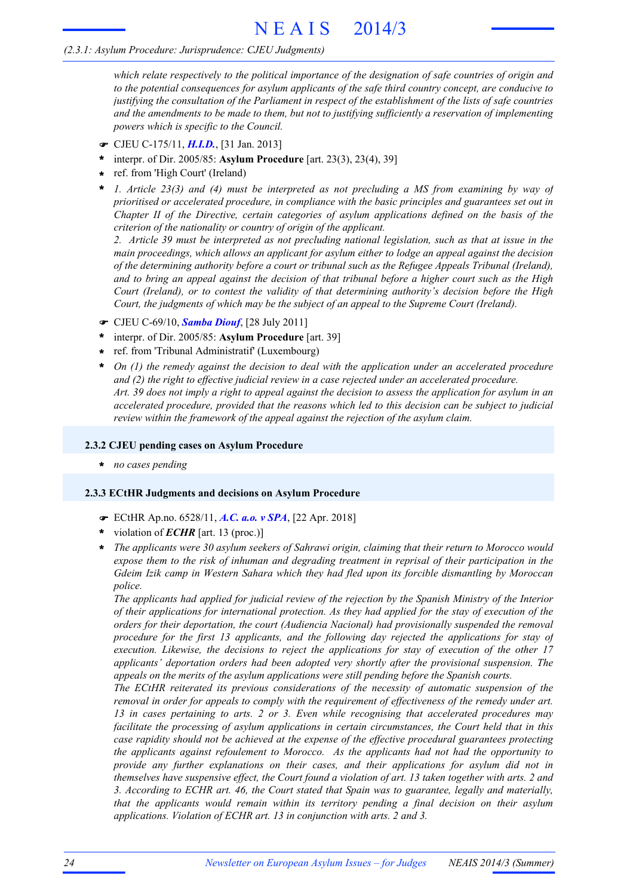*which relate respectively to the political importance of the designation of safe countries of origin and to the potential consequences for asylum applicants of the safe third country concept, are conducive to justifying the consultation of the Parliament in respect of the establishment of the lists of safe countries and the amendments to be made to them, but not to justifying sufficiently a reservation of implementing powers which is specific to the Council.*

- ☛ CJEU C-175/11, ***H.I.D.***, [31 Jan. 2013]
- \* interpr. of Dir. 2005/85: **Asylum Procedure** [art. 23(3), 23(4), 39]
- \* ref. from 'High Court' (Ireland)
- \* *1. Article 23(3) and (4) must be interpreted as not precluding a MS from examining by way of prioritised or accelerated procedure, in compliance with the basic principles and guarantees set out in Chapter II of the Directive, certain categories of asylum applications defined on the basis of the criterion of the nationality or country of origin of the applicant.*
  *2. Article 39 must be interpreted as not precluding national legislation, such as that at issue in the main proceedings, which allows an applicant for asylum either to lodge an appeal against the decision of the determining authority before a court or tribunal such as the Refugee Appeals Tribunal (Ireland), and to bring an appeal against the decision of that tribunal before a higher court such as the High Court (Ireland), or to contest the validity of that determining authority's decision before the High Court, the judgments of which may be the subject of an appeal to the Supreme Court (Ireland).*

- ☛ CJEU C-69/10, ***Samba Diouf***, [28 July 2011]
- \* interpr. of Dir. 2005/85: **Asylum Procedure** [art. 39]
- \* ref. from 'Tribunal Administratif' (Luxembourg)
- \* *On (1) the remedy against the decision to deal with the application under an accelerated procedure and (2) the right to effective judicial review in a case rejected under an accelerated procedure.*
  *Art. 39 does not imply a right to appeal against the decision to assess the application for asylum in an accelerated procedure, provided that the reasons which led to this decision can be subject to judicial review within the framework of the appeal against the rejection of the asylum claim.*

### 2.3.2 CJEU pending cases on Asylum Procedure

- \* *no cases pending*

### 2.3.3 ECtHR Judgments and decisions on Asylum Procedure

- ☛ ECtHR Ap.no. 6528/11, ***A.C. a.o. v SPA***, [22 Apr. 2018]
- \* violation of ***ECHR*** [art. 13 (proc.)]
- \* *The applicants were 30 asylum seekers of Sahrawi origin, claiming that their return to Morocco would expose them to the risk of inhuman and degrading treatment in reprisal of their participation in the Gdeim Izik camp in Western Sahara which they had fled upon its forcible dismantling by Moroccan police.*
  *The applicants had applied for judicial review of the rejection by the Spanish Ministry of the Interior of their applications for international protection. As they had applied for the stay of execution of the orders for their deportation, the court (Audiencia Nacional) had provisionally suspended the removal procedure for the first 13 applicants, and the following day rejected the applications for stay of execution. Likewise, the decisions to reject the applications for stay of execution of the other 17 applicants' deportation orders had been adopted very shortly after the provisional suspension. The appeals on the merits of the asylum applications were still pending before the Spanish courts.*
  *The ECtHR reiterated its previous considerations of the necessity of automatic suspension of the removal in order for appeals to comply with the requirement of effectiveness of the remedy under art. 13 in cases pertaining to arts. 2 or 3. Even while recognising that accelerated procedures may facilitate the processing of asylum applications in certain circumstances, the Court held that in this case rapidity should not be achieved at the expense of the effective procedural guarantees protecting the applicants against refoulement to Morocco. As the applicants had not had the opportunity to provide any further explanations on their cases, and their applications for asylum did not in themselves have suspensive effect, the Court found a violation of art. 13 taken together with arts. 2 and 3. According to ECHR art. 46, the Court stated that Spain was to guarantee, legally and materially, that the applicants would remain within its territory pending a final decision on their asylum applications. Violation of ECHR art. 13 in conjunction with arts. 2 and 3.*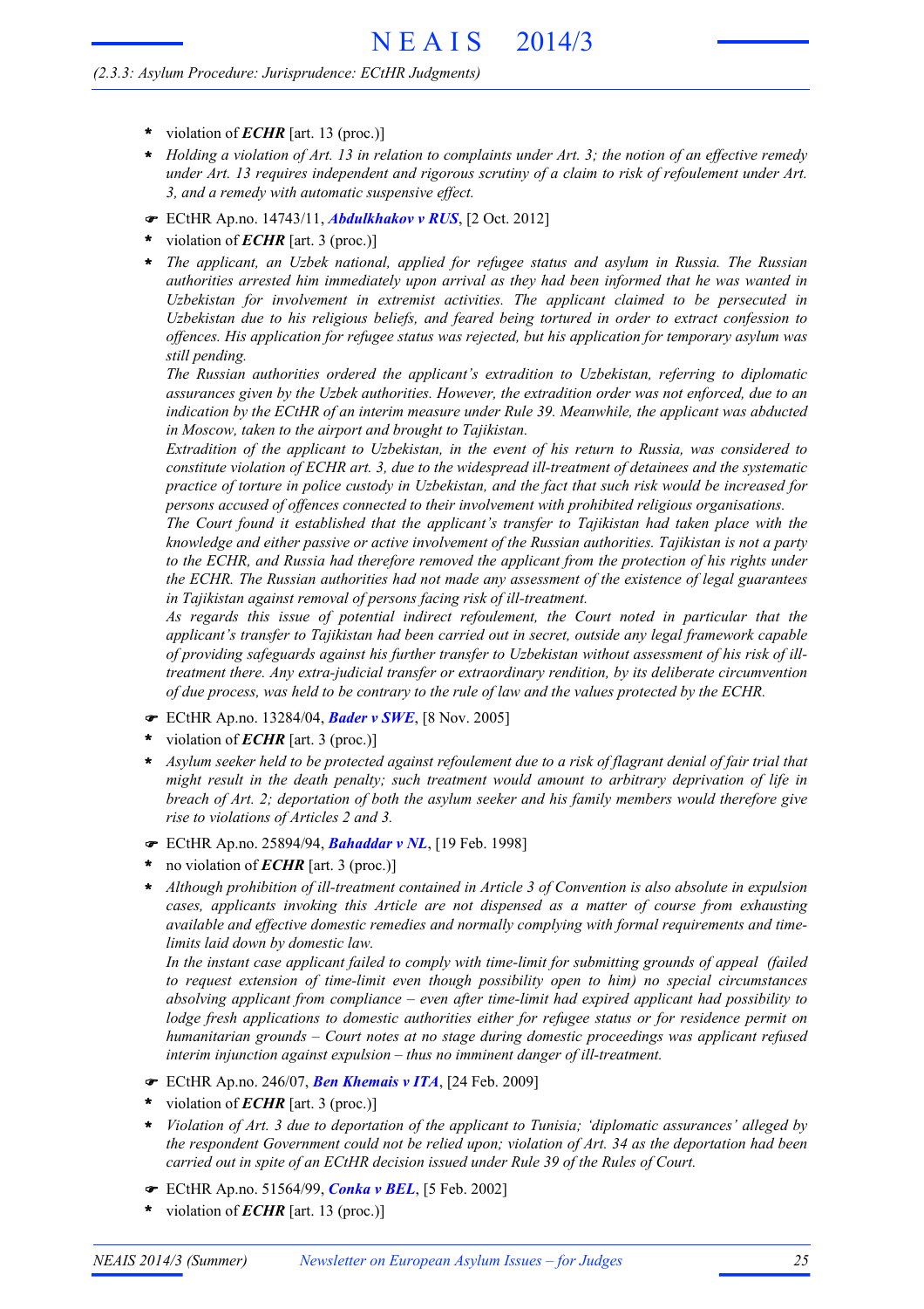- \* violation of ***ECHR*** [art. 13 (proc.)]
- \* *Holding a violation of Art. 13 in relation to complaints under Art. 3; the notion of an effective remedy under Art. 13 requires independent and rigorous scrutiny of a claim to risk of refoulement under Art. 3, and a remedy with automatic suspensive effect.*

☛ ECtHR Ap.no. 14743/11, ***Abdulkhakov v RUS***, [2 Oct. 2012]

- \* violation of ***ECHR*** [art. 3 (proc.)]
- \* *The applicant, an Uzbek national, applied for refugee status and asylum in Russia. The Russian authorities arrested him immediately upon arrival as they had been informed that he was wanted in Uzbekistan for involvement in extremist activities. The applicant claimed to be persecuted in Uzbekistan due to his religious beliefs, and feared being tortured in order to extract confession to offences. His application for refugee status was rejected, but his application for temporary asylum was still pending.*

  *The Russian authorities ordered the applicant's extradition to Uzbekistan, referring to diplomatic assurances given by the Uzbek authorities. However, the extradition order was not enforced, due to an indication by the ECtHR of an interim measure under Rule 39. Meanwhile, the applicant was abducted in Moscow, taken to the airport and brought to Tajikistan.*

  *Extradition of the applicant to Uzbekistan, in the event of his return to Russia, was considered to constitute violation of ECHR art. 3, due to the widespread ill-treatment of detainees and the systematic practice of torture in police custody in Uzbekistan, and the fact that such risk would be increased for persons accused of offences connected to their involvement with prohibited religious organisations.*

  *The Court found it established that the applicant's transfer to Tajikistan had taken place with the knowledge and either passive or active involvement of the Russian authorities. Tajikistan is not a party to the ECHR, and Russia had therefore removed the applicant from the protection of his rights under the ECHR. The Russian authorities had not made any assessment of the existence of legal guarantees in Tajikistan against removal of persons facing risk of ill-treatment.*

  *As regards this issue of potential indirect refoulement, the Court noted in particular that the applicant's transfer to Tajikistan had been carried out in secret, outside any legal framework capable of providing safeguards against his further transfer to Uzbekistan without assessment of his risk of ill-treatment there. Any extra-judicial transfer or extraordinary rendition, by its deliberate circumvention of due process, was held to be contrary to the rule of law and the values protected by the ECHR.*

☛ ECtHR Ap.no. 13284/04, ***Bader v SWE***, [8 Nov. 2005]

- \* violation of ***ECHR*** [art. 3 (proc.)]
- \* *Asylum seeker held to be protected against refoulement due to a risk of flagrant denial of fair trial that might result in the death penalty; such treatment would amount to arbitrary deprivation of life in breach of Art. 2; deportation of both the asylum seeker and his family members would therefore give rise to violations of Articles 2 and 3.*

☛ ECtHR Ap.no. 25894/94, ***Bahaddar v NL***, [19 Feb. 1998]

- \* no violation of ***ECHR*** [art. 3 (proc.)]
- \* *Although prohibition of ill-treatment contained in Article 3 of Convention is also absolute in expulsion cases, applicants invoking this Article are not dispensed as a matter of course from exhausting available and effective domestic remedies and normally complying with formal requirements and time-limits laid down by domestic law.*

  *In the instant case applicant failed to comply with time-limit for submitting grounds of appeal (failed to request extension of time-limit even though possibility open to him) no special circumstances absolving applicant from compliance – even after time-limit had expired applicant had possibility to lodge fresh applications to domestic authorities either for refugee status or for residence permit on humanitarian grounds – Court notes at no stage during domestic proceedings was applicant refused interim injunction against expulsion – thus no imminent danger of ill-treatment.*

☛ ECtHR Ap.no. 246/07, ***Ben Khemais v ITA***, [24 Feb. 2009]

- \* violation of ***ECHR*** [art. 3 (proc.)]
- \* *Violation of Art. 3 due to deportation of the applicant to Tunisia; 'diplomatic assurances' alleged by the respondent Government could not be relied upon; violation of Art. 34 as the deportation had been carried out in spite of an ECtHR decision issued under Rule 39 of the Rules of Court.*

☛ ECtHR Ap.no. 51564/99, ***Conka v BEL***, [5 Feb. 2002]

- \* violation of ***ECHR*** [art. 13 (proc.)]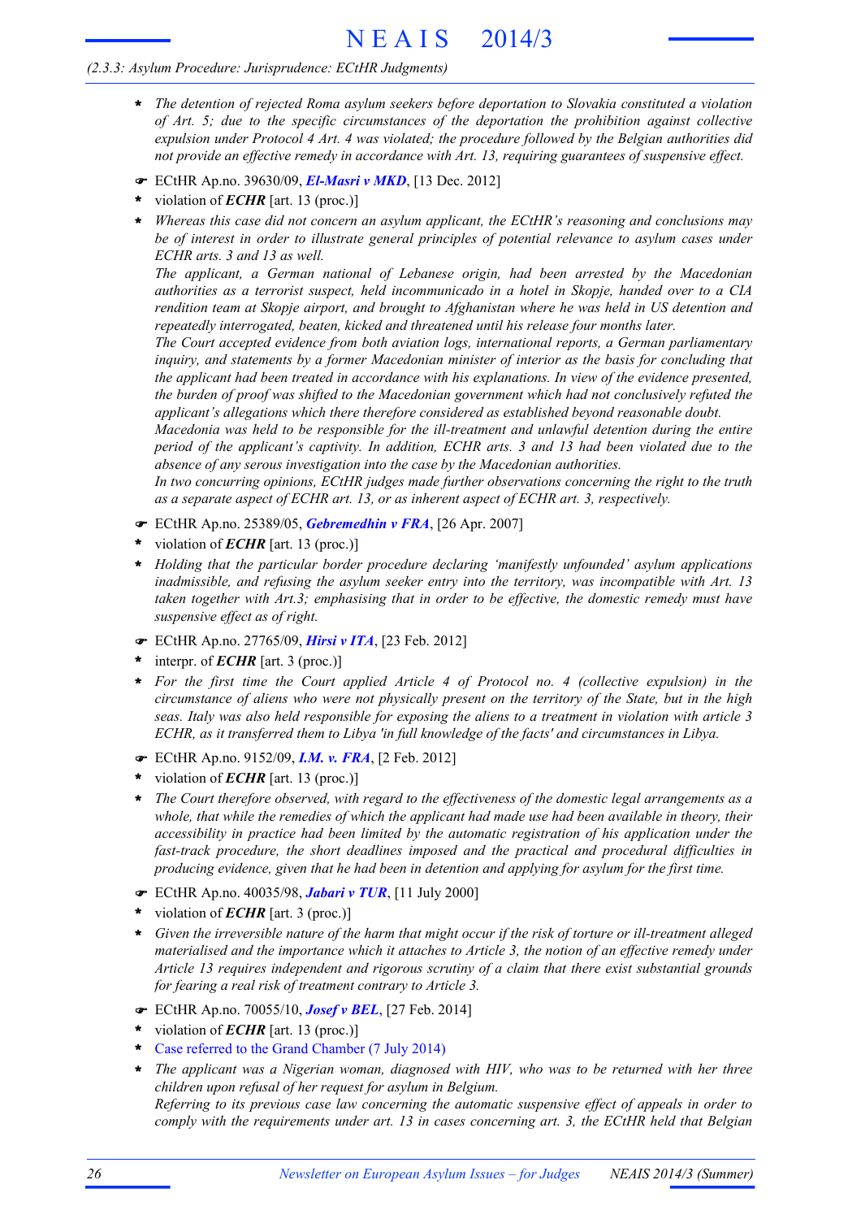- *The detention of rejected Roma asylum seekers before deportation to Slovakia constituted a violation of Art. 5; due to the specific circumstances of the deportation the prohibition against collective expulsion under Protocol 4 Art. 4 was violated; the procedure followed by the Belgian authorities did not provide an effective remedy in accordance with Art. 13, requiring guarantees of suspensive effect.*

☛ ECtHR Ap.no. 39630/09, ***El-Masri v MKD***, [13 Dec. 2012]

- violation of ***ECHR*** [art. 13 (proc.)]
- *Whereas this case did not concern an asylum applicant, the ECtHR's reasoning and conclusions may be of interest in order to illustrate general principles of potential relevance to asylum cases under ECHR arts. 3 and 13 as well.*
  *The applicant, a German national of Lebanese origin, had been arrested by the Macedonian authorities as a terrorist suspect, held incommunicado in a hotel in Skopje, handed over to a CIA rendition team at Skopje airport, and brought to Afghanistan where he was held in US detention and repeatedly interrogated, beaten, kicked and threatened until his release four months later.*
  *The Court accepted evidence from both aviation logs, international reports, a German parliamentary inquiry, and statements by a former Macedonian minister of interior as the basis for concluding that the applicant had been treated in accordance with his explanations. In view of the evidence presented, the burden of proof was shifted to the Macedonian government which had not conclusively refuted the applicant's allegations which there therefore considered as established beyond reasonable doubt.*
  *Macedonia was held to be responsible for the ill-treatment and unlawful detention during the entire period of the applicant's captivity. In addition, ECHR arts. 3 and 13 had been violated due to the absence of any serous investigation into the case by the Macedonian authorities.*
  *In two concurring opinions, ECtHR judges made further observations concerning the right to the truth as a separate aspect of ECHR art. 13, or as inherent aspect of ECHR art. 3, respectively.*

☛ ECtHR Ap.no. 25389/05, ***Gebremedhin v FRA***, [26 Apr. 2007]

- violation of ***ECHR*** [art. 13 (proc.)]
- *Holding that the particular border procedure declaring 'manifestly unfounded' asylum applications inadmissible, and refusing the asylum seeker entry into the territory, was incompatible with Art. 13 taken together with Art.3; emphasising that in order to be effective, the domestic remedy must have suspensive effect as of right.*

☛ ECtHR Ap.no. 27765/09, ***Hirsi v ITA***, [23 Feb. 2012]

- interpr. of ***ECHR*** [art. 3 (proc.)]
- *For the first time the Court applied Article 4 of Protocol no. 4 (collective expulsion) in the circumstance of aliens who were not physically present on the territory of the State, but in the high seas. Italy was also held responsible for exposing the aliens to a treatment in violation with article 3 ECHR, as it transferred them to Libya 'in full knowledge of the facts' and circumstances in Libya.*

☛ ECtHR Ap.no. 9152/09, ***I.M. v. FRA***, [2 Feb. 2012]

- violation of ***ECHR*** [art. 13 (proc.)]
- *The Court therefore observed, with regard to the effectiveness of the domestic legal arrangements as a whole, that while the remedies of which the applicant had made use had been available in theory, their accessibility in practice had been limited by the automatic registration of his application under the fast-track procedure, the short deadlines imposed and the practical and procedural difficulties in producing evidence, given that he had been in detention and applying for asylum for the first time.*

☛ ECtHR Ap.no. 40035/98, ***Jabari v TUR***, [11 July 2000]

- violation of ***ECHR*** [art. 3 (proc.)]
- *Given the irreversible nature of the harm that might occur if the risk of torture or ill-treatment alleged materialised and the importance which it attaches to Article 3, the notion of an effective remedy under Article 13 requires independent and rigorous scrutiny of a claim that there exist substantial grounds for fearing a real risk of treatment contrary to Article 3.*

☛ ECtHR Ap.no. 70055/10, ***Josef v BEL***, [27 Feb. 2014]

- violation of ***ECHR*** [art. 13 (proc.)]
- Case referred to the Grand Chamber (7 July 2014)
- *The applicant was a Nigerian woman, diagnosed with HIV, who was to be returned with her three children upon refusal of her request for asylum in Belgium.*
  *Referring to its previous case law concerning the automatic suspensive effect of appeals in order to comply with the requirements under art. 13 in cases concerning art. 3, the ECtHR held that Belgian*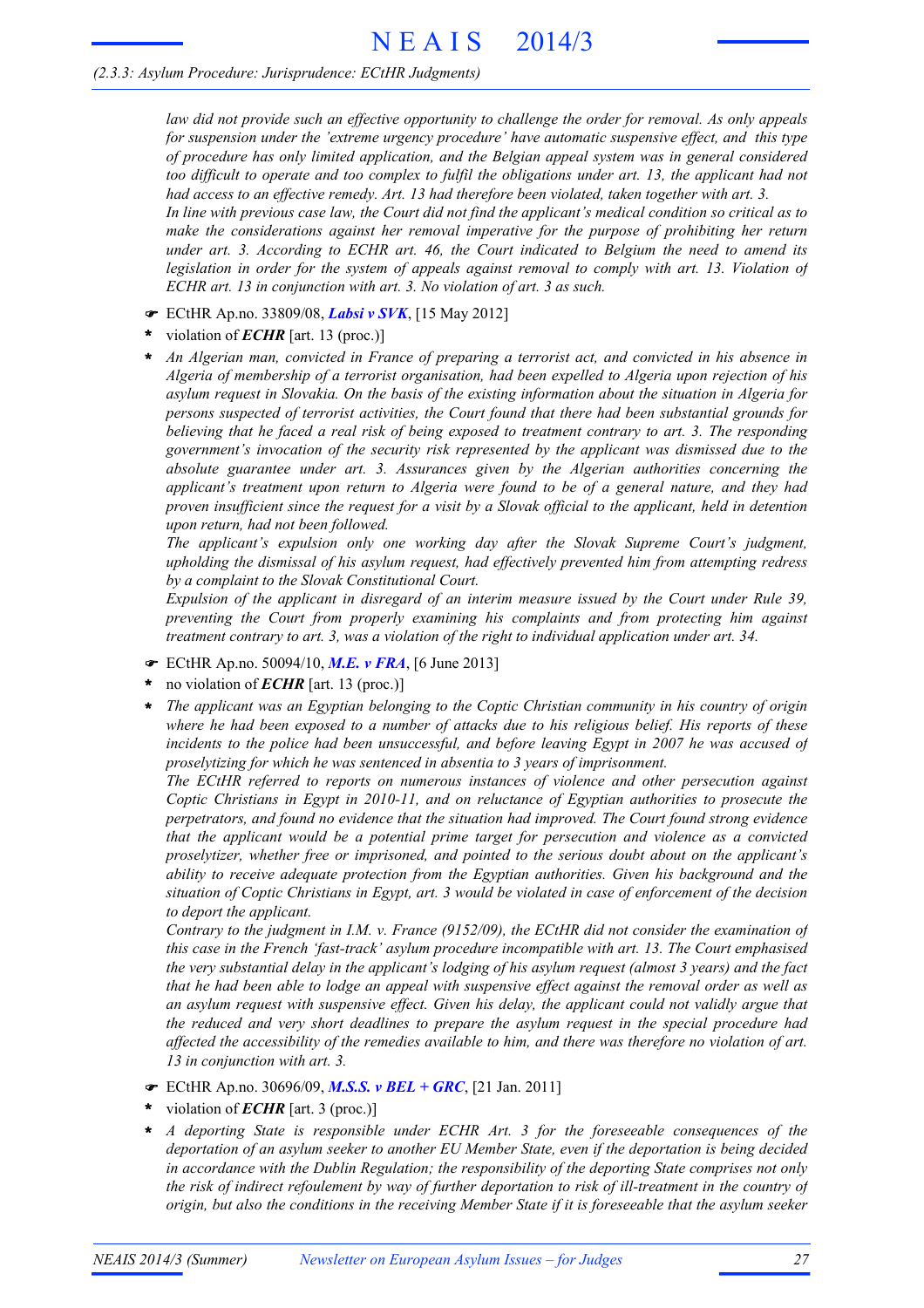*law did not provide such an effective opportunity to challenge the order for removal. As only appeals for suspension under the 'extreme urgency procedure' have automatic suspensive effect, and this type of procedure has only limited application, and the Belgian appeal system was in general considered too difficult to operate and too complex to fulfil the obligations under art. 13, the applicant had not had access to an effective remedy. Art. 13 had therefore been violated, taken together with art. 3.*
*In line with previous case law, the Court did not find the applicant's medical condition so critical as to make the considerations against her removal imperative for the purpose of prohibiting her return under art. 3. According to ECHR art. 46, the Court indicated to Belgium the need to amend its legislation in order for the system of appeals against removal to comply with art. 13. Violation of ECHR art. 13 in conjunction with art. 3. No violation of art. 3 as such.*

☛ ECtHR Ap.no. 33809/08, ***Labsi v SVK***, [15 May 2012]

- violation of ***ECHR*** [art. 13 (proc.)]
- *An Algerian man, convicted in France of preparing a terrorist act, and convicted in his absence in Algeria of membership of a terrorist organisation, had been expelled to Algeria upon rejection of his asylum request in Slovakia. On the basis of the existing information about the situation in Algeria for persons suspected of terrorist activities, the Court found that there had been substantial grounds for believing that he faced a real risk of being exposed to treatment contrary to art. 3. The responding government's invocation of the security risk represented by the applicant was dismissed due to the absolute guarantee under art. 3. Assurances given by the Algerian authorities concerning the applicant's treatment upon return to Algeria were found to be of a general nature, and they had proven insufficient since the request for a visit by a Slovak official to the applicant, held in detention upon return, had not been followed.*
  *The applicant's expulsion only one working day after the Slovak Supreme Court's judgment, upholding the dismissal of his asylum request, had effectively prevented him from attempting redress by a complaint to the Slovak Constitutional Court.*
  *Expulsion of the applicant in disregard of an interim measure issued by the Court under Rule 39, preventing the Court from properly examining his complaints and from protecting him against treatment contrary to art. 3, was a violation of the right to individual application under art. 34.*

☛ ECtHR Ap.no. 50094/10, ***M.E. v FRA***, [6 June 2013]

- no violation of ***ECHR*** [art. 13 (proc.)]
- *The applicant was an Egyptian belonging to the Coptic Christian community in his country of origin where he had been exposed to a number of attacks due to his religious belief. His reports of these incidents to the police had been unsuccessful, and before leaving Egypt in 2007 he was accused of proselytizing for which he was sentenced in absentia to 3 years of imprisonment.*
  *The ECtHR referred to reports on numerous instances of violence and other persecution against Coptic Christians in Egypt in 2010-11, and on reluctance of Egyptian authorities to prosecute the perpetrators, and found no evidence that the situation had improved. The Court found strong evidence that the applicant would be a potential prime target for persecution and violence as a convicted proselytizer, whether free or imprisoned, and pointed to the serious doubt about on the applicant's ability to receive adequate protection from the Egyptian authorities. Given his background and the situation of Coptic Christians in Egypt, art. 3 would be violated in case of enforcement of the decision to deport the applicant.*
  *Contrary to the judgment in I.M. v. France (9152/09), the ECtHR did not consider the examination of this case in the French 'fast-track' asylum procedure incompatible with art. 13. The Court emphasised the very substantial delay in the applicant's lodging of his asylum request (almost 3 years) and the fact that he had been able to lodge an appeal with suspensive effect against the removal order as well as an asylum request with suspensive effect. Given his delay, the applicant could not validly argue that the reduced and very short deadlines to prepare the asylum request in the special procedure had affected the accessibility of the remedies available to him, and there was therefore no violation of art. 13 in conjunction with art. 3.*

☛ ECtHR Ap.no. 30696/09, ***M.S.S. v BEL + GRC***, [21 Jan. 2011]

- violation of ***ECHR*** [art. 3 (proc.)]
- *A deporting State is responsible under ECHR Art. 3 for the foreseeable consequences of the deportation of an asylum seeker to another EU Member State, even if the deportation is being decided in accordance with the Dublin Regulation; the responsibility of the deporting State comprises not only the risk of indirect refoulement by way of further deportation to risk of ill-treatment in the country of origin, but also the conditions in the receiving Member State if it is foreseeable that the asylum seeker*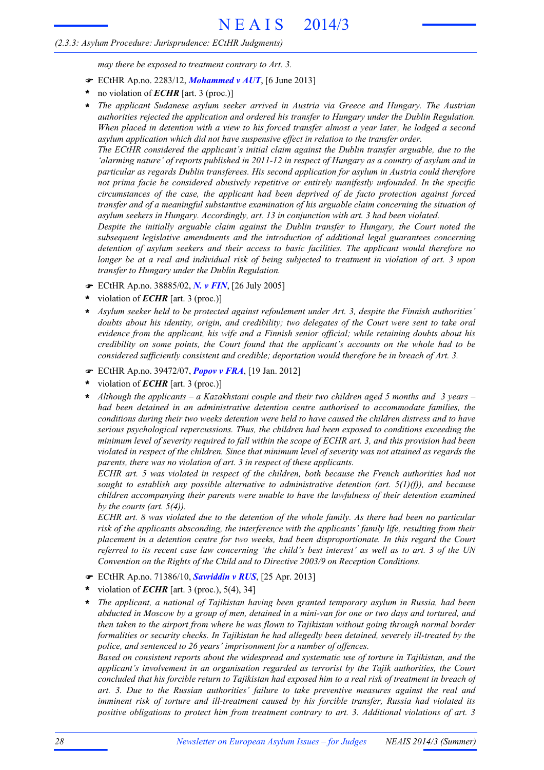*may there be exposed to treatment contrary to Art. 3.*

- ☛ ECtHR Ap.no. 2283/12, ***Mohammed v AUT***, [6 June 2013]
- \* no violation of ***ECHR*** [art. 3 (proc.)]
- \* *The applicant Sudanese asylum seeker arrived in Austria via Greece and Hungary. The Austrian authorities rejected the application and ordered his transfer to Hungary under the Dublin Regulation. When placed in detention with a view to his forced transfer almost a year later, he lodged a second asylum application which did not have suspensive effect in relation to the transfer order.*

  *The ECtHR considered the applicant's initial claim against the Dublin transfer arguable, due to the 'alarming nature' of reports published in 2011-12 in respect of Hungary as a country of asylum and in particular as regards Dublin transferees. His second application for asylum in Austria could therefore not prima facie be considered abusively repetitive or entirely manifestly unfounded. In the specific circumstances of the case, the applicant had been deprived of de facto protection against forced transfer and of a meaningful substantive examination of his arguable claim concerning the situation of asylum seekers in Hungary. Accordingly, art. 13 in conjunction with art. 3 had been violated.*

  *Despite the initially arguable claim against the Dublin transfer to Hungary, the Court noted the subsequent legislative amendments and the introduction of additional legal guarantees concerning detention of asylum seekers and their access to basic facilities. The applicant would therefore no longer be at a real and individual risk of being subjected to treatment in violation of art. 3 upon transfer to Hungary under the Dublin Regulation.*

- ☛ ECtHR Ap.no. 38885/02, ***N. v FIN***, [26 July 2005]
- \* violation of ***ECHR*** [art. 3 (proc.)]
- \* *Asylum seeker held to be protected against refoulement under Art. 3, despite the Finnish authorities' doubts about his identity, origin, and credibility; two delegates of the Court were sent to take oral evidence from the applicant, his wife and a Finnish senior official; while retaining doubts about his credibility on some points, the Court found that the applicant's accounts on the whole had to be considered sufficiently consistent and credible; deportation would therefore be in breach of Art. 3.*

- ☛ ECtHR Ap.no. 39472/07, ***Popov v FRA***, [19 Jan. 2012]
- \* violation of ***ECHR*** [art. 3 (proc.)]
- \* *Although the applicants – a Kazakhstani couple and their two children aged 5 months and 3 years – had been detained in an administrative detention centre authorised to accommodate families, the conditions during their two weeks detention were held to have caused the children distress and to have serious psychological repercussions. Thus, the children had been exposed to conditions exceeding the minimum level of severity required to fall within the scope of ECHR art. 3, and this provision had been violated in respect of the children. Since that minimum level of severity was not attained as regards the parents, there was no violation of art. 3 in respect of these applicants.*

  *ECHR art. 5 was violated in respect of the children, both because the French authorities had not sought to establish any possible alternative to administrative detention (art. 5(1)(f)), and because children accompanying their parents were unable to have the lawfulness of their detention examined by the courts (art. 5(4)).*

  *ECHR art. 8 was violated due to the detention of the whole family. As there had been no particular risk of the applicants absconding, the interference with the applicants' family life, resulting from their placement in a detention centre for two weeks, had been disproportionate. In this regard the Court referred to its recent case law concerning 'the child's best interest' as well as to art. 3 of the UN Convention on the Rights of the Child and to Directive 2003/9 on Reception Conditions.*

- ☛ ECtHR Ap.no. 71386/10, ***Savriddin v RUS***, [25 Apr. 2013]
- \* violation of ***ECHR*** [art. 3 (proc.), 5(4), 34]
- \* *The applicant, a national of Tajikistan having been granted temporary asylum in Russia, had been abducted in Moscow by a group of men, detained in a mini-van for one or two days and tortured, and then taken to the airport from where he was flown to Tajikistan without going through normal border formalities or security checks. In Tajikistan he had allegedly been detained, severely ill-treated by the police, and sentenced to 26 years' imprisonment for a number of offences.*

  *Based on consistent reports about the widespread and systematic use of torture in Tajikistan, and the applicant's involvement in an organisation regarded as terrorist by the Tajik authorities, the Court concluded that his forcible return to Tajikistan had exposed him to a real risk of treatment in breach of art. 3. Due to the Russian authorities' failure to take preventive measures against the real and imminent risk of torture and ill-treatment caused by his forcible transfer, Russia had violated its positive obligations to protect him from treatment contrary to art. 3. Additional violations of art. 3*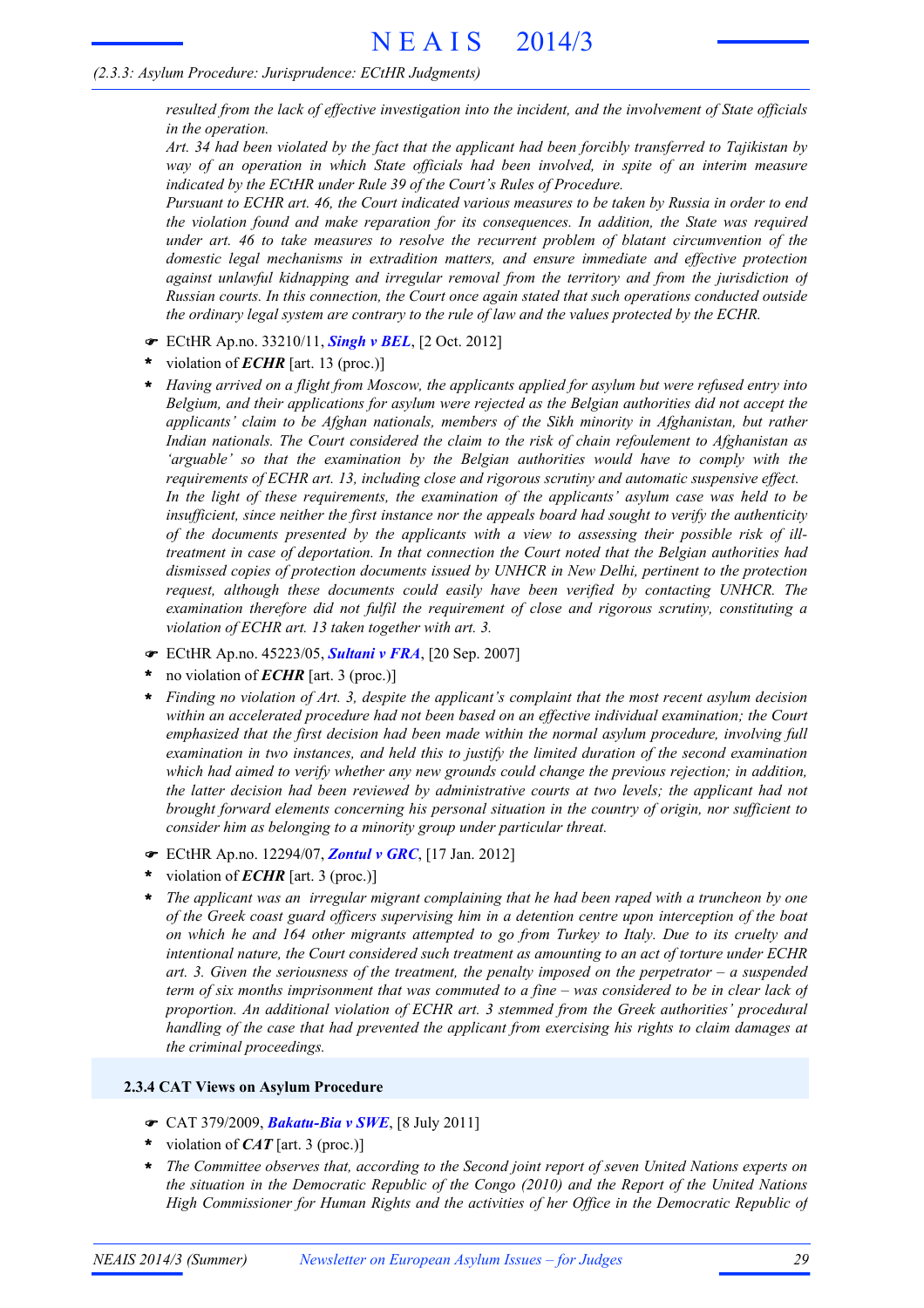*resulted from the lack of effective investigation into the incident, and the involvement of State officials in the operation.*

*Art. 34 had been violated by the fact that the applicant had been forcibly transferred to Tajikistan by way of an operation in which State officials had been involved, in spite of an interim measure indicated by the ECtHR under Rule 39 of the Court's Rules of Procedure.*

*Pursuant to ECHR art. 46, the Court indicated various measures to be taken by Russia in order to end the violation found and make reparation for its consequences. In addition, the State was required under art. 46 to take measures to resolve the recurrent problem of blatant circumvention of the domestic legal mechanisms in extradition matters, and ensure immediate and effective protection against unlawful kidnapping and irregular removal from the territory and from the jurisdiction of Russian courts. In this connection, the Court once again stated that such operations conducted outside the ordinary legal system are contrary to the rule of law and the values protected by the ECHR.*

- ☛ ECtHR Ap.no. 33210/11, ***Singh v BEL***, [2 Oct. 2012]
- \* violation of ***ECHR*** [art. 13 (proc.)]
- \* *Having arrived on a flight from Moscow, the applicants applied for asylum but were refused entry into Belgium, and their applications for asylum were rejected as the Belgian authorities did not accept the applicants' claim to be Afghan nationals, members of the Sikh minority in Afghanistan, but rather Indian nationals. The Court considered the claim to the risk of chain refoulement to Afghanistan as 'arguable' so that the examination by the Belgian authorities would have to comply with the requirements of ECHR art. 13, including close and rigorous scrutiny and automatic suspensive effect.*
  *In the light of these requirements, the examination of the applicants' asylum case was held to be insufficient, since neither the first instance nor the appeals board had sought to verify the authenticity of the documents presented by the applicants with a view to assessing their possible risk of ill-treatment in case of deportation. In that connection the Court noted that the Belgian authorities had dismissed copies of protection documents issued by UNHCR in New Delhi, pertinent to the protection request, although these documents could easily have been verified by contacting UNHCR. The examination therefore did not fulfil the requirement of close and rigorous scrutiny, constituting a violation of ECHR art. 13 taken together with art. 3.*

- ☛ ECtHR Ap.no. 45223/05, ***Sultani v FRA***, [20 Sep. 2007]
- \* no violation of ***ECHR*** [art. 3 (proc.)]
- \* *Finding no violation of Art. 3, despite the applicant's complaint that the most recent asylum decision within an accelerated procedure had not been based on an effective individual examination; the Court emphasized that the first decision had been made within the normal asylum procedure, involving full examination in two instances, and held this to justify the limited duration of the second examination which had aimed to verify whether any new grounds could change the previous rejection; in addition, the latter decision had been reviewed by administrative courts at two levels; the applicant had not brought forward elements concerning his personal situation in the country of origin, nor sufficient to consider him as belonging to a minority group under particular threat.*

- ☛ ECtHR Ap.no. 12294/07, ***Zontul v GRC***, [17 Jan. 2012]
- \* violation of ***ECHR*** [art. 3 (proc.)]
- \* *The applicant was an irregular migrant complaining that he had been raped with a truncheon by one of the Greek coast guard officers supervising him in a detention centre upon interception of the boat on which he and 164 other migrants attempted to go from Turkey to Italy. Due to its cruelty and intentional nature, the Court considered such treatment as amounting to an act of torture under ECHR art. 3. Given the seriousness of the treatment, the penalty imposed on the perpetrator – a suspended term of six months imprisonment that was commuted to a fine – was considered to be in clear lack of proportion. An additional violation of ECHR art. 3 stemmed from the Greek authorities' procedural handling of the case that had prevented the applicant from exercising his rights to claim damages at the criminal proceedings.*

### 2.3.4 CAT Views on Asylum Procedure

- ☛ CAT 379/2009, ***Bakatu-Bia v SWE***, [8 July 2011]
- \* violation of ***CAT*** [art. 3 (proc.)]
- \* *The Committee observes that, according to the Second joint report of seven United Nations experts on the situation in the Democratic Republic of the Congo (2010) and the Report of the United Nations High Commissioner for Human Rights and the activities of her Office in the Democratic Republic of*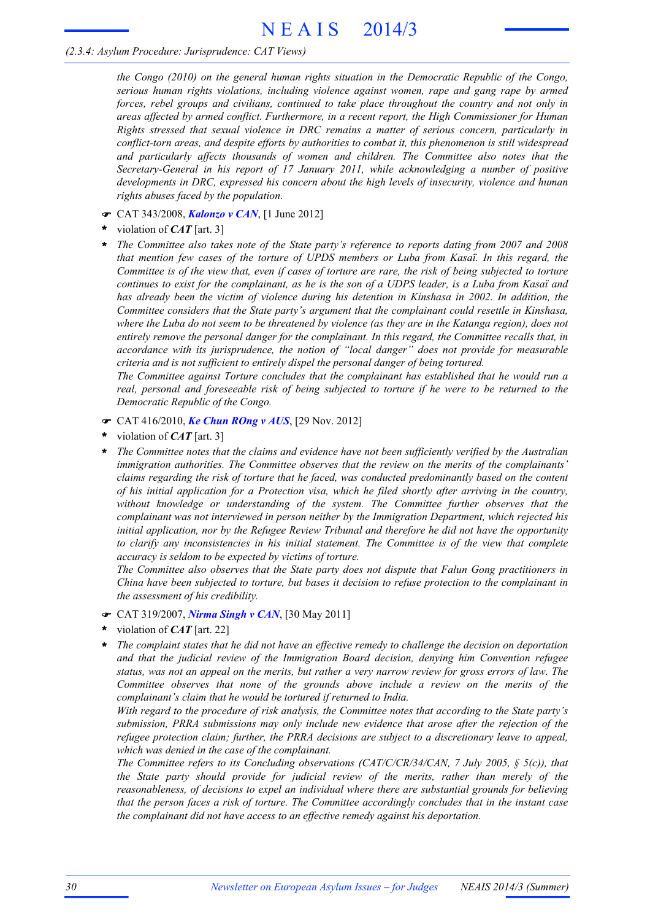*the Congo (2010) on the general human rights situation in the Democratic Republic of the Congo, serious human rights violations, including violence against women, rape and gang rape by armed forces, rebel groups and civilians, continued to take place throughout the country and not only in areas affected by armed conflict. Furthermore, in a recent report, the High Commissioner for Human Rights stressed that sexual violence in DRC remains a matter of serious concern, particularly in conflict-torn areas, and despite efforts by authorities to combat it, this phenomenon is still widespread and particularly affects thousands of women and children. The Committee also notes that the Secretary-General in his report of 17 January 2011, while acknowledging a number of positive developments in DRC, expressed his concern about the high levels of insecurity, violence and human rights abuses faced by the population.*

☛ CAT 343/2008, ***Kalonzo v CAN***, [1 June 2012]

\* violation of ***CAT*** [art. 3]

\* *The Committee also takes note of the State party's reference to reports dating from 2007 and 2008 that mention few cases of the torture of UPDS members or Luba from Kasaï. In this regard, the Committee is of the view that, even if cases of torture are rare, the risk of being subjected to torture continues to exist for the complainant, as he is the son of a UDPS leader, is a Luba from Kasaï and has already been the victim of violence during his detention in Kinshasa in 2002. In addition, the Committee considers that the State party's argument that the complainant could resettle in Kinshasa, where the Luba do not seem to be threatened by violence (as they are in the Katanga region), does not entirely remove the personal danger for the complainant. In this regard, the Committee recalls that, in accordance with its jurisprudence, the notion of "local danger" does not provide for measurable criteria and is not sufficient to entirely dispel the personal danger of being tortured.*

*The Committee against Torture concludes that the complainant has established that he would run a real, personal and foreseeable risk of being subjected to torture if he were to be returned to the Democratic Republic of the Congo.*

☛ CAT 416/2010, ***Ke Chun ROng v AUS***, [29 Nov. 2012]

\* violation of ***CAT*** [art. 3]

\* *The Committee notes that the claims and evidence have not been sufficiently verified by the Australian immigration authorities. The Committee observes that the review on the merits of the complainants' claims regarding the risk of torture that he faced, was conducted predominantly based on the content of his initial application for a Protection visa, which he filed shortly after arriving in the country, without knowledge or understanding of the system. The Committee further observes that the complainant was not interviewed in person neither by the Immigration Department, which rejected his initial application, nor by the Refugee Review Tribunal and therefore he did not have the opportunity to clarify any inconsistencies in his initial statement. The Committee is of the view that complete accuracy is seldom to be expected by victims of torture.*

*The Committee also observes that the State party does not dispute that Falun Gong practitioners in China have been subjected to torture, but bases it decision to refuse protection to the complainant in the assessment of his credibility.*

☛ CAT 319/2007, ***Nirma Singh v CAN***, [30 May 2011]

\* violation of ***CAT*** [art. 22]

\* *The complaint states that he did not have an effective remedy to challenge the decision on deportation and that the judicial review of the Immigration Board decision, denying him Convention refugee status, was not an appeal on the merits, but rather a very narrow review for gross errors of law. The Committee observes that none of the grounds above include a review on the merits of the complainant's claim that he would be tortured if returned to India.*

*With regard to the procedure of risk analysis, the Committee notes that according to the State party's submission, PRRA submissions may only include new evidence that arose after the rejection of the refugee protection claim; further, the PRRA decisions are subject to a discretionary leave to appeal, which was denied in the case of the complainant.*

*The Committee refers to its Concluding observations (CAT/C/CR/34/CAN, 7 July 2005, § 5(c)), that the State party should provide for judicial review of the merits, rather than merely of the reasonableness, of decisions to expel an individual where there are substantial grounds for believing that the person faces a risk of torture. The Committee accordingly concludes that in the instant case the complainant did not have access to an effective remedy against his deportation.*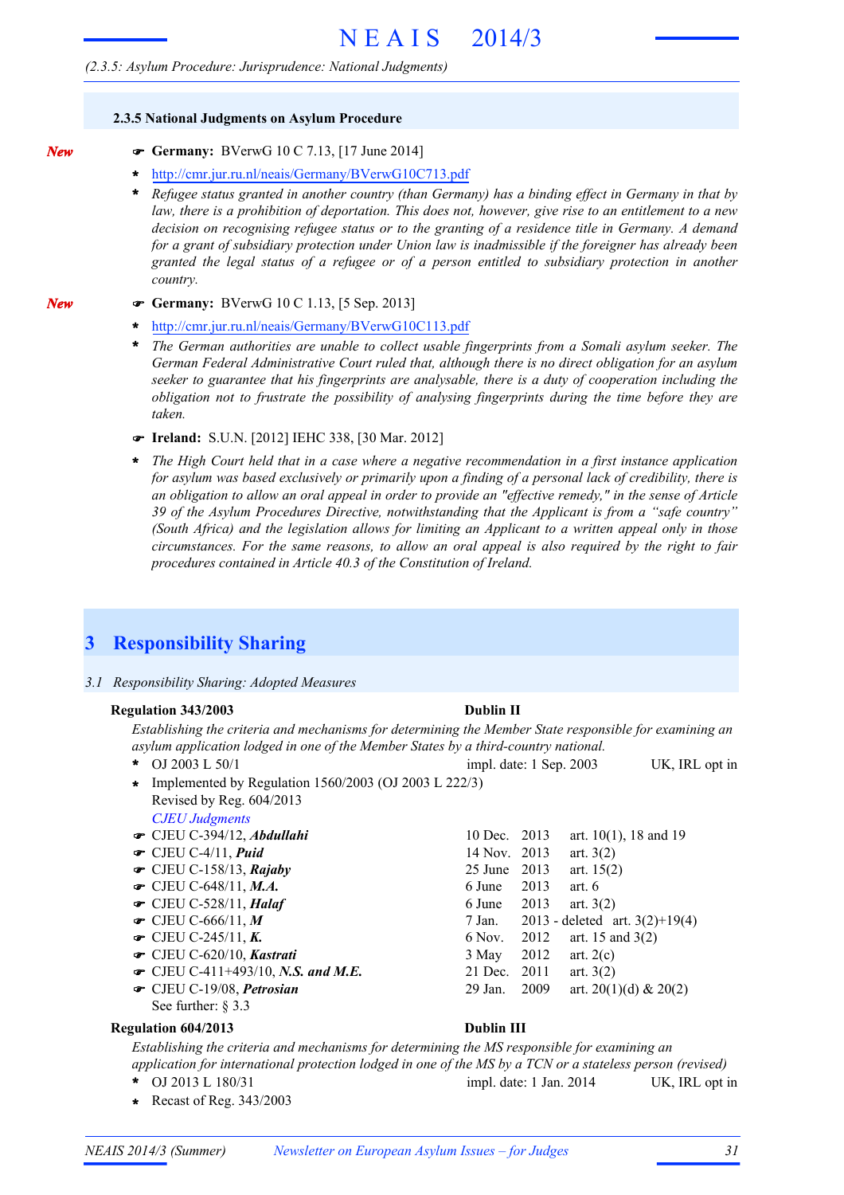*(2.3.5: Asylum Procedure: Jurisprudence: National Judgments)*

### 2.3.5 National Judgments on Asylum Procedure

*New*

☛ **Germany:** BVerwG 10 C 7.13, [17 June 2014]

- http://cmr.jur.ru.nl/neais/Germany/BVerwG10C713.pdf
- *Refugee status granted in another country (than Germany) has a binding effect in Germany in that by law, there is a prohibition of deportation. This does not, however, give rise to an entitlement to a new decision on recognising refugee status or to the granting of a residence title in Germany. A demand for a grant of subsidiary protection under Union law is inadmissible if the foreigner has already been granted the legal status of a refugee or of a person entitled to subsidiary protection in another country.*

*New*

☛ **Germany:** BVerwG 10 C 1.13, [5 Sep. 2013]

- http://cmr.jur.ru.nl/neais/Germany/BVerwG10C113.pdf
- *The German authorities are unable to collect usable fingerprints from a Somali asylum seeker. The German Federal Administrative Court ruled that, although there is no direct obligation for an asylum seeker to guarantee that his fingerprints are analysable, there is a duty of cooperation including the obligation not to frustrate the possibility of analysing fingerprints during the time before they are taken.*

☛ **Ireland:** S.U.N. [2012] IEHC 338, [30 Mar. 2012]

- *The High Court held that in a case where a negative recommendation in a first instance application for asylum was based exclusively or primarily upon a finding of a personal lack of credibility, there is an obligation to allow an oral appeal in order to provide an "effective remedy," in the sense of Article 39 of the Asylum Procedures Directive, notwithstanding that the Applicant is from a "safe country" (South Africa) and the legislation allows for limiting an Applicant to a written appeal only in those circumstances. For the same reasons, to allow an oral appeal is also required by the right to fair procedures contained in Article 40.3 of the Constitution of Ireland.*

# 3 Responsibility Sharing

*3.1 Responsibility Sharing: Adopted Measures*

**Regulation 343/2003** — **Dublin II**

*Establishing the criteria and mechanisms for determining the Member State responsible for examining an asylum application lodged in one of the Member States by a third-country national.*

- OJ 2003 L 50/1 — impl. date: 1 Sep. 2003 — UK, IRL opt in
- Implemented by Regulation 1560/2003 (OJ 2003 L 222/3)
  Revised by Reg. 604/2013

*CJEU Judgments*

| Case | Date | Article |
|---|---|---|
| ☛ CJEU C-394/12, ***Abdullahi*** | 10 Dec. 2013 | art. 10(1), 18 and 19 |
| ☛ CJEU C-4/11, ***Puid*** | 14 Nov. 2013 | art. 3(2) |
| ☛ CJEU C-158/13, ***Rajaby*** | 25 June 2013 | art. 15(2) |
| ☛ CJEU C-648/11, ***M.A.*** | 6 June 2013 | art. 6 |
| ☛ CJEU C-528/11, ***Halaf*** | 6 June 2013 | art. 3(2) |
| ☛ CJEU C-666/11, ***M*** | 7 Jan. 2013 - deleted | art. 3(2)+19(4) |
| ☛ CJEU C-245/11, ***K.*** | 6 Nov. 2012 | art. 15 and 3(2) |
| ☛ CJEU C-620/10, ***Kastrati*** | 3 May 2012 | art. 2(c) |
| ☛ CJEU C-411+493/10, ***N.S. and M.E.*** | 21 Dec. 2011 | art. 3(2) |
| ☛ CJEU C-19/08, ***Petrosian*** | 29 Jan. 2009 | art. 20(1)(d) & 20(2) |

See further: § 3.3

**Regulation 604/2013** — **Dublin III**

*Establishing the criteria and mechanisms for determining the MS responsible for examining an application for international protection lodged in one of the MS by a TCN or a stateless person (revised)*

- OJ 2013 L 180/31 — impl. date: 1 Jan. 2014 — UK, IRL opt in
- Recast of Reg. 343/2003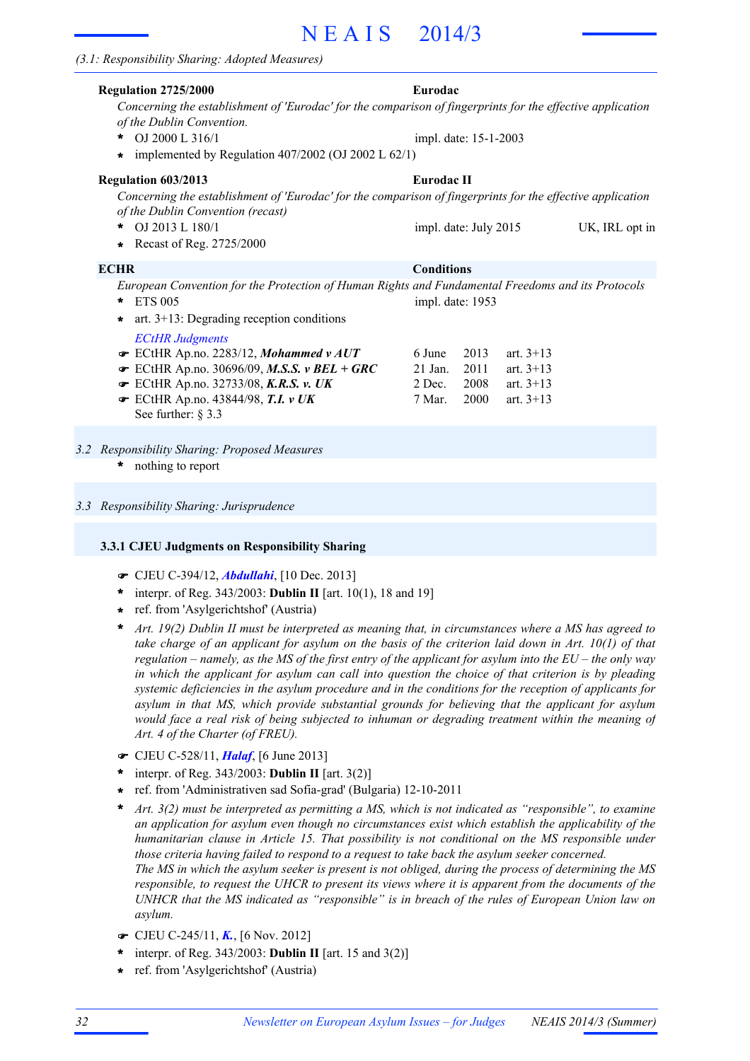(3.1: Responsibility Sharing: Adopted Measures)

**Regulation 2725/2000** — **Eurodac**

*Concerning the establishment of 'Eurodac' for the comparison of fingerprints for the effective application of the Dublin Convention.*

- OJ 2000 L 316/1 — impl. date: 15-1-2003
- implemented by Regulation 407/2002 (OJ 2002 L 62/1)

**Regulation 603/2013** — **Eurodac II**

*Concerning the establishment of 'Eurodac' for the comparison of fingerprints for the effective application of the Dublin Convention (recast)*

- OJ 2013 L 180/1 — impl. date: July 2015 — UK, IRL opt in
- Recast of Reg. 2725/2000

**ECHR** — **Conditions**

*European Convention for the Protection of Human Rights and Fundamental Freedoms and its Protocols*

- ETS 005 — impl. date: 1953
- art. 3+13: Degrading reception conditions

*ECtHR Judgments*

| Judgment | Date | Year | Articles |
|---|---|---|---|
| ☛ ECtHR Ap.no. 2283/12, ***Mohammed v AUT*** | 6 June | 2013 | art. 3+13 |
| ☛ ECtHR Ap.no. 30696/09, ***M.S.S. v BEL + GRC*** | 21 Jan. | 2011 | art. 3+13 |
| ☛ ECtHR Ap.no. 32733/08, ***K.R.S. v. UK*** | 2 Dec. | 2008 | art. 3+13 |
| ☛ ECtHR Ap.no. 43844/98, ***T.I. v UK*** | 7 Mar. | 2000 | art. 3+13 |

See further: § 3.3

## 3.2 *Responsibility Sharing: Proposed Measures*

- nothing to report

## 3.3 *Responsibility Sharing: Jurisprudence*

### 3.3.1 CJEU Judgments on Responsibility Sharing

☛ CJEU C-394/12, ***Abdullahi***, [10 Dec. 2013]

- interpr. of Reg. 343/2003: **Dublin II** [art. 10(1), 18 and 19]
- ref. from 'Asylgerichtshof' (Austria)
- *Art. 19(2) Dublin II must be interpreted as meaning that, in circumstances where a MS has agreed to take charge of an applicant for asylum on the basis of the criterion laid down in Art. 10(1) of that regulation – namely, as the MS of the first entry of the applicant for asylum into the EU – the only way in which the applicant for asylum can call into question the choice of that criterion is by pleading systemic deficiencies in the asylum procedure and in the conditions for the reception of applicants for asylum in that MS, which provide substantial grounds for believing that the applicant for asylum would face a real risk of being subjected to inhuman or degrading treatment within the meaning of Art. 4 of the Charter (of FREU).*

☛ CJEU C-528/11, ***Halaf***, [6 June 2013]

- interpr. of Reg. 343/2003: **Dublin II** [art. 3(2)]
- ref. from 'Administrativen sad Sofia-grad' (Bulgaria) 12-10-2011
- *Art. 3(2) must be interpreted as permitting a MS, which is not indicated as "responsible", to examine an application for asylum even though no circumstances exist which establish the applicability of the humanitarian clause in Article 15. That possibility is not conditional on the MS responsible under those criteria having failed to respond to a request to take back the asylum seeker concerned.*
  *The MS in which the asylum seeker is present is not obliged, during the process of determining the MS responsible, to request the UHCR to present its views where it is apparent from the documents of the UNHCR that the MS indicated as "responsible" is in breach of the rules of European Union law on asylum.*

☛ CJEU C-245/11, ***K.***, [6 Nov. 2012]

- interpr. of Reg. 343/2003: **Dublin II** [art. 15 and 3(2)]
- ref. from 'Asylgerichtshof' (Austria)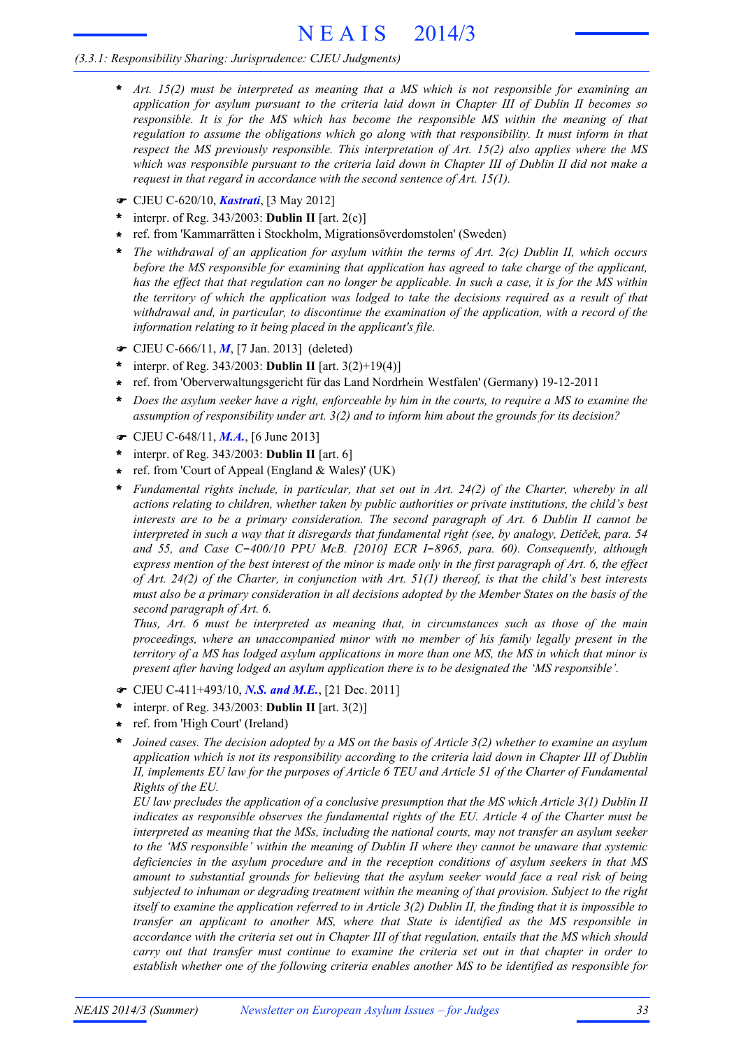- *Art. 15(2) must be interpreted as meaning that a MS which is not responsible for examining an application for asylum pursuant to the criteria laid down in Chapter III of Dublin II becomes so responsible. It is for the MS which has become the responsible MS within the meaning of that regulation to assume the obligations which go along with that responsibility. It must inform in that respect the MS previously responsible. This interpretation of Art. 15(2) also applies where the MS which was responsible pursuant to the criteria laid down in Chapter III of Dublin II did not make a request in that regard in accordance with the second sentence of Art. 15(1).*

☛ CJEU C-620/10, ***Kastrati***, [3 May 2012]

- interpr. of Reg. 343/2003: **Dublin II** [art. 2(c)]
- ref. from 'Kammarrätten i Stockholm, Migrationsöverdomstolen' (Sweden)
- *The withdrawal of an application for asylum within the terms of Art. 2(c) Dublin II, which occurs before the MS responsible for examining that application has agreed to take charge of the applicant, has the effect that that regulation can no longer be applicable. In such a case, it is for the MS within the territory of which the application was lodged to take the decisions required as a result of that withdrawal and, in particular, to discontinue the examination of the application, with a record of the information relating to it being placed in the applicant's file.*

☛ CJEU C-666/11, ***M***, [7 Jan. 2013] (deleted)

- interpr. of Reg. 343/2003: **Dublin II** [art. 3(2)+19(4)]
- ref. from 'Oberverwaltungsgericht für das Land Nordrhein Westfalen' (Germany) 19-12-2011
- *Does the asylum seeker have a right, enforceable by him in the courts, to require a MS to examine the assumption of responsibility under art. 3(2) and to inform him about the grounds for its decision?*

☛ CJEU C-648/11, ***M.A.***, [6 June 2013]

- interpr. of Reg. 343/2003: **Dublin II** [art. 6]
- ref. from 'Court of Appeal (England & Wales)' (UK)
- *Fundamental rights include, in particular, that set out in Art. 24(2) of the Charter, whereby in all actions relating to children, whether taken by public authorities or private institutions, the child's best interests are to be a primary consideration. The second paragraph of Art. 6 Dublin II cannot be interpreted in such a way that it disregards that fundamental right (see, by analogy, Detiček, para. 54 and 55, and Case C‑400/10 PPU McB. [2010] ECR I‑8965, para. 60). Consequently, although express mention of the best interest of the minor is made only in the first paragraph of Art. 6, the effect of Art. 24(2) of the Charter, in conjunction with Art. 51(1) thereof, is that the child's best interests must also be a primary consideration in all decisions adopted by the Member States on the basis of the second paragraph of Art. 6.*
  *Thus, Art. 6 must be interpreted as meaning that, in circumstances such as those of the main proceedings, where an unaccompanied minor with no member of his family legally present in the territory of a MS has lodged asylum applications in more than one MS, the MS in which that minor is present after having lodged an asylum application there is to be designated the 'MS responsible'.*

☛ CJEU C-411+493/10, ***N.S. and M.E.***, [21 Dec. 2011]

- interpr. of Reg. 343/2003: **Dublin II** [art. 3(2)]
- ref. from 'High Court' (Ireland)
- *Joined cases. The decision adopted by a MS on the basis of Article 3(2) whether to examine an asylum application which is not its responsibility according to the criteria laid down in Chapter III of Dublin II, implements EU law for the purposes of Article 6 TEU and Article 51 of the Charter of Fundamental Rights of the EU.*
  *EU law precludes the application of a conclusive presumption that the MS which Article 3(1) Dublin II indicates as responsible observes the fundamental rights of the EU. Article 4 of the Charter must be interpreted as meaning that the MSs, including the national courts, may not transfer an asylum seeker to the 'MS responsible' within the meaning of Dublin II where they cannot be unaware that systemic deficiencies in the asylum procedure and in the reception conditions of asylum seekers in that MS amount to substantial grounds for believing that the asylum seeker would face a real risk of being subjected to inhuman or degrading treatment within the meaning of that provision. Subject to the right itself to examine the application referred to in Article 3(2) Dublin II, the finding that it is impossible to transfer an applicant to another MS, where that State is identified as the MS responsible in accordance with the criteria set out in Chapter III of that regulation, entails that the MS which should carry out that transfer must continue to examine the criteria set out in that chapter in order to establish whether one of the following criteria enables another MS to be identified as responsible for*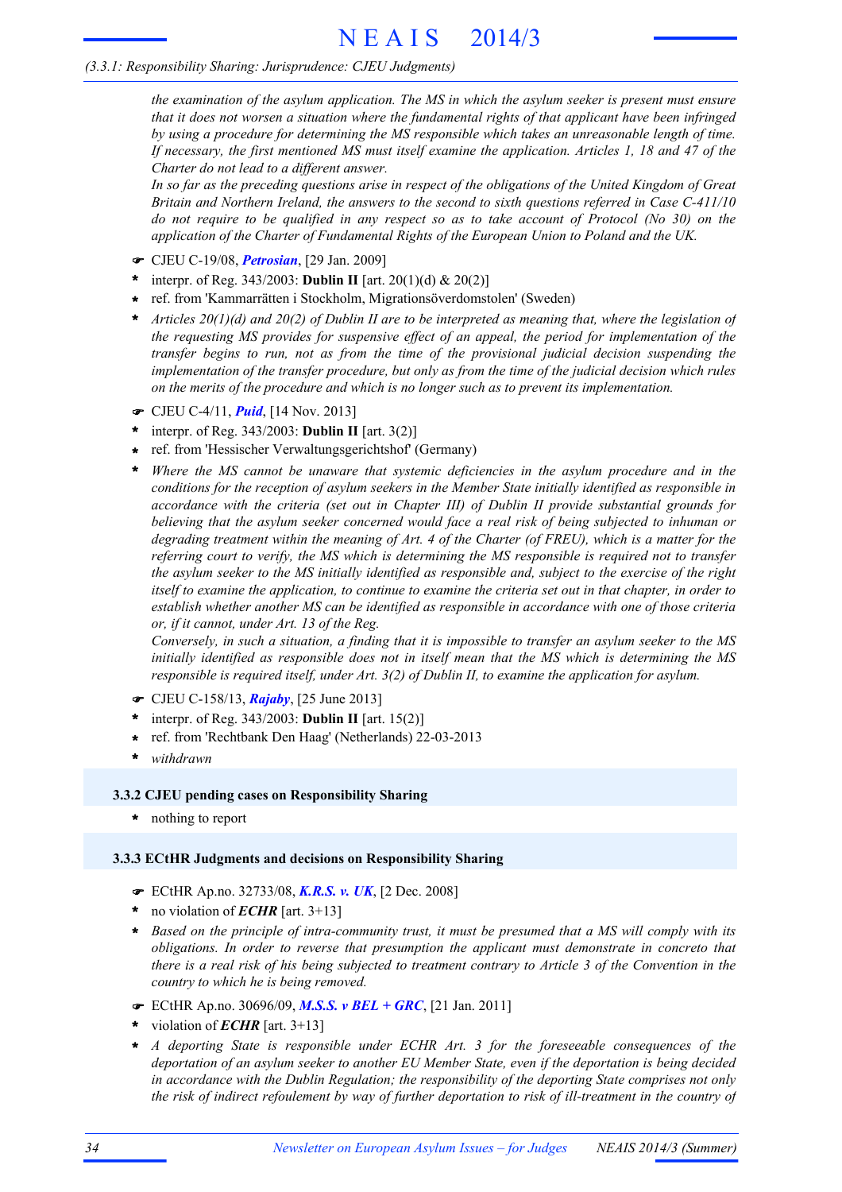*the examination of the asylum application. The MS in which the asylum seeker is present must ensure that it does not worsen a situation where the fundamental rights of that applicant have been infringed by using a procedure for determining the MS responsible which takes an unreasonable length of time. If necessary, the first mentioned MS must itself examine the application. Articles 1, 18 and 47 of the Charter do not lead to a different answer.*

*In so far as the preceding questions arise in respect of the obligations of the United Kingdom of Great Britain and Northern Ireland, the answers to the second to sixth questions referred in Case C-411/10 do not require to be qualified in any respect so as to take account of Protocol (No 30) on the application of the Charter of Fundamental Rights of the European Union to Poland and the UK.*

☛ CJEU C-19/08, ***Petrosian***, [29 Jan. 2009]

- interpr. of Reg. 343/2003: **Dublin II** [art. 20(1)(d) & 20(2)]
- ref. from 'Kammarrätten i Stockholm, Migrationsöverdomstolen' (Sweden)
- *Articles 20(1)(d) and 20(2) of Dublin II are to be interpreted as meaning that, where the legislation of the requesting MS provides for suspensive effect of an appeal, the period for implementation of the transfer begins to run, not as from the time of the provisional judicial decision suspending the implementation of the transfer procedure, but only as from the time of the judicial decision which rules on the merits of the procedure and which is no longer such as to prevent its implementation.*

☛ CJEU C-4/11, ***Puid***, [14 Nov. 2013]

- interpr. of Reg. 343/2003: **Dublin II** [art. 3(2)]
- ref. from 'Hessischer Verwaltungsgerichtshof' (Germany)
- *Where the MS cannot be unaware that systemic deficiencies in the asylum procedure and in the conditions for the reception of asylum seekers in the Member State initially identified as responsible in accordance with the criteria (set out in Chapter III) of Dublin II provide substantial grounds for believing that the asylum seeker concerned would face a real risk of being subjected to inhuman or degrading treatment within the meaning of Art. 4 of the Charter (of FREU), which is a matter for the referring court to verify, the MS which is determining the MS responsible is required not to transfer the asylum seeker to the MS initially identified as responsible and, subject to the exercise of the right itself to examine the application, to continue to examine the criteria set out in that chapter, in order to establish whether another MS can be identified as responsible in accordance with one of those criteria or, if it cannot, under Art. 13 of the Reg.*

  *Conversely, in such a situation, a finding that it is impossible to transfer an asylum seeker to the MS initially identified as responsible does not in itself mean that the MS which is determining the MS responsible is required itself, under Art. 3(2) of Dublin II, to examine the application for asylum.*

☛ CJEU C-158/13, ***Rajaby***, [25 June 2013]

- interpr. of Reg. 343/2003: **Dublin II** [art. 15(2)]
- ref. from 'Rechtbank Den Haag' (Netherlands) 22-03-2013
- *withdrawn*

### 3.3.2 CJEU pending cases on Responsibility Sharing

- nothing to report

### 3.3.3 ECtHR Judgments and decisions on Responsibility Sharing

☛ ECtHR Ap.no. 32733/08, ***K.R.S. v. UK***, [2 Dec. 2008]

- no violation of ***ECHR*** [art. 3+13]
- *Based on the principle of intra-community trust, it must be presumed that a MS will comply with its obligations. In order to reverse that presumption the applicant must demonstrate in concreto that there is a real risk of his being subjected to treatment contrary to Article 3 of the Convention in the country to which he is being removed.*

☛ ECtHR Ap.no. 30696/09, ***M.S.S. v BEL + GRC***, [21 Jan. 2011]

- violation of ***ECHR*** [art. 3+13]
- *A deporting State is responsible under ECHR Art. 3 for the foreseeable consequences of the deportation of an asylum seeker to another EU Member State, even if the deportation is being decided in accordance with the Dublin Regulation; the responsibility of the deporting State comprises not only the risk of indirect refoulement by way of further deportation to risk of ill-treatment in the country of*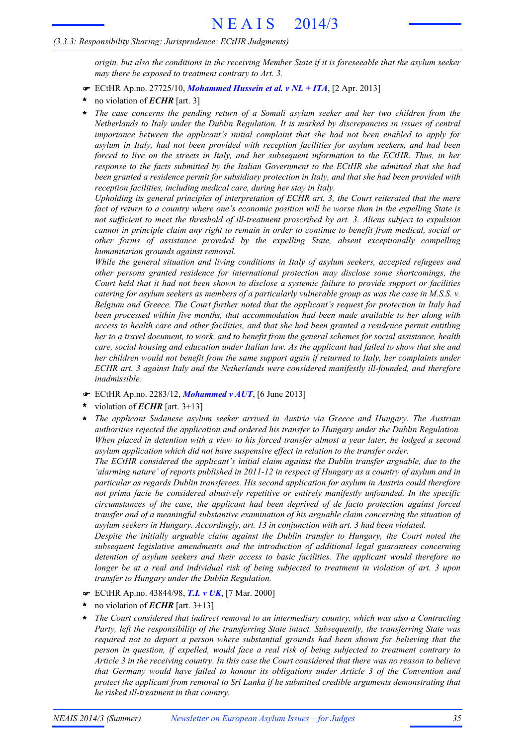*origin, but also the conditions in the receiving Member State if it is foreseeable that the asylum seeker may there be exposed to treatment contrary to Art. 3.*

- ☛ ECtHR Ap.no. 27725/10, ***Mohammed Hussein et al. v NL + ITA***, [2 Apr. 2013]
- **\*** no violation of ***ECHR*** [art. 3]
- **\*** *The case concerns the pending return of a Somali asylum seeker and her two children from the Netherlands to Italy under the Dublin Regulation. It is marked by discrepancies in issues of central importance between the applicant's initial complaint that she had not been enabled to apply for asylum in Italy, had not been provided with reception facilities for asylum seekers, and had been forced to live on the streets in Italy, and her subsequent information to the ECtHR. Thus, in her response to the facts submitted by the Italian Government to the ECtHR she admitted that she had been granted a residence permit for subsidiary protection in Italy, and that she had been provided with reception facilities, including medical care, during her stay in Italy.*

  *Upholding its general principles of interpretation of ECHR art. 3, the Court reiterated that the mere fact of return to a country where one's economic position will be worse than in the expelling State is not sufficient to meet the threshold of ill-treatment proscribed by art. 3. Aliens subject to expulsion cannot in principle claim any right to remain in order to continue to benefit from medical, social or other forms of assistance provided by the expelling State, absent exceptionally compelling humanitarian grounds against removal.*

  *While the general situation and living conditions in Italy of asylum seekers, accepted refugees and other persons granted residence for international protection may disclose some shortcomings, the Court held that it had not been shown to disclose a systemic failure to provide support or facilities catering for asylum seekers as members of a particularly vulnerable group as was the case in M.S.S. v. Belgium and Greece. The Court further noted that the applicant's request for protection in Italy had been processed within five months, that accommodation had been made available to her along with access to health care and other facilities, and that she had been granted a residence permit entitling her to a travel document, to work, and to benefit from the general schemes for social assistance, health care, social housing and education under Italian law. As the applicant had failed to show that she and her children would not benefit from the same support again if returned to Italy, her complaints under ECHR art. 3 against Italy and the Netherlands were considered manifestly ill-founded, and therefore inadmissible.*

- ☛ ECtHR Ap.no. 2283/12, ***Mohammed v AUT***, [6 June 2013]
- **\*** violation of ***ECHR*** [art. 3+13]
- **\*** *The applicant Sudanese asylum seeker arrived in Austria via Greece and Hungary. The Austrian authorities rejected the application and ordered his transfer to Hungary under the Dublin Regulation. When placed in detention with a view to his forced transfer almost a year later, he lodged a second asylum application which did not have suspensive effect in relation to the transfer order.*

  *The ECtHR considered the applicant's initial claim against the Dublin transfer arguable, due to the 'alarming nature' of reports published in 2011-12 in respect of Hungary as a country of asylum and in particular as regards Dublin transferees. His second application for asylum in Austria could therefore not prima facie be considered abusively repetitive or entirely manifestly unfounded. In the specific circumstances of the case, the applicant had been deprived of de facto protection against forced transfer and of a meaningful substantive examination of his arguable claim concerning the situation of asylum seekers in Hungary. Accordingly, art. 13 in conjunction with art. 3 had been violated.*

  *Despite the initially arguable claim against the Dublin transfer to Hungary, the Court noted the subsequent legislative amendments and the introduction of additional legal guarantees concerning detention of asylum seekers and their access to basic facilities. The applicant would therefore no longer be at a real and individual risk of being subjected to treatment in violation of art. 3 upon transfer to Hungary under the Dublin Regulation.*

- ☛ ECtHR Ap.no. 43844/98, ***T.I. v UK***, [7 Mar. 2000]
- **\*** no violation of ***ECHR*** [art. 3+13]
- **\*** *The Court considered that indirect removal to an intermediary country, which was also a Contracting Party, left the responsibility of the transferring State intact. Subsequently, the transferring State was required not to deport a person where substantial grounds had been shown for believing that the person in question, if expelled, would face a real risk of being subjected to treatment contrary to Article 3 in the receiving country. In this case the Court considered that there was no reason to believe that Germany would have failed to honour its obligations under Article 3 of the Convention and protect the applicant from removal to Sri Lanka if he submitted credible arguments demonstrating that he risked ill-treatment in that country.*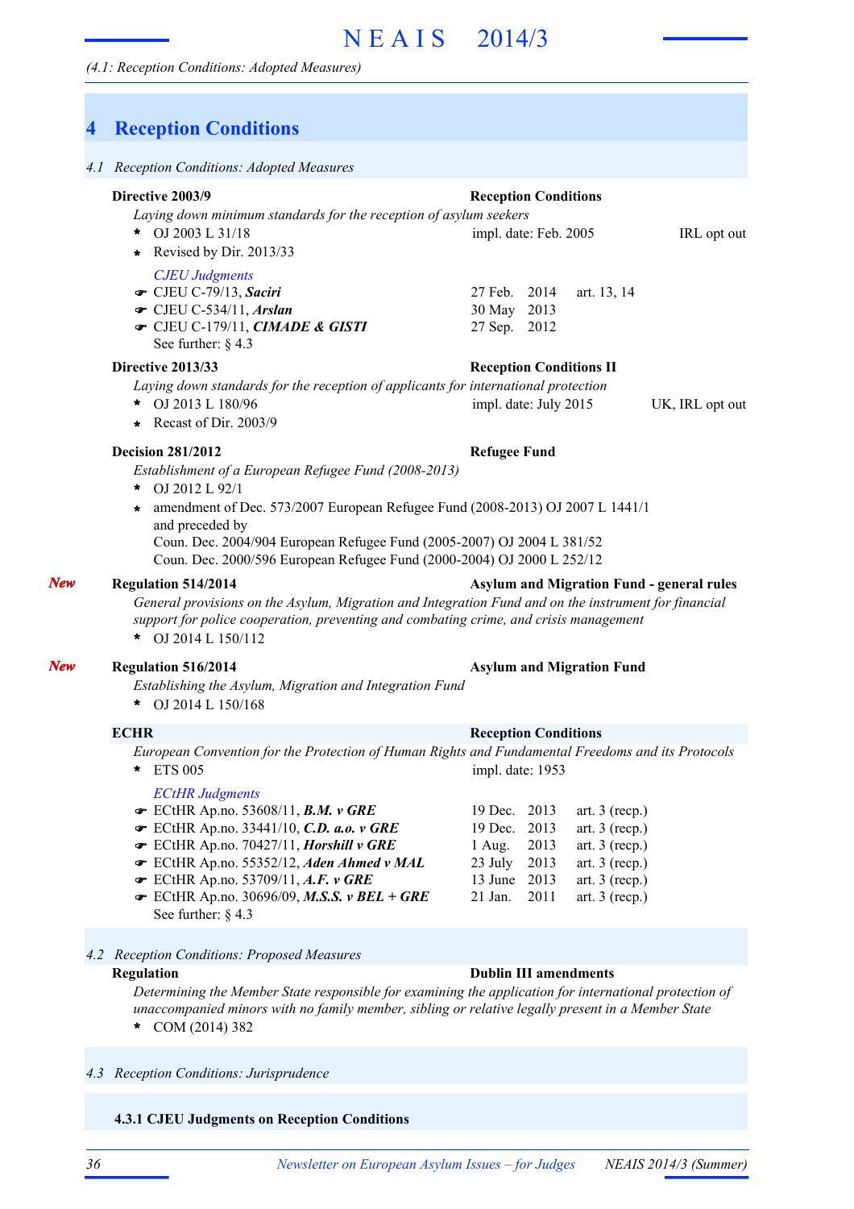# 4 Reception Conditions

*4.1 Reception Conditions: Adopted Measures*

**Directive 2003/9** — **Reception Conditions**

*Laying down minimum standards for the reception of asylum seekers*

- OJ 2003 L 31/18 — impl. date: Feb. 2005 — IRL opt out
- Revised by Dir. 2013/33

*CJEU Judgments*

- ☛ CJEU C-79/13, ***Saciri*** — 27 Feb. 2014 — art. 13, 14
- ☛ CJEU C-534/11, ***Arslan*** — 30 May 2013
- ☛ CJEU C-179/11, ***CIMADE & GISTI*** — 27 Sep. 2012

See further: § 4.3

**Directive 2013/33** — **Reception Conditions II**

*Laying down standards for the reception of applicants for international protection*

- OJ 2013 L 180/96 — impl. date: July 2015 — UK, IRL opt out
- Recast of Dir. 2003/9

**Decision 281/2012** — **Refugee Fund**

*Establishment of a European Refugee Fund (2008-2013)*

- OJ 2012 L 92/1
- amendment of Dec. 573/2007 European Refugee Fund (2008-2013) OJ 2007 L 1441/1 and preceded by  
  Coun. Dec. 2004/904 European Refugee Fund (2005-2007) OJ 2004 L 381/52  
  Coun. Dec. 2000/596 European Refugee Fund (2000-2004) OJ 2000 L 252/12

***New*** **Regulation 514/2014** — **Asylum and Migration Fund - general rules**

*General provisions on the Asylum, Migration and Integration Fund and on the instrument for financial support for police cooperation, preventing and combating crime, and crisis management*

- OJ 2014 L 150/112

***New*** **Regulation 516/2014** — **Asylum and Migration Fund**

*Establishing the Asylum, Migration and Integration Fund*

- OJ 2014 L 150/168

**ECHR** — **Reception Conditions**

*European Convention for the Protection of Human Rights and Fundamental Freedoms and its Protocols*

- ETS 005 — impl. date: 1953

*ECtHR Judgments*

- ☛ ECtHR Ap.no. 53608/11, ***B.M. v GRE*** — 19 Dec. 2013 — art. 3 (recp.)
- ☛ ECtHR Ap.no. 33441/10, ***C.D. a.o. v GRE*** — 19 Dec. 2013 — art. 3 (recp.)
- ☛ ECtHR Ap.no. 70427/11, ***Horshill v GRE*** — 1 Aug. 2013 — art. 3 (recp.)
- ☛ ECtHR Ap.no. 55352/12, ***Aden Ahmed v MAL*** — 23 July 2013 — art. 3 (recp.)
- ☛ ECtHR Ap.no. 53709/11, ***A.F. v GRE*** — 13 June 2013 — art. 3 (recp.)
- ☛ ECtHR Ap.no. 30696/09, ***M.S.S. v BEL + GRE*** — 21 Jan. 2011 — art. 3 (recp.)

See further: § 4.3

*4.2 Reception Conditions: Proposed Measures*

**Regulation** — **Dublin III amendments**

*Determining the Member State responsible for examining the application for international protection of unaccompanied minors with no family member, sibling or relative legally present in a Member State*

- COM (2014) 382

*4.3 Reception Conditions: Jurisprudence*

**4.3.1 CJEU Judgments on Reception Conditions**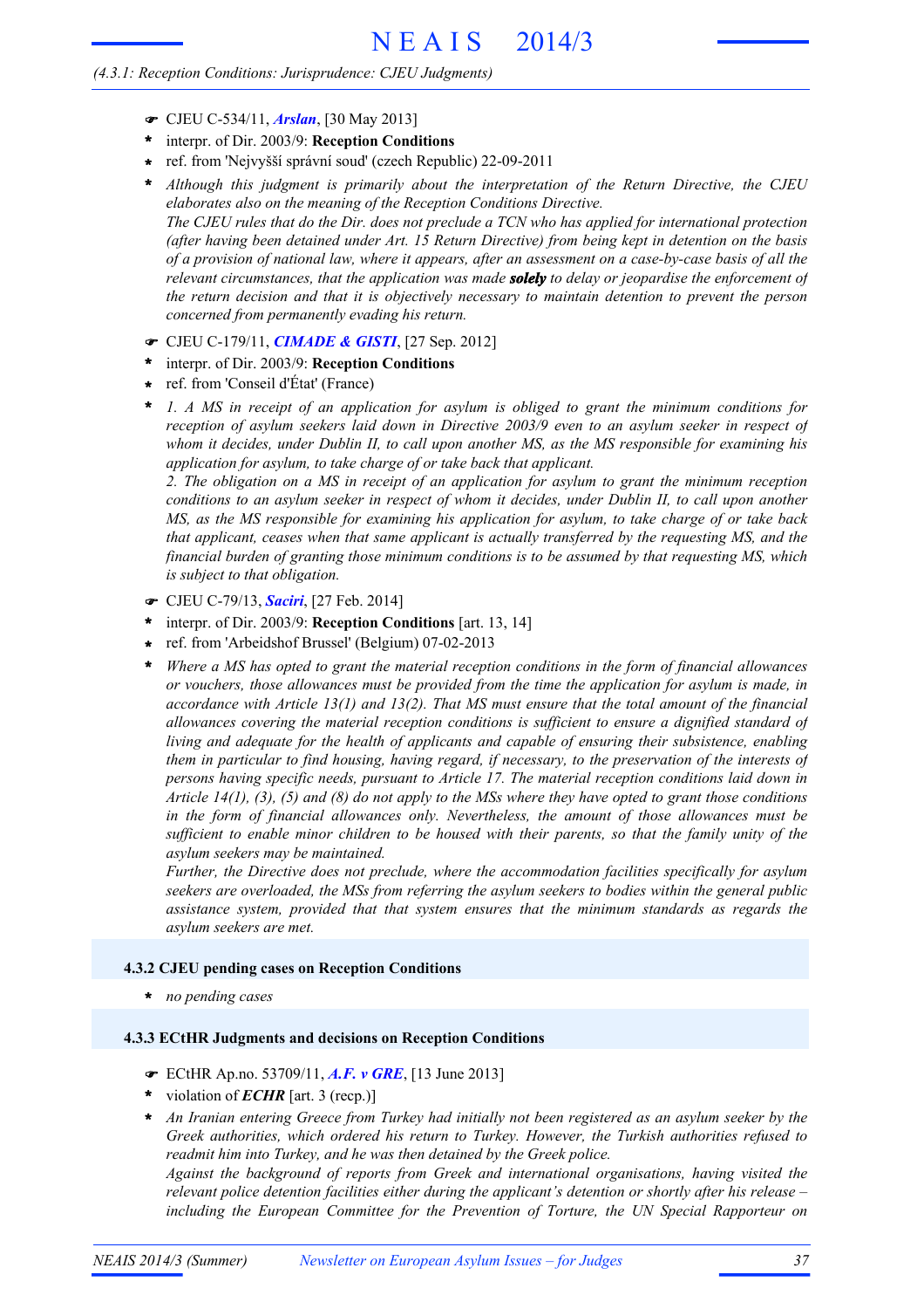☛ CJEU C-534/11, ***Arslan***, [30 May 2013]

- interpr. of Dir. 2003/9: **Reception Conditions**
- ref. from 'Nejvyšší správní soud' (czech Republic) 22-09-2011
- *Although this judgment is primarily about the interpretation of the Return Directive, the CJEU elaborates also on the meaning of the Reception Conditions Directive.*
  *The CJEU rules that do the Dir. does not preclude a TCN who has applied for international protection (after having been detained under Art. 15 Return Directive) from being kept in detention on the basis of a provision of national law, where it appears, after an assessment on a case-by-case basis of all the relevant circumstances, that the application was made* ***solely*** *to delay or jeopardise the enforcement of the return decision and that it is objectively necessary to maintain detention to prevent the person concerned from permanently evading his return.*

☛ CJEU C-179/11, ***CIMADE & GISTI***, [27 Sep. 2012]

- interpr. of Dir. 2003/9: **Reception Conditions**
- ref. from 'Conseil d'État' (France)
- *1. A MS in receipt of an application for asylum is obliged to grant the minimum conditions for reception of asylum seekers laid down in Directive 2003/9 even to an asylum seeker in respect of whom it decides, under Dublin II, to call upon another MS, as the MS responsible for examining his application for asylum, to take charge of or take back that applicant.*
  *2. The obligation on a MS in receipt of an application for asylum to grant the minimum reception conditions to an asylum seeker in respect of whom it decides, under Dublin II, to call upon another MS, as the MS responsible for examining his application for asylum, to take charge of or take back that applicant, ceases when that same applicant is actually transferred by the requesting MS, and the financial burden of granting those minimum conditions is to be assumed by that requesting MS, which is subject to that obligation.*

☛ CJEU C-79/13, ***Saciri***, [27 Feb. 2014]

- interpr. of Dir. 2003/9: **Reception Conditions** [art. 13, 14]
- ref. from 'Arbeidshof Brussel' (Belgium) 07-02-2013
- *Where a MS has opted to grant the material reception conditions in the form of financial allowances or vouchers, those allowances must be provided from the time the application for asylum is made, in accordance with Article 13(1) and 13(2). That MS must ensure that the total amount of the financial allowances covering the material reception conditions is sufficient to ensure a dignified standard of living and adequate for the health of applicants and capable of ensuring their subsistence, enabling them in particular to find housing, having regard, if necessary, to the preservation of the interests of persons having specific needs, pursuant to Article 17. The material reception conditions laid down in Article 14(1), (3), (5) and (8) do not apply to the MSs where they have opted to grant those conditions in the form of financial allowances only. Nevertheless, the amount of those allowances must be sufficient to enable minor children to be housed with their parents, so that the family unity of the asylum seekers may be maintained.*
  *Further, the Directive does not preclude, where the accommodation facilities specifically for asylum seekers are overloaded, the MSs from referring the asylum seekers to bodies within the general public assistance system, provided that that system ensures that the minimum standards as regards the asylum seekers are met.*

### 4.3.2 CJEU pending cases on Reception Conditions

- *no pending cases*

### 4.3.3 ECtHR Judgments and decisions on Reception Conditions

☛ ECtHR Ap.no. 53709/11, ***A.F. v GRE***, [13 June 2013]

- violation of ***ECHR*** [art. 3 (recp.)]
- *An Iranian entering Greece from Turkey had initially not been registered as an asylum seeker by the Greek authorities, which ordered his return to Turkey. However, the Turkish authorities refused to readmit him into Turkey, and he was then detained by the Greek police.*
  *Against the background of reports from Greek and international organisations, having visited the relevant police detention facilities either during the applicant's detention or shortly after his release – including the European Committee for the Prevention of Torture, the UN Special Rapporteur on*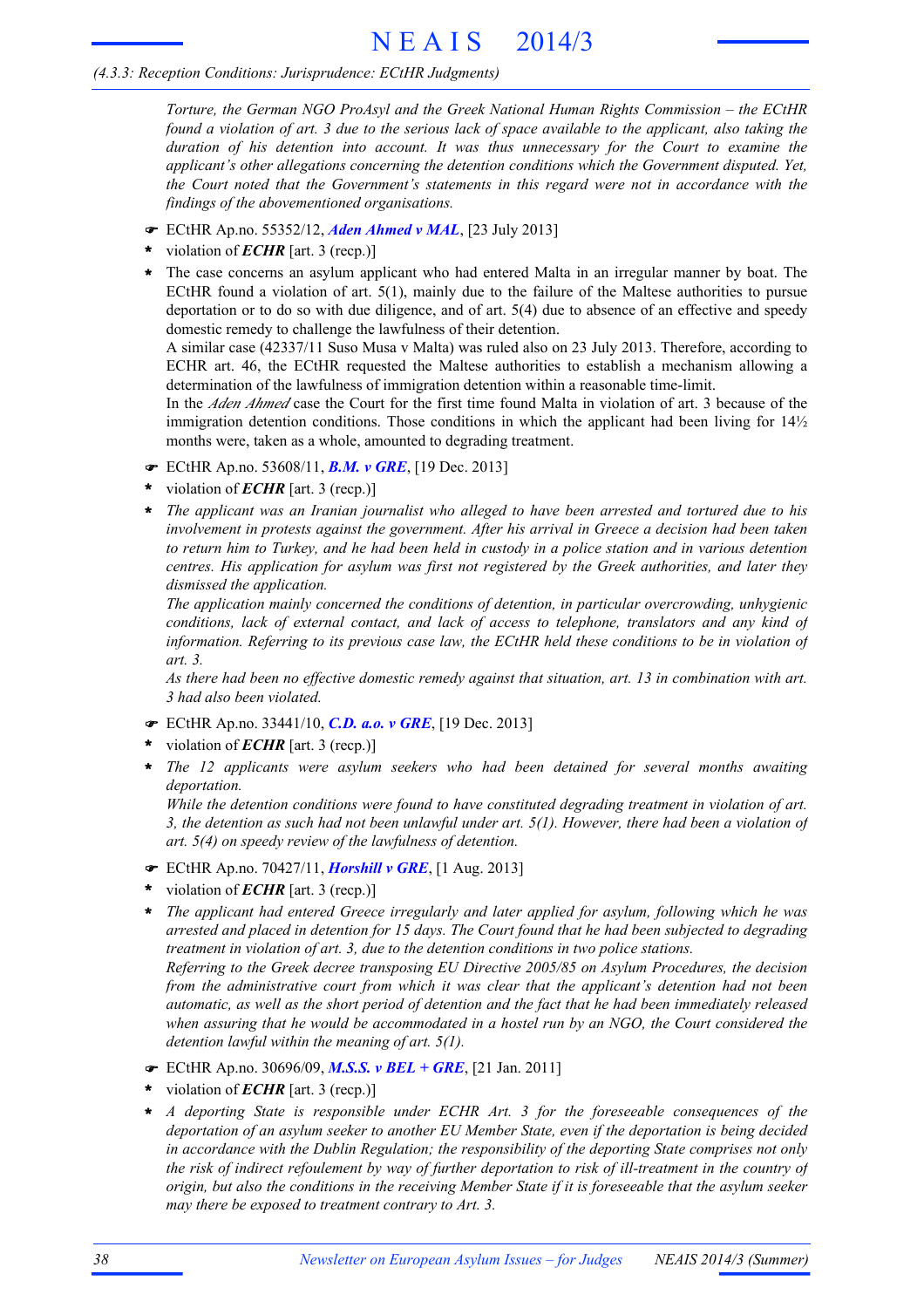*Torture, the German NGO ProAsyl and the Greek National Human Rights Commission – the ECtHR found a violation of art. 3 due to the serious lack of space available to the applicant, also taking the duration of his detention into account. It was thus unnecessary for the Court to examine the applicant's other allegations concerning the detention conditions which the Government disputed. Yet, the Court noted that the Government's statements in this regard were not in accordance with the findings of the abovementioned organisations.*

☛ ECtHR Ap.no. 55352/12, ***Aden Ahmed v MAL***, [23 July 2013]

* violation of ***ECHR*** [art. 3 (recp.)]
* The case concerns an asylum applicant who had entered Malta in an irregular manner by boat. The ECtHR found a violation of art. 5(1), mainly due to the failure of the Maltese authorities to pursue deportation or to do so with due diligence, and of art. 5(4) due to absence of an effective and speedy domestic remedy to challenge the lawfulness of their detention.
  A similar case (42337/11 Suso Musa v Malta) was ruled also on 23 July 2013. Therefore, according to ECHR art. 46, the ECtHR requested the Maltese authorities to establish a mechanism allowing a determination of the lawfulness of immigration detention within a reasonable time-limit.
  In the *Aden Ahmed* case the Court for the first time found Malta in violation of art. 3 because of the immigration detention conditions. Those conditions in which the applicant had been living for 14½ months were, taken as a whole, amounted to degrading treatment.

☛ ECtHR Ap.no. 53608/11, ***B.M. v GRE***, [19 Dec. 2013]

* violation of ***ECHR*** [art. 3 (recp.)]
* *The applicant was an Iranian journalist who alleged to have been arrested and tortured due to his involvement in protests against the government. After his arrival in Greece a decision had been taken to return him to Turkey, and he had been held in custody in a police station and in various detention centres. His application for asylum was first not registered by the Greek authorities, and later they dismissed the application.*
  *The application mainly concerned the conditions of detention, in particular overcrowding, unhygienic conditions, lack of external contact, and lack of access to telephone, translators and any kind of information. Referring to its previous case law, the ECtHR held these conditions to be in violation of art. 3.*
  *As there had been no effective domestic remedy against that situation, art. 13 in combination with art. 3 had also been violated.*

☛ ECtHR Ap.no. 33441/10, ***C.D. a.o. v GRE***, [19 Dec. 2013]

* violation of ***ECHR*** [art. 3 (recp.)]
* *The 12 applicants were asylum seekers who had been detained for several months awaiting deportation.*
  *While the detention conditions were found to have constituted degrading treatment in violation of art. 3, the detention as such had not been unlawful under art. 5(1). However, there had been a violation of art. 5(4) on speedy review of the lawfulness of detention.*

☛ ECtHR Ap.no. 70427/11, ***Horshill v GRE***, [1 Aug. 2013]

* violation of ***ECHR*** [art. 3 (recp.)]
* *The applicant had entered Greece irregularly and later applied for asylum, following which he was arrested and placed in detention for 15 days. The Court found that he had been subjected to degrading treatment in violation of art. 3, due to the detention conditions in two police stations.*
  *Referring to the Greek decree transposing EU Directive 2005/85 on Asylum Procedures, the decision from the administrative court from which it was clear that the applicant's detention had not been automatic, as well as the short period of detention and the fact that he had been immediately released when assuring that he would be accommodated in a hostel run by an NGO, the Court considered the detention lawful within the meaning of art. 5(1).*

☛ ECtHR Ap.no. 30696/09, ***M.S.S. v BEL + GRE***, [21 Jan. 2011]

* violation of ***ECHR*** [art. 3 (recp.)]
* *A deporting State is responsible under ECHR Art. 3 for the foreseeable consequences of the deportation of an asylum seeker to another EU Member State, even if the deportation is being decided in accordance with the Dublin Regulation; the responsibility of the deporting State comprises not only the risk of indirect refoulement by way of further deportation to risk of ill-treatment in the country of origin, but also the conditions in the receiving Member State if it is foreseeable that the asylum seeker may there be exposed to treatment contrary to Art. 3.*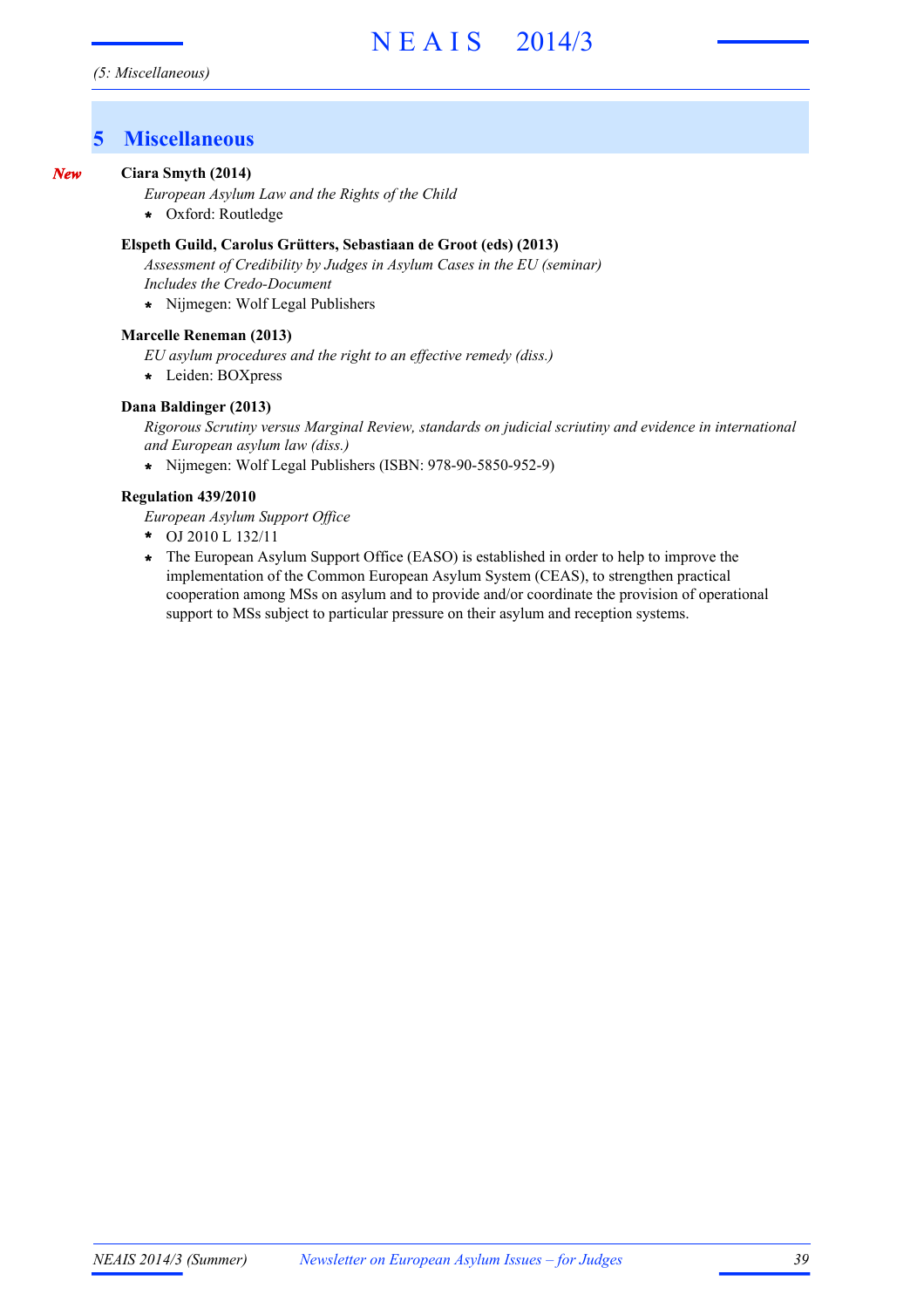## 5 Miscellaneous

*New* **Ciara Smyth (2014)**

*European Asylum Law and the Rights of the Child*

- Oxford: Routledge

**Elspeth Guild, Carolus Grütters, Sebastiaan de Groot (eds) (2013)**

*Assessment of Credibility by Judges in Asylum Cases in the EU (seminar)*
*Includes the Credo-Document*

- Nijmegen: Wolf Legal Publishers

**Marcelle Reneman (2013)**

*EU asylum procedures and the right to an effective remedy (diss.)*

- Leiden: BOXpress

**Dana Baldinger (2013)**

*Rigorous Scrutiny versus Marginal Review, standards on judicial scriutiny and evidence in international and European asylum law (diss.)*

- Nijmegen: Wolf Legal Publishers (ISBN: 978-90-5850-952-9)

**Regulation 439/2010**

*European Asylum Support Office*

- OJ 2010 L 132/11
- The European Asylum Support Office (EASO) is established in order to help to improve the implementation of the Common European Asylum System (CEAS), to strengthen practical cooperation among MSs on asylum and to provide and/or coordinate the provision of operational support to MSs subject to particular pressure on their asylum and reception systems.